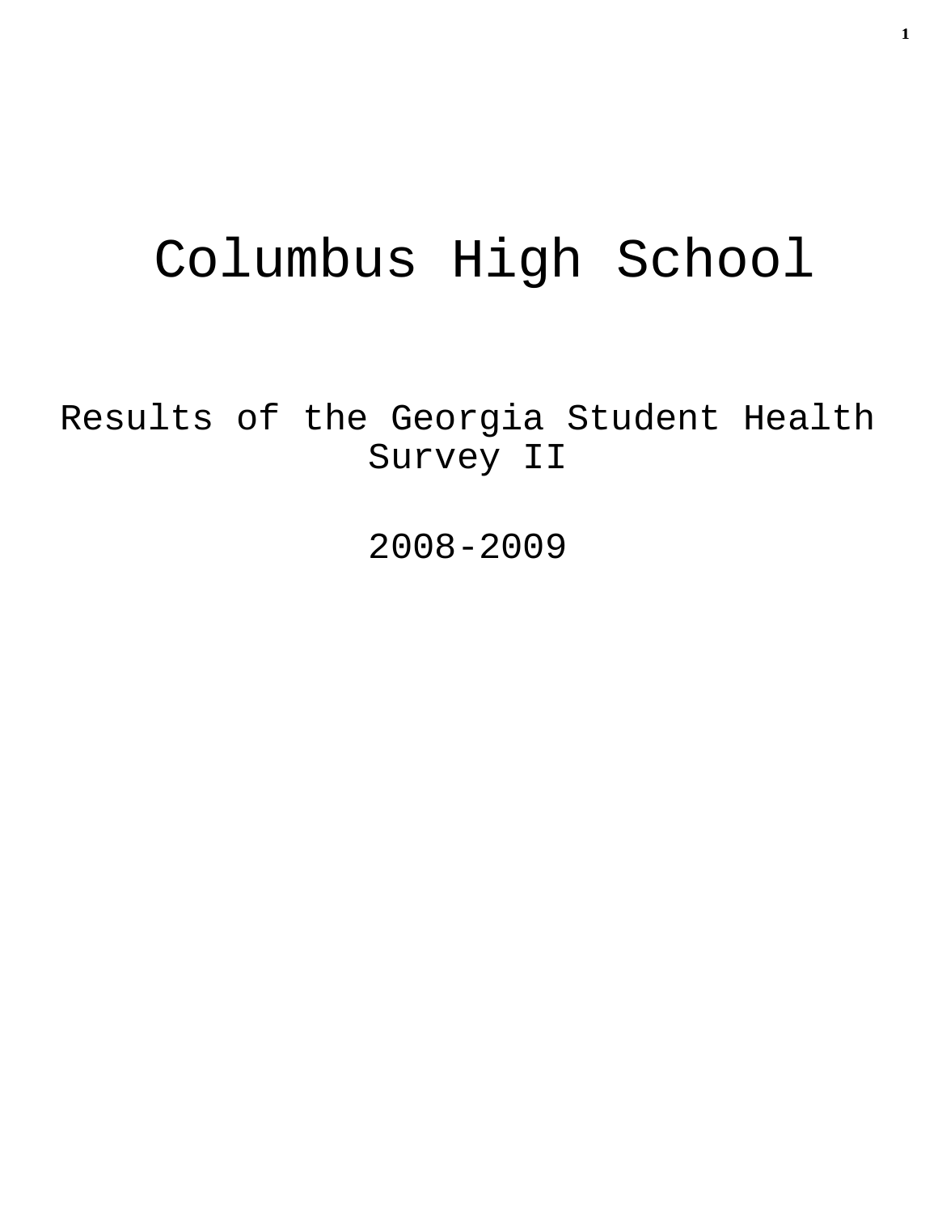# Columbus High School

## Results of the Georgia Student Health Survey II

## 2008-2009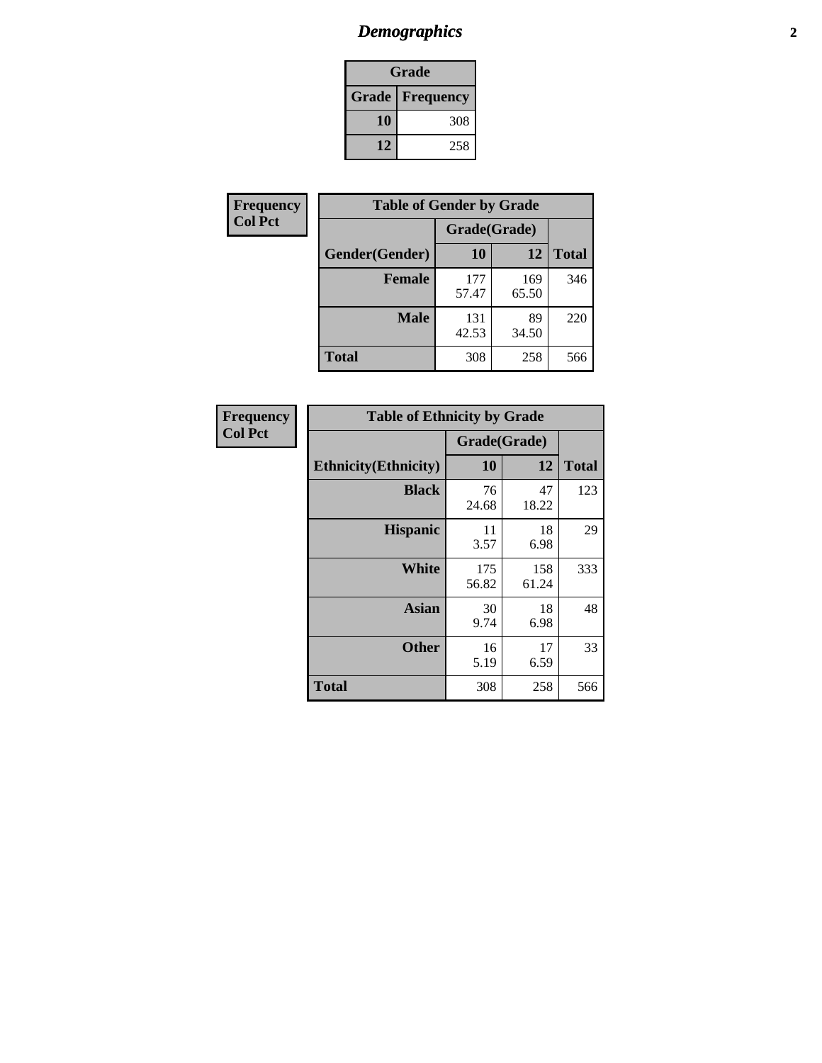# *Demographics*

| Grade | |
|---|---|
| **Grade** | **Frequency** |
| **10** | 308 |
| **12** | 258 |

| Frequency<br>Col Pct |
|---|

| Table of Gender by Grade | | | |
|---|---|---|---|
| | Grade(Grade) | | |
| **Gender(Gender)** | **10** | **12** | **Total** |
| **Female** | 177<br>57.47 | 169<br>65.50 | 346 |
| **Male** | 131<br>42.53 | 89<br>34.50 | 220 |
| **Total** | 308 | 258 | 566 |

| Frequency<br>Col Pct |
|---|

| Table of Ethnicity by Grade | | | |
|---|---|---|---|
| | Grade(Grade) | | |
| **Ethnicity(Ethnicity)** | **10** | **12** | **Total** |
| **Black** | 76<br>24.68 | 47<br>18.22 | 123 |
| **Hispanic** | 11<br>3.57 | 18<br>6.98 | 29 |
| **White** | 175<br>56.82 | 158<br>61.24 | 333 |
| **Asian** | 30<br>9.74 | 18<br>6.98 | 48 |
| **Other** | 16<br>5.19 | 17<br>6.59 | 33 |
| **Total** | 308 | 258 | 566 |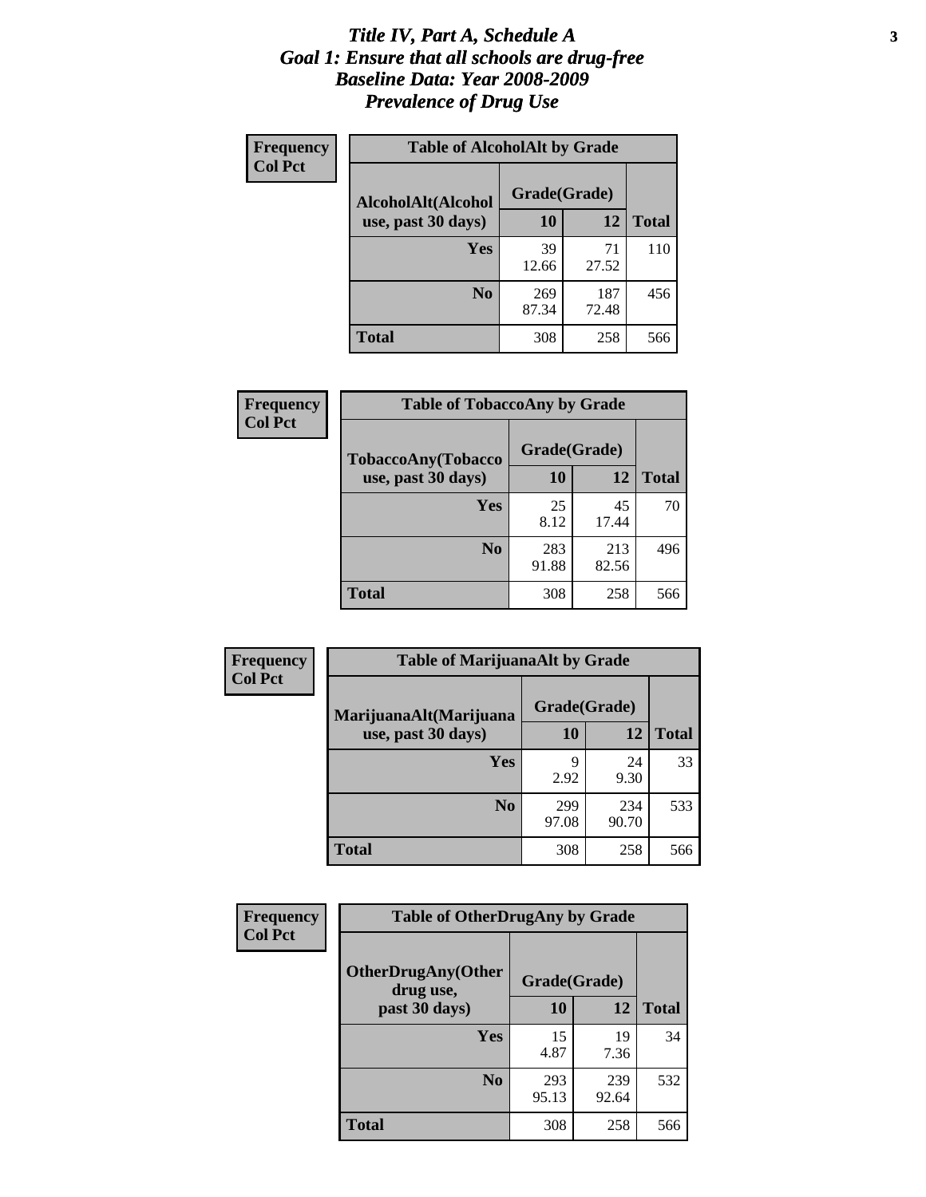# *Title IV, Part A, Schedule A*
## *Goal 1: Ensure that all schools are drug-free*
## *Baseline Data: Year 2008-2009*
## *Prevalence of Drug Use*

**Frequency**
**Col Pct**

**Table of AlcoholAlt by Grade**

| AlcoholAlt(Alcohol use, past 30 days) | Grade(Grade) | | Total |
|---|---|---|---|
| | 10 | 12 | |
| Yes | 39<br>12.66 | 71<br>27.52 | 110 |
| No | 269<br>87.34 | 187<br>72.48 | 456 |
| Total | 308 | 258 | 566 |

**Frequency**
**Col Pct**

**Table of TobaccoAny by Grade**

| TobaccoAny(Tobacco use, past 30 days) | Grade(Grade) | | Total |
|---|---|---|---|
| | 10 | 12 | |
| Yes | 25<br>8.12 | 45<br>17.44 | 70 |
| No | 283<br>91.88 | 213<br>82.56 | 496 |
| Total | 308 | 258 | 566 |

**Frequency**
**Col Pct**

**Table of MarijuanaAlt by Grade**

| MarijuanaAlt(Marijuana use, past 30 days) | Grade(Grade) | | Total |
|---|---|---|---|
| | 10 | 12 | |
| Yes | 9<br>2.92 | 24<br>9.30 | 33 |
| No | 299<br>97.08 | 234<br>90.70 | 533 |
| Total | 308 | 258 | 566 |

**Frequency**
**Col Pct**

**Table of OtherDrugAny by Grade**

| OtherDrugAny(Other drug use, past 30 days) | Grade(Grade) | | Total |
|---|---|---|---|
| | 10 | 12 | |
| Yes | 15<br>4.87 | 19<br>7.36 | 34 |
| No | 293<br>95.13 | 239<br>92.64 | 532 |
| Total | 308 | 258 | 566 |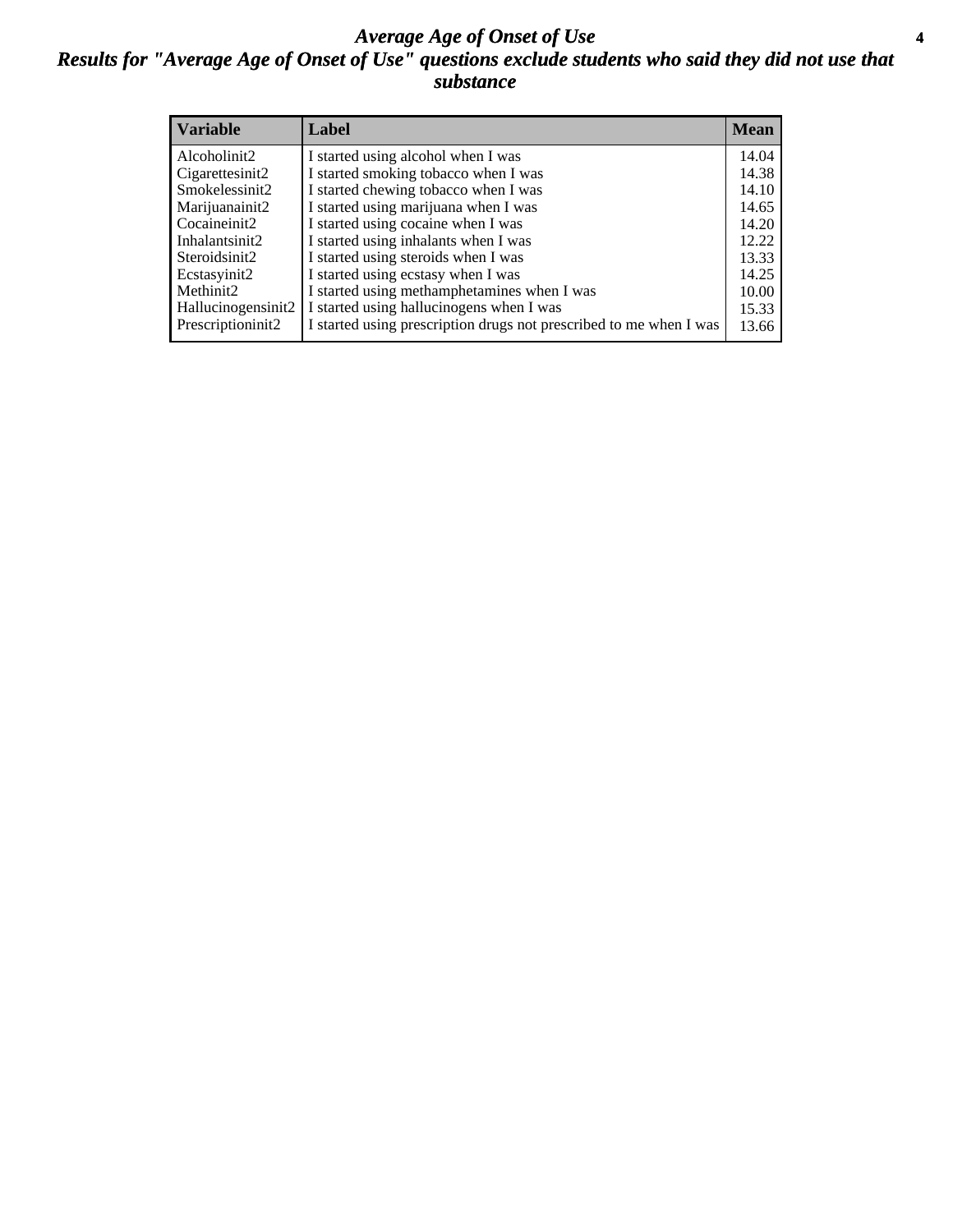# *Average Age of Onset of Use*

## *Results for "Average Age of Onset of Use" questions exclude students who said they did not use that substance*

| Variable | Label | Mean |
|---|---|---|
| Alcoholinit2 | I started using alcohol when I was | 14.04 |
| Cigarettesinit2 | I started smoking tobacco when I was | 14.38 |
| Smokelessinit2 | I started chewing tobacco when I was | 14.10 |
| Marijuanainit2 | I started using marijuana when I was | 14.65 |
| Cocaineinit2 | I started using cocaine when I was | 14.20 |
| Inhalantsinit2 | I started using inhalants when I was | 12.22 |
| Steroidsinit2 | I started using steroids when I was | 13.33 |
| Ecstasyinit2 | I started using ecstasy when I was | 14.25 |
| Methinit2 | I started using methamphetamines when I was | 10.00 |
| Hallucinogensinit2 | I started using hallucinogens when I was | 15.33 |
| Prescriptioninit2 | I started using prescription drugs not prescribed to me when I was | 13.66 |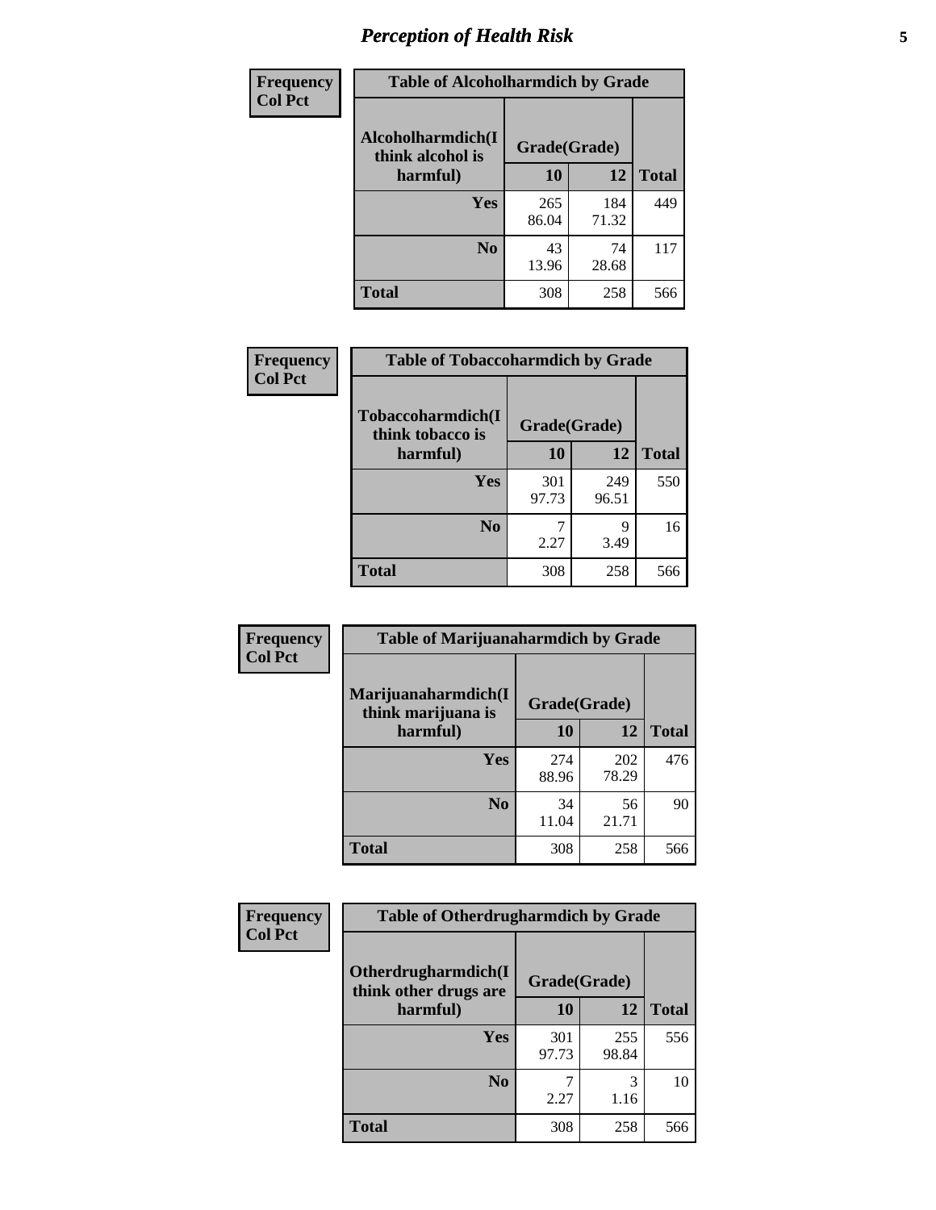# Perception of Health Risk

**Frequency**
**Col Pct**

| Table of Alcoholharmdich by Grade | | | |
|---|---|---|---|
| Alcoholharmdich(I think alcohol is harmful) | Grade(Grade) | | |
| | 10 | 12 | Total |
| Yes | 265<br>86.04 | 184<br>71.32 | 449 |
| No | 43<br>13.96 | 74<br>28.68 | 117 |
| Total | 308 | 258 | 566 |

**Frequency**
**Col Pct**

| Table of Tobaccoharmdich by Grade | | | |
|---|---|---|---|
| Tobaccoharmdich(I think tobacco is harmful) | Grade(Grade) | | |
| | 10 | 12 | Total |
| Yes | 301<br>97.73 | 249<br>96.51 | 550 |
| No | 7<br>2.27 | 9<br>3.49 | 16 |
| Total | 308 | 258 | 566 |

**Frequency**
**Col Pct**

| Table of Marijuanaharmdich by Grade | | | |
|---|---|---|---|
| Marijuanaharmdich(I think marijuana is harmful) | Grade(Grade) | | |
| | 10 | 12 | Total |
| Yes | 274<br>88.96 | 202<br>78.29 | 476 |
| No | 34<br>11.04 | 56<br>21.71 | 90 |
| Total | 308 | 258 | 566 |

**Frequency**
**Col Pct**

| Table of Otherdrugharmdich by Grade | | | |
|---|---|---|---|
| Otherdrugharmdich(I think other drugs are harmful) | Grade(Grade) | | |
| | 10 | 12 | Total |
| Yes | 301<br>97.73 | 255<br>98.84 | 556 |
| No | 7<br>2.27 | 3<br>1.16 | 10 |
| Total | 308 | 258 | 566 |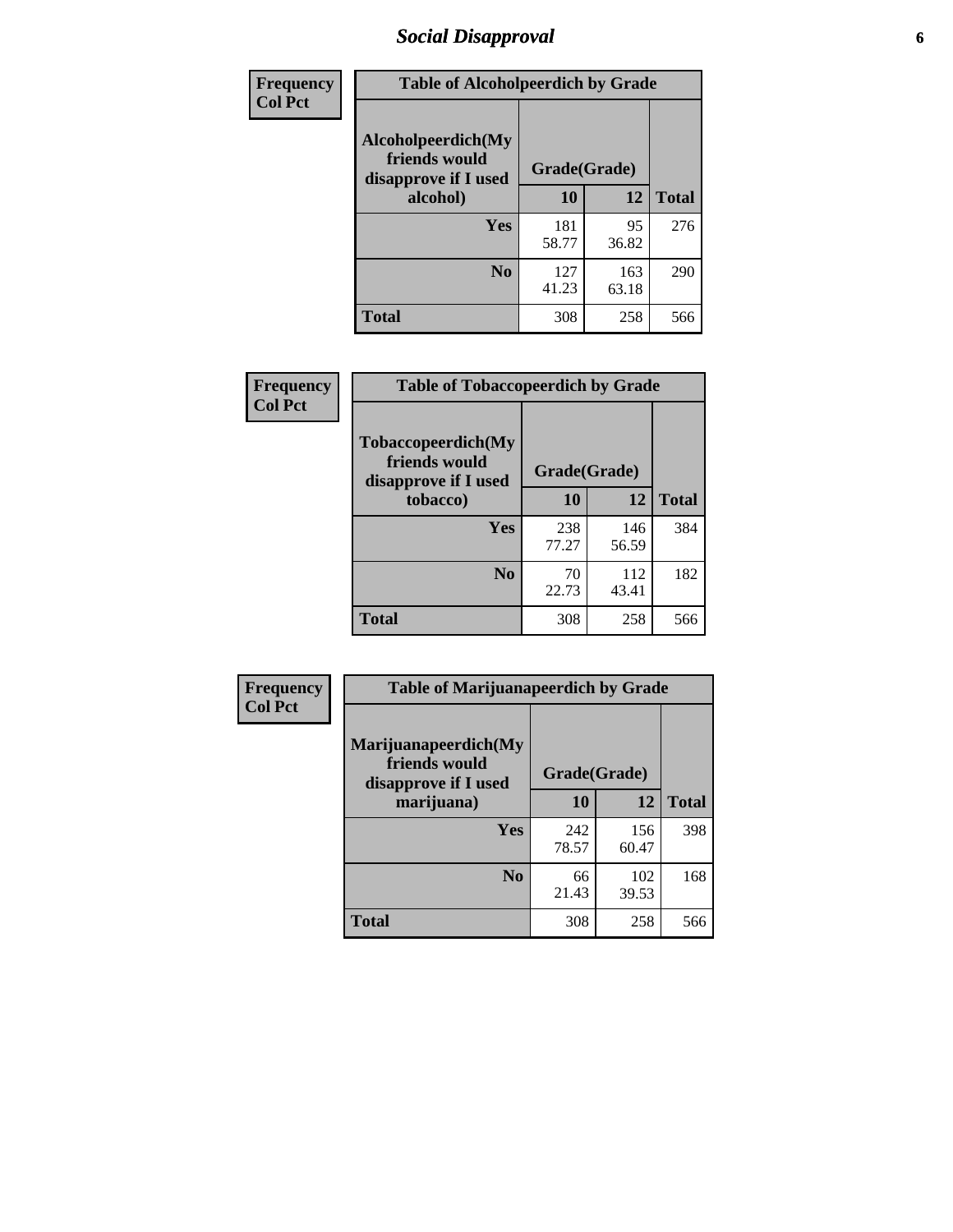## Social Disapproval

Frequency
Col Pct

**Table of Alcoholpeerdich by Grade**

| Alcoholpeerdich(My friends would disapprove if I used alcohol) | Grade(Grade) | | |
|---|---|---|---|
| | **10** | **12** | **Total** |
| **Yes** | 181<br>58.77 | 95<br>36.82 | 276 |
| **No** | 127<br>41.23 | 163<br>63.18 | 290 |
| **Total** | 308 | 258 | 566 |

Frequency
Col Pct

**Table of Tobaccopeerdich by Grade**

| Tobaccopeerdich(My friends would disapprove if I used tobacco) | Grade(Grade) | | |
|---|---|---|---|
| | **10** | **12** | **Total** |
| **Yes** | 238<br>77.27 | 146<br>56.59 | 384 |
| **No** | 70<br>22.73 | 112<br>43.41 | 182 |
| **Total** | 308 | 258 | 566 |

Frequency
Col Pct

**Table of Marijuanapeerdich by Grade**

| Marijuanapeerdich(My friends would disapprove if I used marijuana) | Grade(Grade) | | |
|---|---|---|---|
| | **10** | **12** | **Total** |
| **Yes** | 242<br>78.57 | 156<br>60.47 | 398 |
| **No** | 66<br>21.43 | 102<br>39.53 | 168 |
| **Total** | 308 | 258 | 566 |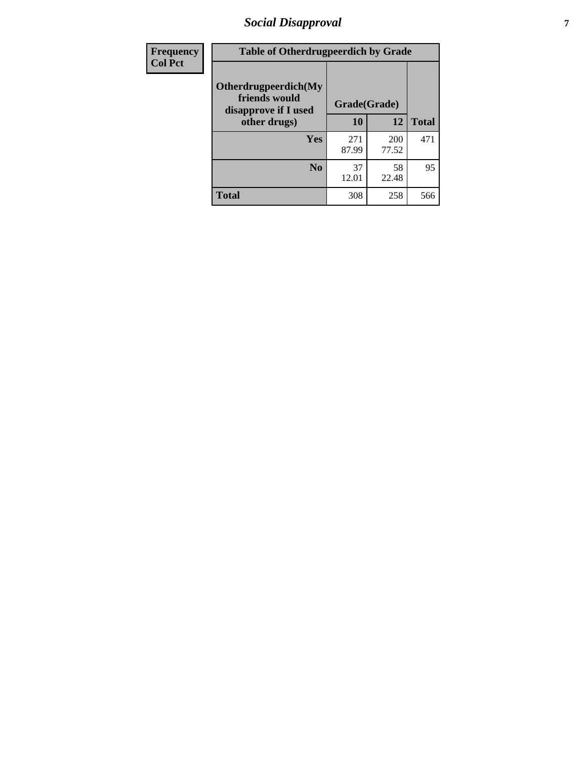| Frequency Col Pct | Table of Otherdrugpeerdich by Grade | | | |
|---|---|---|---|---|
| | Otherdrugpeerdich(My friends would disapprove if I used other drugs) | Grade(Grade) | | |
| | | 10 | 12 | Total |
| | Yes | 271<br>87.99 | 200<br>77.52 | 471 |
| | No | 37<br>12.01 | 58<br>22.48 | 95 |
| | Total | 308 | 258 | 566 |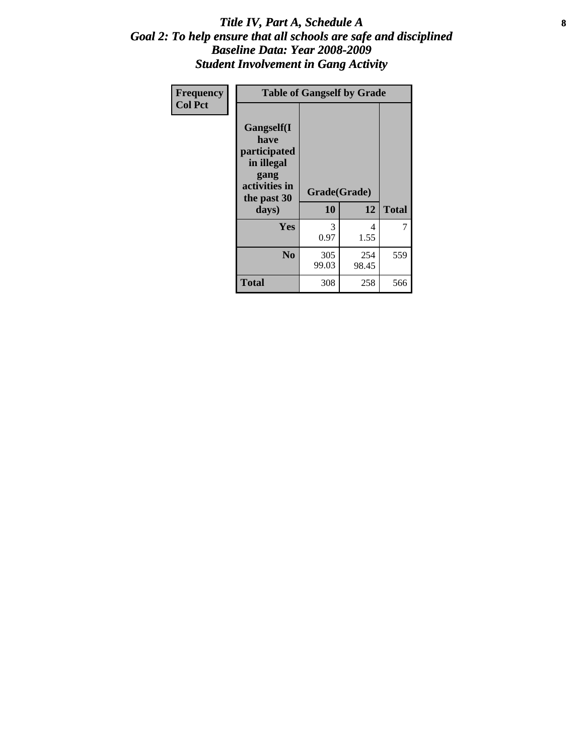# *Title IV, Part A, Schedule A*
## *Goal 2: To help ensure that all schools are safe and disciplined*
## *Baseline Data: Year 2008-2009*
## *Student Involvement in Gang Activity*

| Frequency<br>Col Pct | Table of Gangself by Grade | | |
|---|---|---|---|
| **Gangself(I have participated in illegal gang activities in the past 30 days)** | **Grade(Grade)** | | |
| | **10** | **12** | **Total** |
| **Yes** | 3<br>0.97 | 4<br>1.55 | 7 |
| **No** | 305<br>99.03 | 254<br>98.45 | 559 |
| **Total** | 308 | 258 | 566 |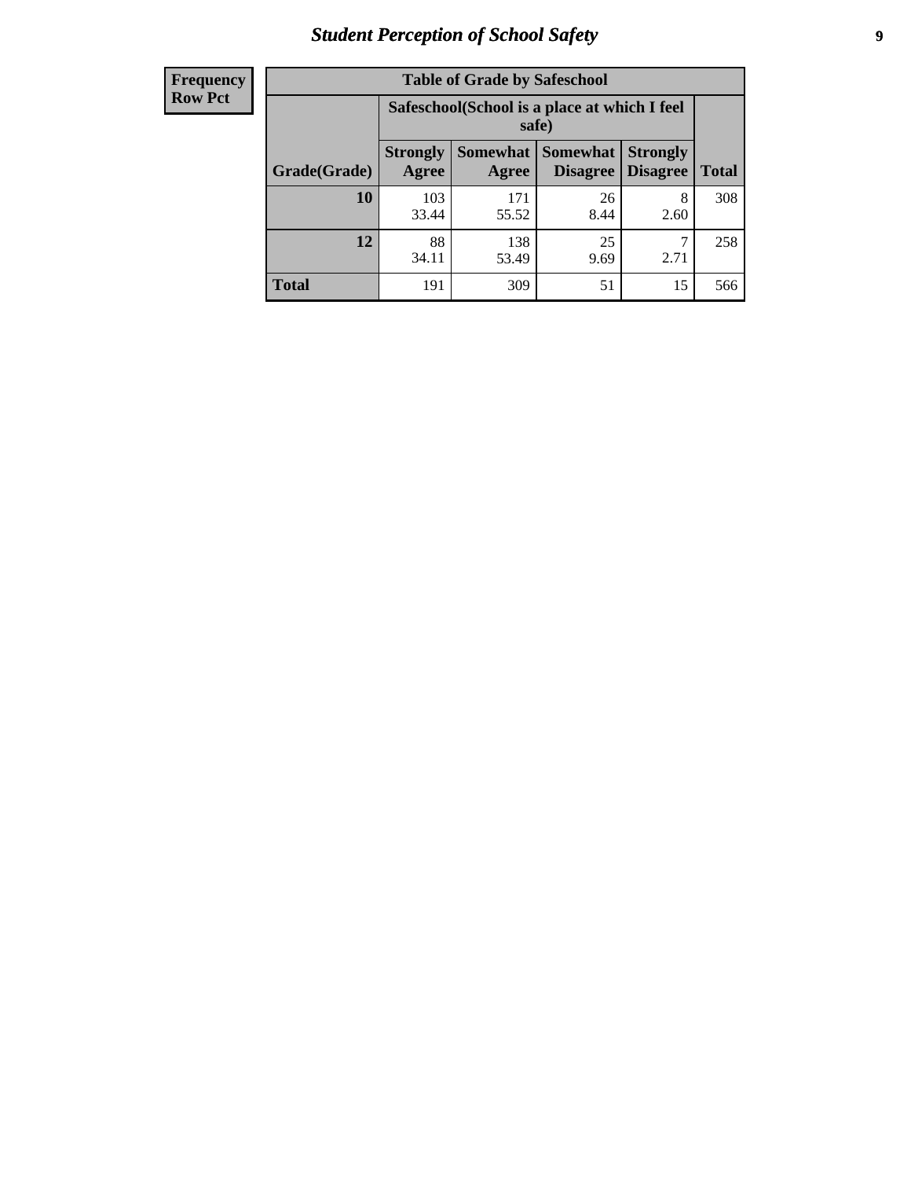| Frequency<br>Row Pct | Table of Grade by Safeschool | | | | |
|---|---|---|---|---|---|
| | Safeschool(School is a place at which I feel safe) | | | | |
| Grade(Grade) | Strongly Agree | Somewhat Agree | Somewhat Disagree | Strongly Disagree | Total |
| **10** | 103<br>33.44 | 171<br>55.52 | 26<br>8.44 | 8<br>2.60 | 308 |
| **12** | 88<br>34.11 | 138<br>53.49 | 25<br>9.69 | 7<br>2.71 | 258 |
| **Total** | 191 | 309 | 51 | 15 | 566 |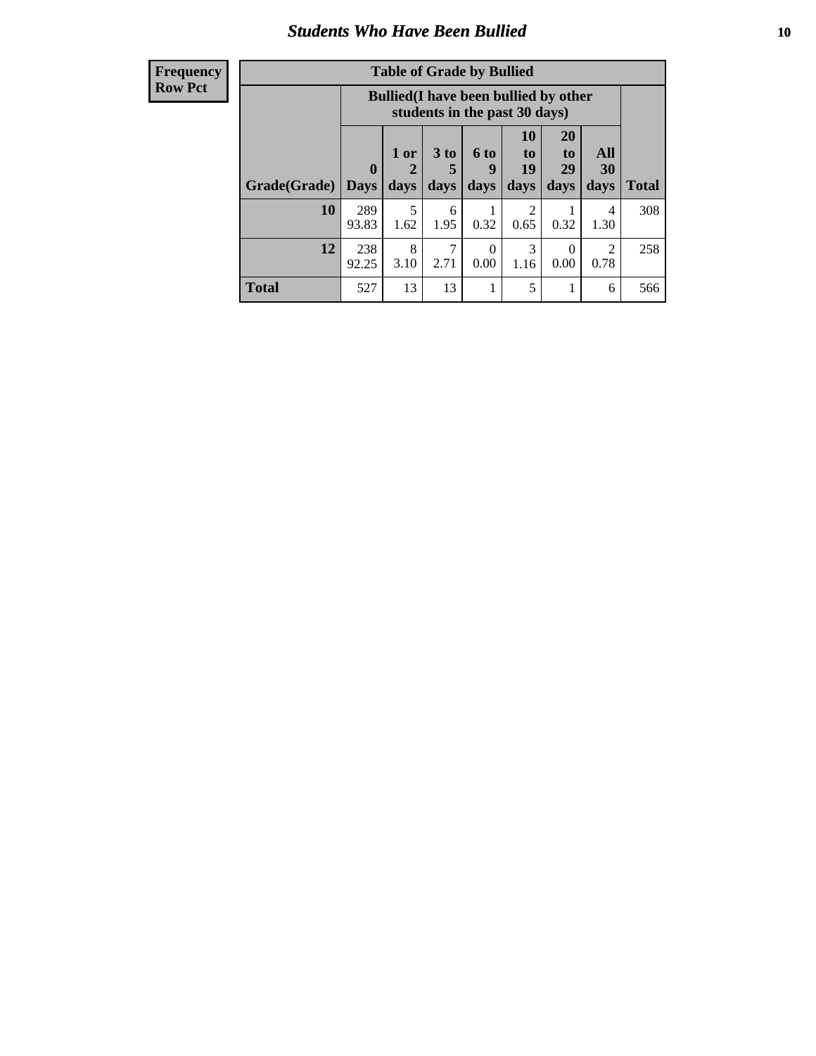## Students Who Have Been Bullied

| Frequency<br>Row Pct |
|---|

**Table of Grade by Bullied**

| Grade(Grade) | Bullied(I have been bullied by other students in the past 30 days) | | | | | | | Total |
|---|---|---|---|---|---|---|---|---|
| | 0 Days | 1 or 2 days | 3 to 5 days | 6 to 9 days | 10 to 19 days | 20 to 29 days | All 30 days | |
| **10** | 289<br>93.83 | 5<br>1.62 | 6<br>1.95 | 1<br>0.32 | 2<br>0.65 | 1<br>0.32 | 4<br>1.30 | 308 |
| **12** | 238<br>92.25 | 8<br>3.10 | 7<br>2.71 | 0<br>0.00 | 3<br>1.16 | 0<br>0.00 | 2<br>0.78 | 258 |
| **Total** | 527 | 13 | 13 | 1 | 5 | 1 | 6 | 566 |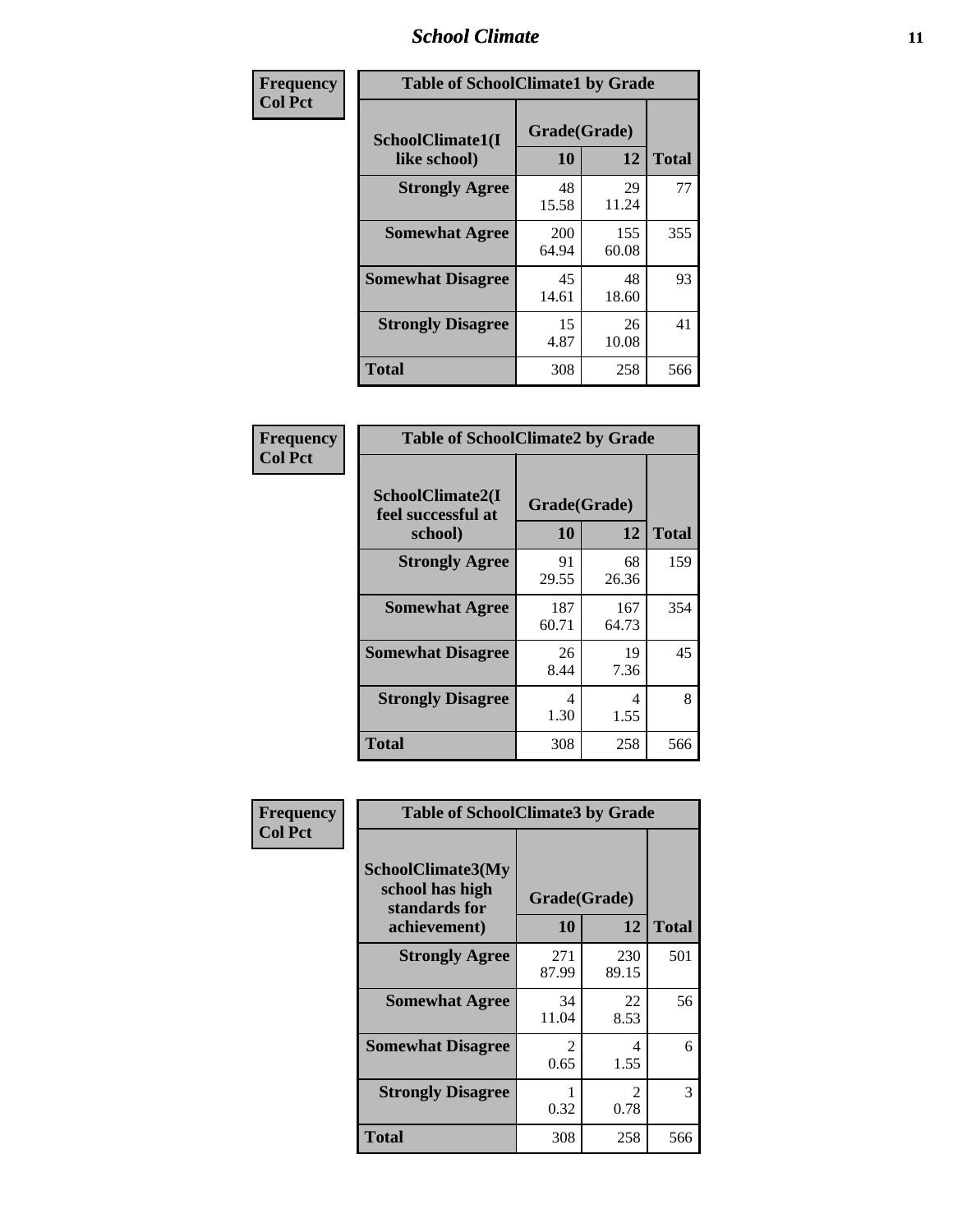| Frequency<br>Col Pct | Table of SchoolClimate1 by Grade | | |
|---|---|---|---|
| SchoolClimate1(I like school) | Grade(Grade) | | Total |
| | 10 | 12 | |
| Strongly Agree | 48<br>15.58 | 29<br>11.24 | 77 |
| Somewhat Agree | 200<br>64.94 | 155<br>60.08 | 355 |
| Somewhat Disagree | 45<br>14.61 | 48<br>18.60 | 93 |
| Strongly Disagree | 15<br>4.87 | 26<br>10.08 | 41 |
| Total | 308 | 258 | 566 |

| Frequency<br>Col Pct | Table of SchoolClimate2 by Grade | | |
|---|---|---|---|
| SchoolClimate2(I feel successful at school) | Grade(Grade) | | Total |
| | 10 | 12 | |
| Strongly Agree | 91<br>29.55 | 68<br>26.36 | 159 |
| Somewhat Agree | 187<br>60.71 | 167<br>64.73 | 354 |
| Somewhat Disagree | 26<br>8.44 | 19<br>7.36 | 45 |
| Strongly Disagree | 4<br>1.30 | 4<br>1.55 | 8 |
| Total | 308 | 258 | 566 |

| Frequency<br>Col Pct | Table of SchoolClimate3 by Grade | | |
|---|---|---|---|
| SchoolClimate3(My school has high standards for achievement) | Grade(Grade) | | Total |
| | 10 | 12 | |
| Strongly Agree | 271<br>87.99 | 230<br>89.15 | 501 |
| Somewhat Agree | 34<br>11.04 | 22<br>8.53 | 56 |
| Somewhat Disagree | 2<br>0.65 | 4<br>1.55 | 6 |
| Strongly Disagree | 1<br>0.32 | 2<br>0.78 | 3 |
| Total | 308 | 258 | 566 |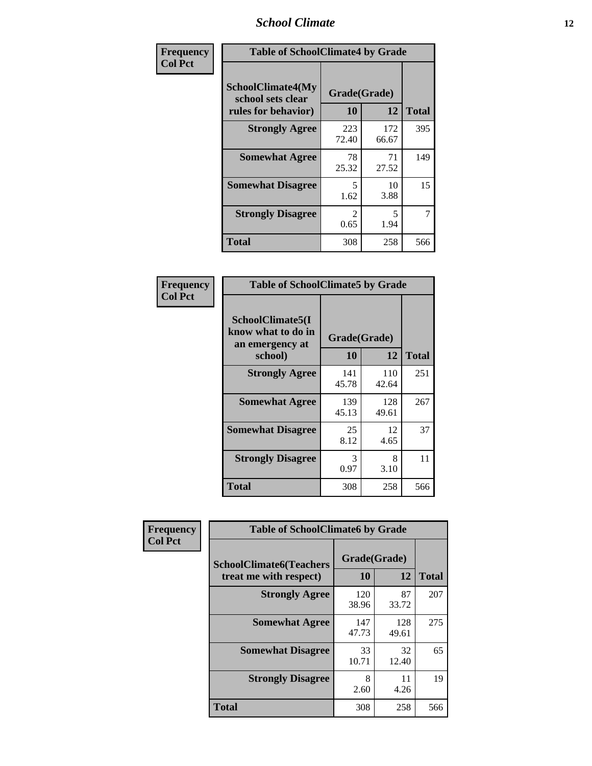| Frequency<br>Col Pct | Table of SchoolClimate4 by Grade | | |
|---|---|---|---|
| SchoolClimate4(My school sets clear rules for behavior) | Grade(Grade) | | |
| | 10 | 12 | Total |
| Strongly Agree | 223<br>72.40 | 172<br>66.67 | 395 |
| Somewhat Agree | 78<br>25.32 | 71<br>27.52 | 149 |
| Somewhat Disagree | 5<br>1.62 | 10<br>3.88 | 15 |
| Strongly Disagree | 2<br>0.65 | 5<br>1.94 | 7 |
| Total | 308 | 258 | 566 |

| Frequency<br>Col Pct | Table of SchoolClimate5 by Grade | | |
|---|---|---|---|
| SchoolClimate5(I know what to do in an emergency at school) | Grade(Grade) | | |
| | 10 | 12 | Total |
| Strongly Agree | 141<br>45.78 | 110<br>42.64 | 251 |
| Somewhat Agree | 139<br>45.13 | 128<br>49.61 | 267 |
| Somewhat Disagree | 25<br>8.12 | 12<br>4.65 | 37 |
| Strongly Disagree | 3<br>0.97 | 8<br>3.10 | 11 |
| Total | 308 | 258 | 566 |

| Frequency<br>Col Pct | Table of SchoolClimate6 by Grade | | |
|---|---|---|---|
| SchoolClimate6(Teachers treat me with respect) | Grade(Grade) | | |
| | 10 | 12 | Total |
| Strongly Agree | 120<br>38.96 | 87<br>33.72 | 207 |
| Somewhat Agree | 147<br>47.73 | 128<br>49.61 | 275 |
| Somewhat Disagree | 33<br>10.71 | 32<br>12.40 | 65 |
| Strongly Disagree | 8<br>2.60 | 11<br>4.26 | 19 |
| Total | 308 | 258 | 566 |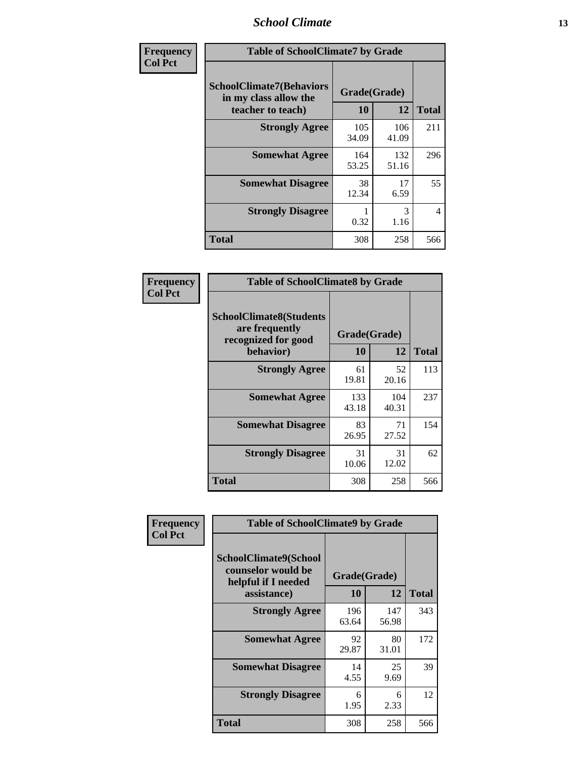| Frequency<br>Col Pct | Table of SchoolClimate7 by Grade | | |
|---|---|---|---|
| SchoolClimate7(Behaviors in my class allow the teacher to teach) | Grade(Grade) | | Total |
| | 10 | 12 | |
| Strongly Agree | 105<br>34.09 | 106<br>41.09 | 211 |
| Somewhat Agree | 164<br>53.25 | 132<br>51.16 | 296 |
| Somewhat Disagree | 38<br>12.34 | 17<br>6.59 | 55 |
| Strongly Disagree | 1<br>0.32 | 3<br>1.16 | 4 |
| Total | 308 | 258 | 566 |

| Frequency<br>Col Pct | Table of SchoolClimate8 by Grade | | |
|---|---|---|---|
| SchoolClimate8(Students are frequently recognized for good behavior) | Grade(Grade) | | Total |
| | 10 | 12 | |
| Strongly Agree | 61<br>19.81 | 52<br>20.16 | 113 |
| Somewhat Agree | 133<br>43.18 | 104<br>40.31 | 237 |
| Somewhat Disagree | 83<br>26.95 | 71<br>27.52 | 154 |
| Strongly Disagree | 31<br>10.06 | 31<br>12.02 | 62 |
| Total | 308 | 258 | 566 |

| Frequency<br>Col Pct | Table of SchoolClimate9 by Grade | | |
|---|---|---|---|
| SchoolClimate9(School counselor would be helpful if I needed assistance) | Grade(Grade) | | Total |
| | 10 | 12 | |
| Strongly Agree | 196<br>63.64 | 147<br>56.98 | 343 |
| Somewhat Agree | 92<br>29.87 | 80<br>31.01 | 172 |
| Somewhat Disagree | 14<br>4.55 | 25<br>9.69 | 39 |
| Strongly Disagree | 6<br>1.95 | 6<br>2.33 | 12 |
| Total | 308 | 258 | 566 |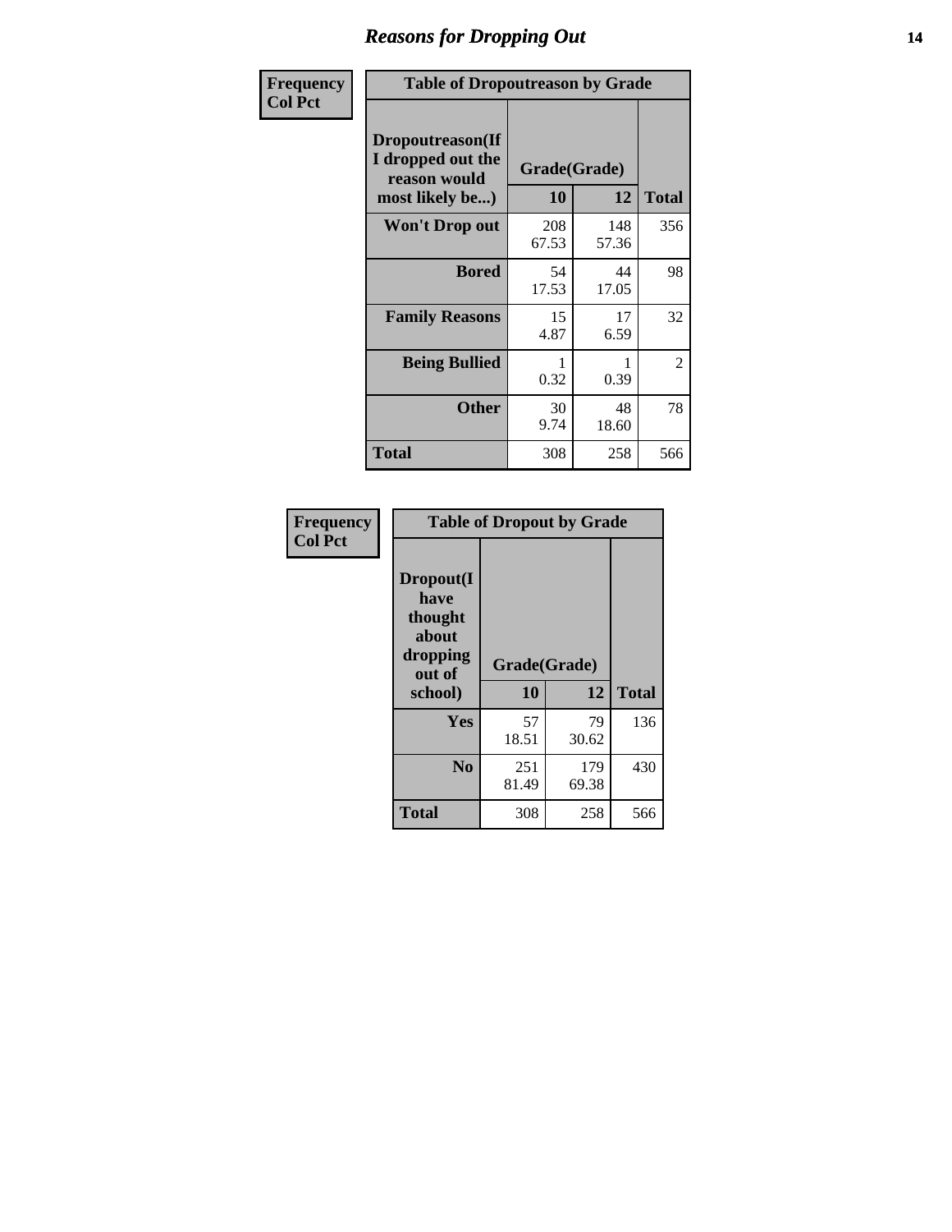# Reasons for Dropping Out

**Frequency**
**Col Pct**

| Table of Dropoutreason by Grade | | | |
|---|---|---|---|
| **Dropoutreason(If I dropped out the reason would most likely be...)** | **Grade(Grade)** | | **Total** |
| | **10** | **12** | |
| **Won't Drop out** | 208<br>67.53 | 148<br>57.36 | 356 |
| **Bored** | 54<br>17.53 | 44<br>17.05 | 98 |
| **Family Reasons** | 15<br>4.87 | 17<br>6.59 | 32 |
| **Being Bullied** | 1<br>0.32 | 1<br>0.39 | 2 |
| **Other** | 30<br>9.74 | 48<br>18.60 | 78 |
| **Total** | 308 | 258 | 566 |

**Frequency**
**Col Pct**

| Table of Dropout by Grade | | | |
|---|---|---|---|
| **Dropout(I have thought about dropping out of school)** | **Grade(Grade)** | | **Total** |
| | **10** | **12** | |
| **Yes** | 57<br>18.51 | 79<br>30.62 | 136 |
| **No** | 251<br>81.49 | 179<br>69.38 | 430 |
| **Total** | 308 | 258 | 566 |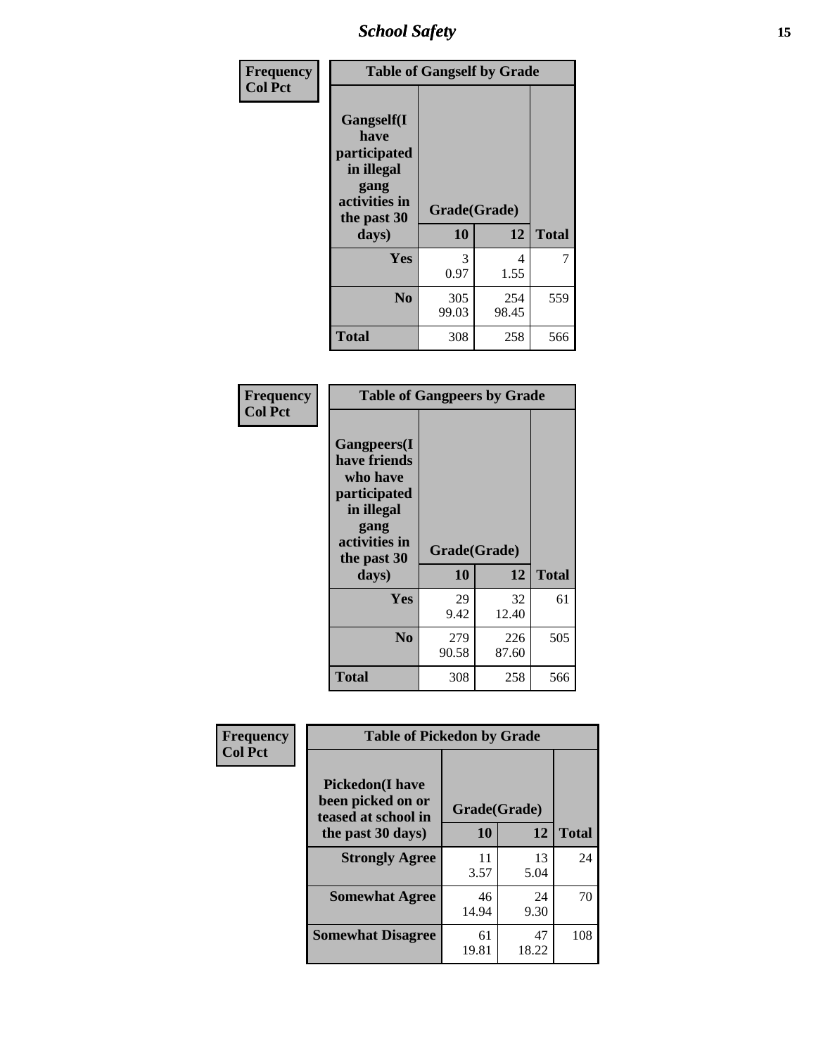| Frequency<br>Col Pct | | | |
|---|---|---|---|
| **Table of Gangself by Grade** | | | |
| Gangself(I have participated in illegal gang activities in the past 30 days) | Grade(Grade) | | |
| | 10 | 12 | Total |
| **Yes** | 3<br>0.97 | 4<br>1.55 | 7 |
| **No** | 305<br>99.03 | 254<br>98.45 | 559 |
| **Total** | 308 | 258 | 566 |

| Frequency<br>Col Pct | | | |
|---|---|---|---|
| **Table of Gangpeers by Grade** | | | |
| Gangpeers(I have friends who have participated in illegal gang activities in the past 30 days) | Grade(Grade) | | |
| | 10 | 12 | Total |
| **Yes** | 29<br>9.42 | 32<br>12.40 | 61 |
| **No** | 279<br>90.58 | 226<br>87.60 | 505 |
| **Total** | 308 | 258 | 566 |

| Frequency<br>Col Pct | | | |
|---|---|---|---|
| **Table of Pickedon by Grade** | | | |
| Pickedon(I have been picked on or teased at school in the past 30 days) | Grade(Grade) | | |
| | 10 | 12 | Total |
| **Strongly Agree** | 11<br>3.57 | 13<br>5.04 | 24 |
| **Somewhat Agree** | 46<br>14.94 | 24<br>9.30 | 70 |
| **Somewhat Disagree** | 61<br>19.81 | 47<br>18.22 | 108 |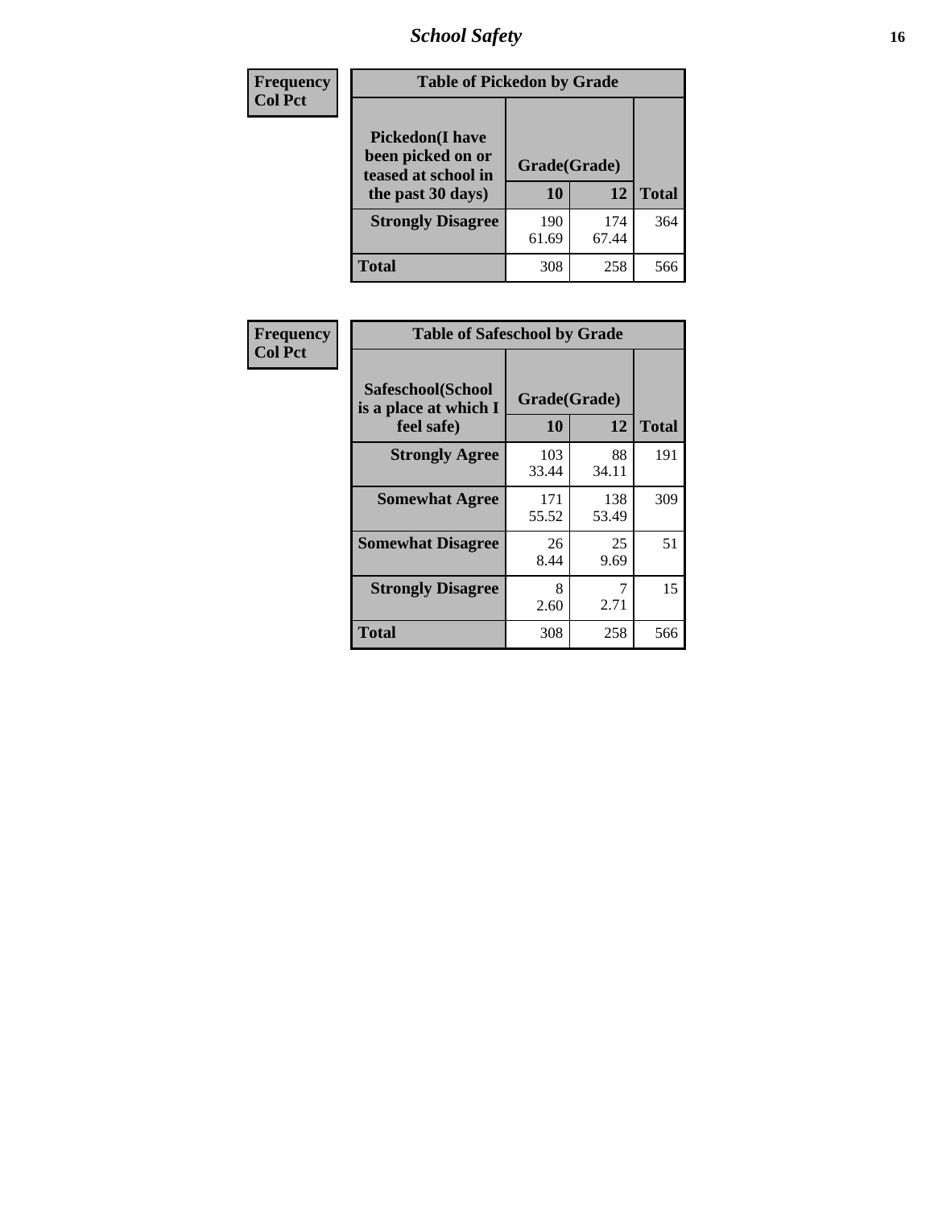| Frequency<br>Col Pct |
|---|

**Table of Pickedon by Grade**

| Pickedon(I have been picked on or teased at school in the past 30 days) | Grade(Grade) | | Total |
|---|---|---|---|
| | 10 | 12 | |
| Strongly Disagree | 190<br>61.69 | 174<br>67.44 | 364 |
| Total | 308 | 258 | 566 |

| Frequency<br>Col Pct |
|---|

**Table of Safeschool by Grade**

| Safeschool(School is a place at which I feel safe) | Grade(Grade) | | Total |
|---|---|---|---|
| | 10 | 12 | |
| Strongly Agree | 103<br>33.44 | 88<br>34.11 | 191 |
| Somewhat Agree | 171<br>55.52 | 138<br>53.49 | 309 |
| Somewhat Disagree | 26<br>8.44 | 25<br>9.69 | 51 |
| Strongly Disagree | 8<br>2.60 | 7<br>2.71 | 15 |
| Total | 308 | 258 | 566 |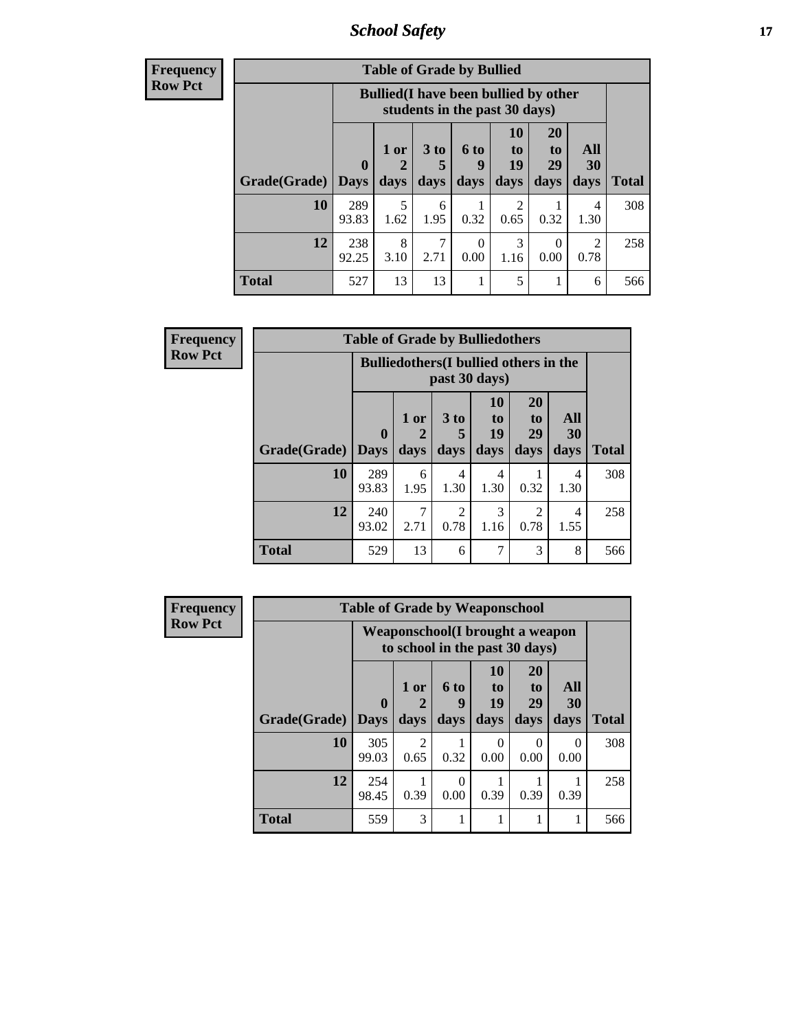## School Safety

**Frequency**
**Row Pct**

| Table of Grade by Bullied | | | | | | | | |
|---|---|---|---|---|---|---|---|---|
| | Bullied(I have been bullied by other students in the past 30 days) | | | | | | | |
| Grade(Grade) | 0 Days | 1 or 2 days | 3 to 5 days | 6 to 9 days | 10 to 19 days | 20 to 29 days | All 30 days | Total |
| 10 | 289<br>93.83 | 5<br>1.62 | 6<br>1.95 | 1<br>0.32 | 2<br>0.65 | 1<br>0.32 | 4<br>1.30 | 308 |
| 12 | 238<br>92.25 | 8<br>3.10 | 7<br>2.71 | 0<br>0.00 | 3<br>1.16 | 0<br>0.00 | 2<br>0.78 | 258 |
| Total | 527 | 13 | 13 | 1 | 5 | 1 | 6 | 566 |

**Frequency**
**Row Pct**

| Table of Grade by Bulliedothers | | | | | | | |
|---|---|---|---|---|---|---|---|
| | Bulliedothers(I bullied others in the past 30 days) | | | | | | |
| Grade(Grade) | 0 Days | 1 or 2 days | 3 to 5 days | 10 to 19 days | 20 to 29 days | All 30 days | Total |
| 10 | 289<br>93.83 | 6<br>1.95 | 4<br>1.30 | 4<br>1.30 | 1<br>0.32 | 4<br>1.30 | 308 |
| 12 | 240<br>93.02 | 7<br>2.71 | 2<br>0.78 | 3<br>1.16 | 2<br>0.78 | 4<br>1.55 | 258 |
| Total | 529 | 13 | 6 | 7 | 3 | 8 | 566 |

**Frequency**
**Row Pct**

| Table of Grade by Weaponschool | | | | | | | |
|---|---|---|---|---|---|---|---|
| | Weaponschool(I brought a weapon to school in the past 30 days) | | | | | | |
| Grade(Grade) | 0 Days | 1 or 2 days | 6 to 9 days | 10 to 19 days | 20 to 29 days | All 30 days | Total |
| 10 | 305<br>99.03 | 2<br>0.65 | 1<br>0.32 | 0<br>0.00 | 0<br>0.00 | 0<br>0.00 | 308 |
| 12 | 254<br>98.45 | 1<br>0.39 | 0<br>0.00 | 1<br>0.39 | 1<br>0.39 | 1<br>0.39 | 258 |
| Total | 559 | 3 | 1 | 1 | 1 | 1 | 566 |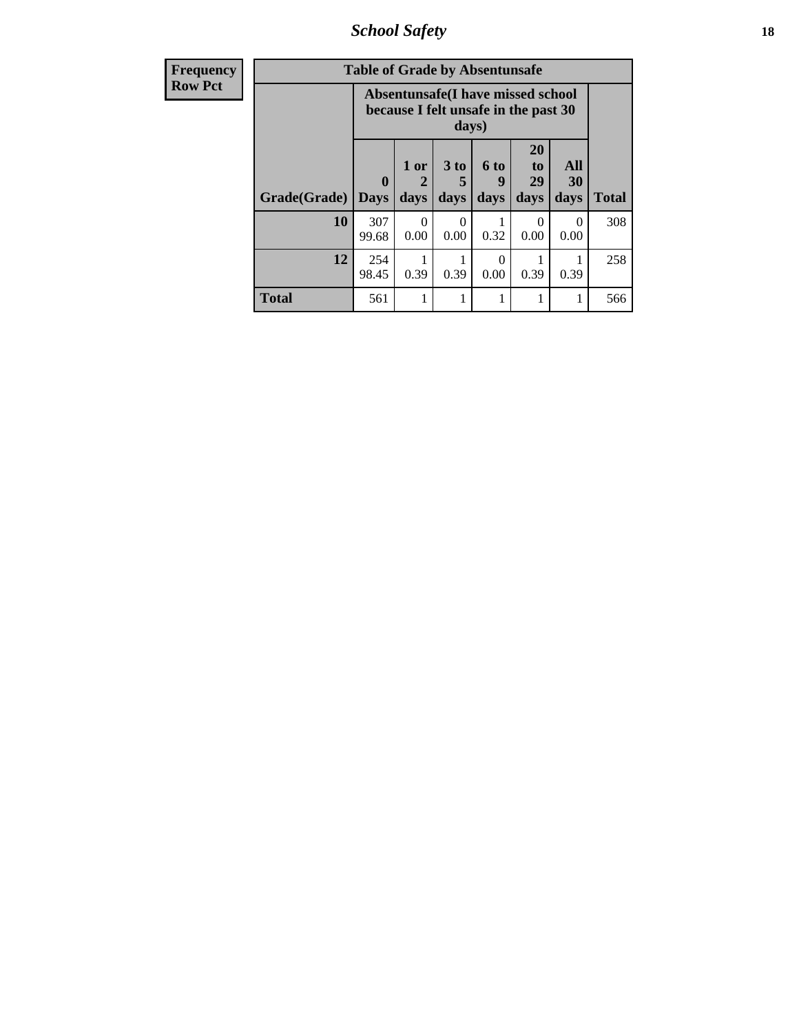# School Safety

| Frequency<br>Row Pct | Table of Grade by Absentunsafe | | | | | | |
|---|---|---|---|---|---|---|---|
| | Absentunsafe(I have missed school because I felt unsafe in the past 30 days) | | | | | | |
| Grade(Grade) | 0 Days | 1 or 2 days | 3 to 5 days | 6 to 9 days | 20 to 29 days | All 30 days | Total |
| 10 | 307<br>99.68 | 0<br>0.00 | 0<br>0.00 | 1<br>0.32 | 0<br>0.00 | 0<br>0.00 | 308 |
| 12 | 254<br>98.45 | 1<br>0.39 | 1<br>0.39 | 0<br>0.00 | 1<br>0.39 | 1<br>0.39 | 258 |
| Total | 561 | 1 | 1 | 1 | 1 | 1 | 566 |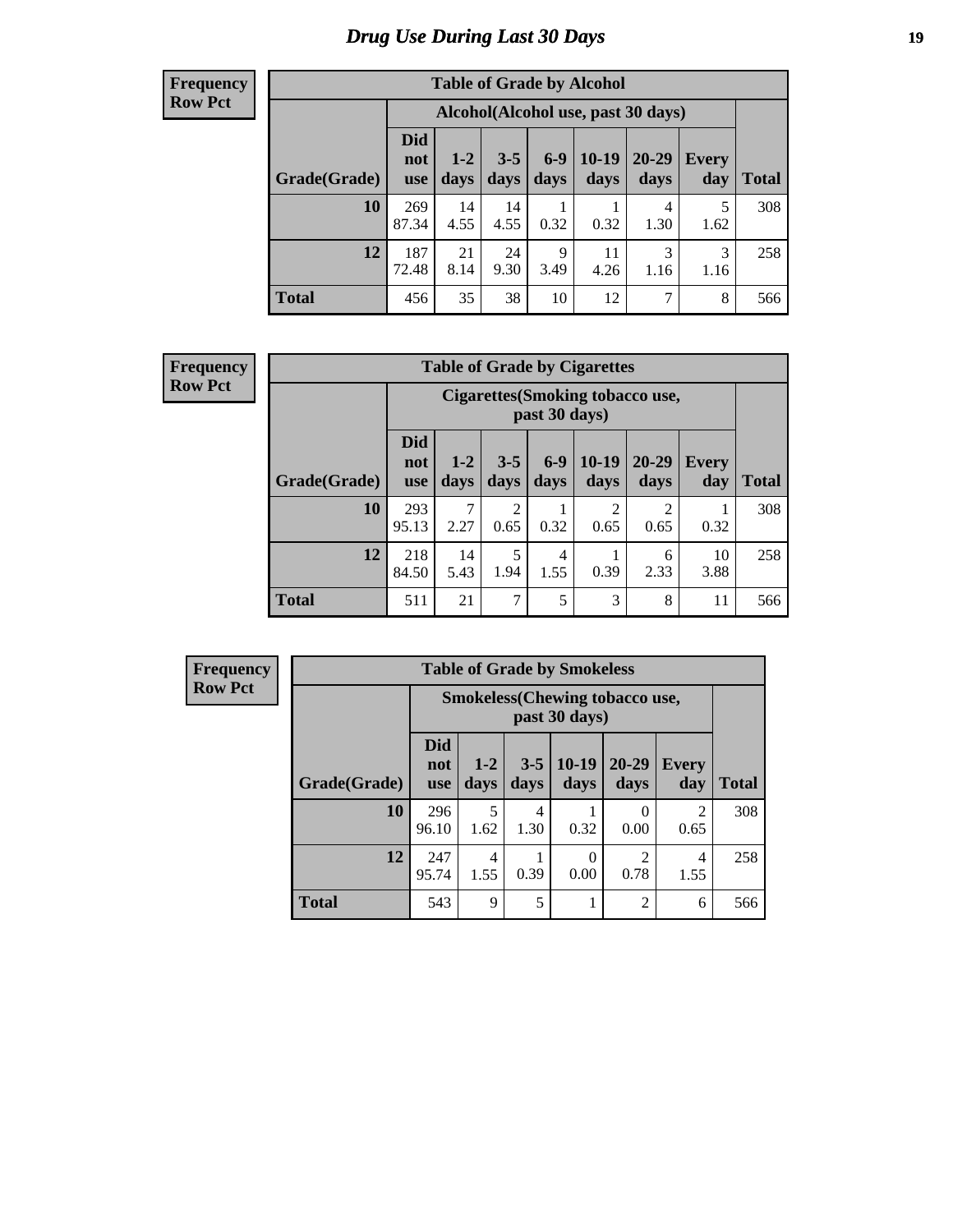# Drug Use During Last 30 Days

**Frequency**
**Row Pct**

| Table of Grade by Alcohol | | | | | | | | |
|---|---|---|---|---|---|---|---|---|
| | Alcohol(Alcohol use, past 30 days) | | | | | | | |
| Grade(Grade) | Did not use | 1-2 days | 3-5 days | 6-9 days | 10-19 days | 20-29 days | Every day | Total |
| **10** | 269<br>87.34 | 14<br>4.55 | 14<br>4.55 | 1<br>0.32 | 1<br>0.32 | 4<br>1.30 | 5<br>1.62 | 308 |
| **12** | 187<br>72.48 | 21<br>8.14 | 24<br>9.30 | 9<br>3.49 | 11<br>4.26 | 3<br>1.16 | 3<br>1.16 | 258 |
| **Total** | 456 | 35 | 38 | 10 | 12 | 7 | 8 | 566 |

**Frequency**
**Row Pct**

| Table of Grade by Cigarettes | | | | | | | | |
|---|---|---|---|---|---|---|---|---|
| | Cigarettes(Smoking tobacco use, past 30 days) | | | | | | | |
| Grade(Grade) | Did not use | 1-2 days | 3-5 days | 6-9 days | 10-19 days | 20-29 days | Every day | Total |
| **10** | 293<br>95.13 | 7<br>2.27 | 2<br>0.65 | 1<br>0.32 | 2<br>0.65 | 2<br>0.65 | 1<br>0.32 | 308 |
| **12** | 218<br>84.50 | 14<br>5.43 | 5<br>1.94 | 4<br>1.55 | 1<br>0.39 | 6<br>2.33 | 10<br>3.88 | 258 |
| **Total** | 511 | 21 | 7 | 5 | 3 | 8 | 11 | 566 |

**Frequency**
**Row Pct**

| Table of Grade by Smokeless | | | | | | | |
|---|---|---|---|---|---|---|---|
| | Smokeless(Chewing tobacco use, past 30 days) | | | | | | |
| Grade(Grade) | Did not use | 1-2 days | 3-5 days | 10-19 days | 20-29 days | Every day | Total |
| **10** | 296<br>96.10 | 5<br>1.62 | 4<br>1.30 | 1<br>0.32 | 0<br>0.00 | 2<br>0.65 | 308 |
| **12** | 247<br>95.74 | 4<br>1.55 | 1<br>0.39 | 0<br>0.00 | 2<br>0.78 | 4<br>1.55 | 258 |
| **Total** | 543 | 9 | 5 | 1 | 2 | 6 | 566 |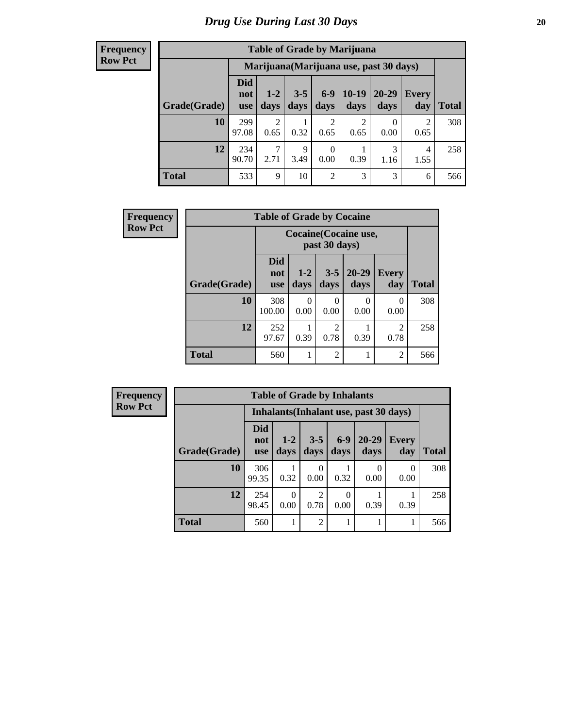# Drug Use During Last 30 Days

| Frequency<br>Row Pct |
|---|

| Table of Grade by Marijuana | | | | | | | | |
|---|---|---|---|---|---|---|---|---|
| | Marijuana(Marijuana use, past 30 days) | | | | | | | |
| Grade(Grade) | Did not use | 1-2 days | 3-5 days | 6-9 days | 10-19 days | 20-29 days | Every day | Total |
| **10** | 299<br>97.08 | 2<br>0.65 | 1<br>0.32 | 2<br>0.65 | 2<br>0.65 | 0<br>0.00 | 2<br>0.65 | 308 |
| **12** | 234<br>90.70 | 7<br>2.71 | 9<br>3.49 | 0<br>0.00 | 1<br>0.39 | 3<br>1.16 | 4<br>1.55 | 258 |
| **Total** | 533 | 9 | 10 | 2 | 3 | 3 | 6 | 566 |

| Frequency<br>Row Pct |
|---|

| Table of Grade by Cocaine | | | | | | |
|---|---|---|---|---|---|---|
| | Cocaine(Cocaine use, past 30 days) | | | | | |
| Grade(Grade) | Did not use | 1-2 days | 3-5 days | 20-29 days | Every day | Total |
| **10** | 308<br>100.00 | 0<br>0.00 | 0<br>0.00 | 0<br>0.00 | 0<br>0.00 | 308 |
| **12** | 252<br>97.67 | 1<br>0.39 | 2<br>0.78 | 1<br>0.39 | 2<br>0.78 | 258 |
| **Total** | 560 | 1 | 2 | 1 | 2 | 566 |

| Frequency<br>Row Pct |
|---|

| Table of Grade by Inhalants | | | | | | | |
|---|---|---|---|---|---|---|---|
| | Inhalants(Inhalant use, past 30 days) | | | | | | |
| Grade(Grade) | Did not use | 1-2 days | 3-5 days | 6-9 days | 20-29 days | Every day | Total |
| **10** | 306<br>99.35 | 1<br>0.32 | 0<br>0.00 | 1<br>0.32 | 0<br>0.00 | 0<br>0.00 | 308 |
| **12** | 254<br>98.45 | 0<br>0.00 | 2<br>0.78 | 0<br>0.00 | 1<br>0.39 | 1<br>0.39 | 258 |
| **Total** | 560 | 1 | 2 | 1 | 1 | 1 | 566 |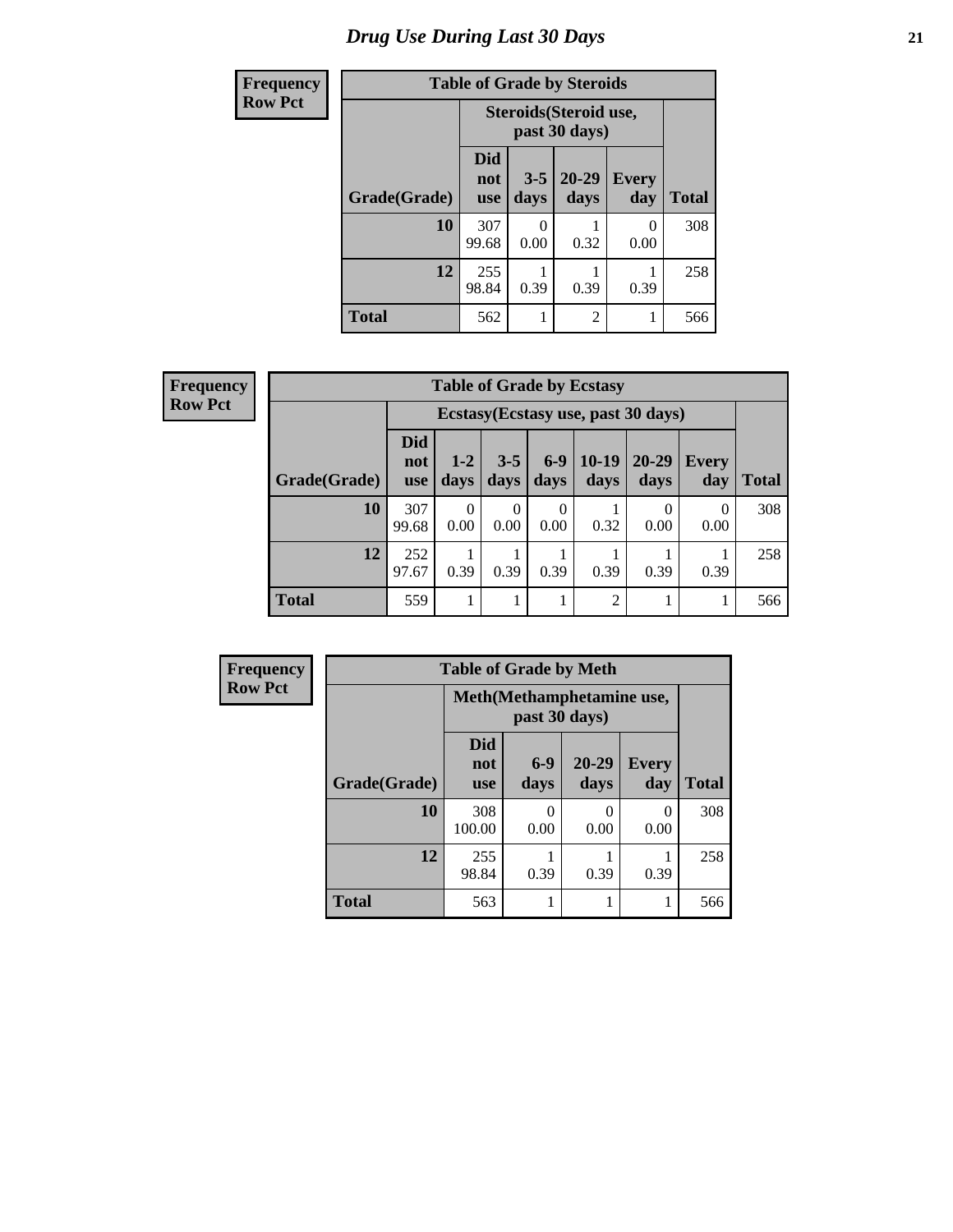# Drug Use During Last 30 Days

**Frequency**
**Row Pct**

| Table of Grade by Steroids | | | | | |
|---|---|---|---|---|---|
| | Steroids(Steroid use, past 30 days) | | | | |
| Grade(Grade) | Did not use | 3-5 days | 20-29 days | Every day | Total |
| **10** | 307<br>99.68 | 0<br>0.00 | 1<br>0.32 | 0<br>0.00 | 308 |
| **12** | 255<br>98.84 | 1<br>0.39 | 1<br>0.39 | 1<br>0.39 | 258 |
| **Total** | 562 | 1 | 2 | 1 | 566 |

**Frequency**
**Row Pct**

| Table of Grade by Ecstasy | | | | | | | | |
|---|---|---|---|---|---|---|---|---|
| | Ecstasy(Ecstasy use, past 30 days) | | | | | | | |
| Grade(Grade) | Did not use | 1-2 days | 3-5 days | 6-9 days | 10-19 days | 20-29 days | Every day | Total |
| **10** | 307<br>99.68 | 0<br>0.00 | 0<br>0.00 | 0<br>0.00 | 1<br>0.32 | 0<br>0.00 | 0<br>0.00 | 308 |
| **12** | 252<br>97.67 | 1<br>0.39 | 1<br>0.39 | 1<br>0.39 | 1<br>0.39 | 1<br>0.39 | 1<br>0.39 | 258 |
| **Total** | 559 | 1 | 1 | 1 | 2 | 1 | 1 | 566 |

**Frequency**
**Row Pct**

| Table of Grade by Meth | | | | | |
|---|---|---|---|---|---|
| | Meth(Methamphetamine use, past 30 days) | | | | |
| Grade(Grade) | Did not use | 6-9 days | 20-29 days | Every day | Total |
| **10** | 308<br>100.00 | 0<br>0.00 | 0<br>0.00 | 0<br>0.00 | 308 |
| **12** | 255<br>98.84 | 1<br>0.39 | 1<br>0.39 | 1<br>0.39 | 258 |
| **Total** | 563 | 1 | 1 | 1 | 566 |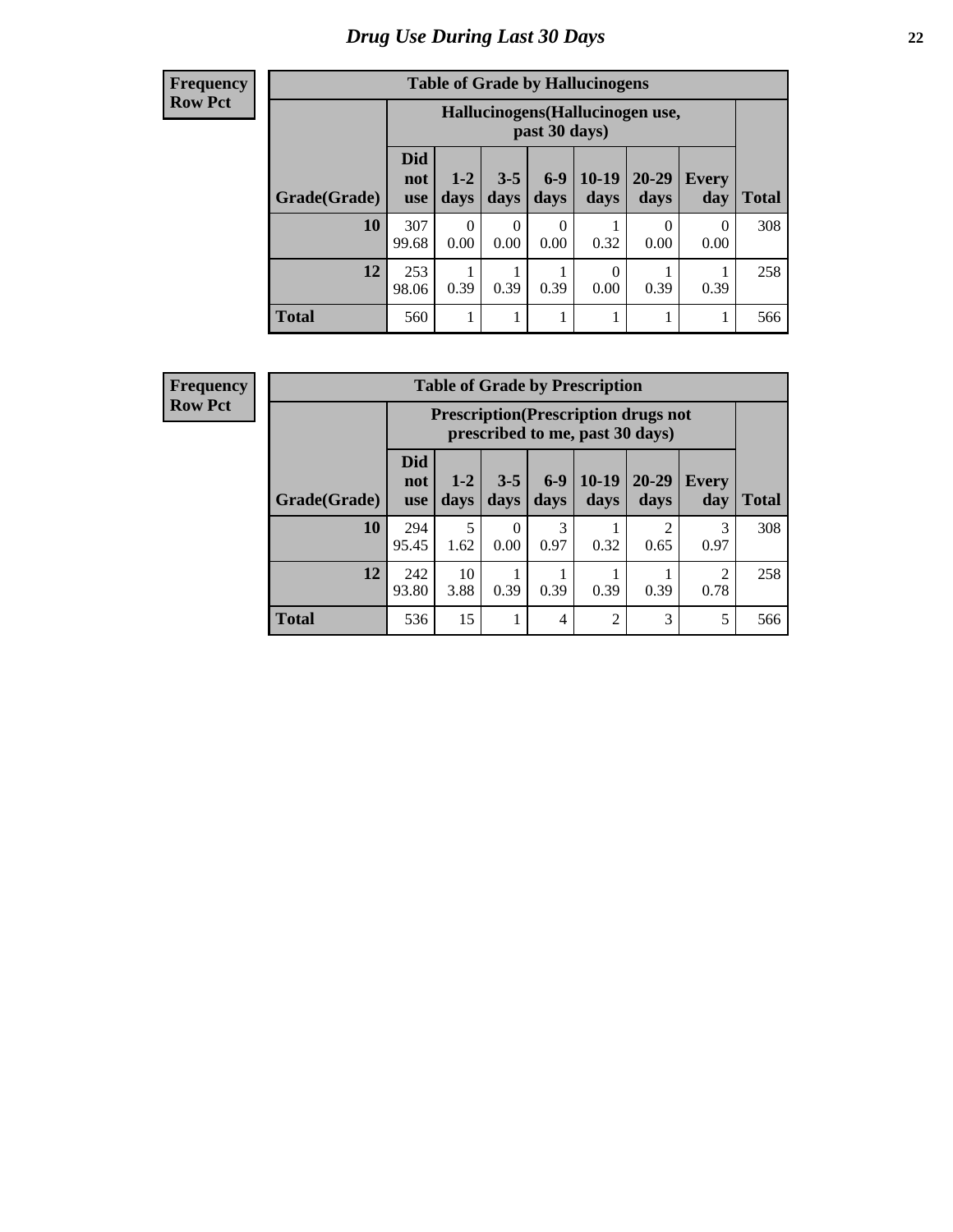# Drug Use During Last 30 Days

**Frequency**
**Row Pct**

| Table of Grade by Hallucinogens | | | | | | | | |
|---|---|---|---|---|---|---|---|---|
| | Hallucinogens(Hallucinogen use, past 30 days) | | | | | | | |
| Grade(Grade) | Did not use | 1-2 days | 3-5 days | 6-9 days | 10-19 days | 20-29 days | Every day | Total |
| 10 | 307<br>99.68 | 0<br>0.00 | 0<br>0.00 | 0<br>0.00 | 1<br>0.32 | 0<br>0.00 | 0<br>0.00 | 308 |
| 12 | 253<br>98.06 | 1<br>0.39 | 1<br>0.39 | 1<br>0.39 | 0<br>0.00 | 1<br>0.39 | 1<br>0.39 | 258 |
| Total | 560 | 1 | 1 | 1 | 1 | 1 | 1 | 566 |

**Frequency**
**Row Pct**

| Table of Grade by Prescription | | | | | | | | |
|---|---|---|---|---|---|---|---|---|
| | Prescription(Prescription drugs not prescribed to me, past 30 days) | | | | | | | |
| Grade(Grade) | Did not use | 1-2 days | 3-5 days | 6-9 days | 10-19 days | 20-29 days | Every day | Total |
| 10 | 294<br>95.45 | 5<br>1.62 | 0<br>0.00 | 3<br>0.97 | 1<br>0.32 | 2<br>0.65 | 3<br>0.97 | 308 |
| 12 | 242<br>93.80 | 10<br>3.88 | 1<br>0.39 | 1<br>0.39 | 1<br>0.39 | 1<br>0.39 | 2<br>0.78 | 258 |
| Total | 536 | 15 | 1 | 4 | 2 | 3 | 5 | 566 |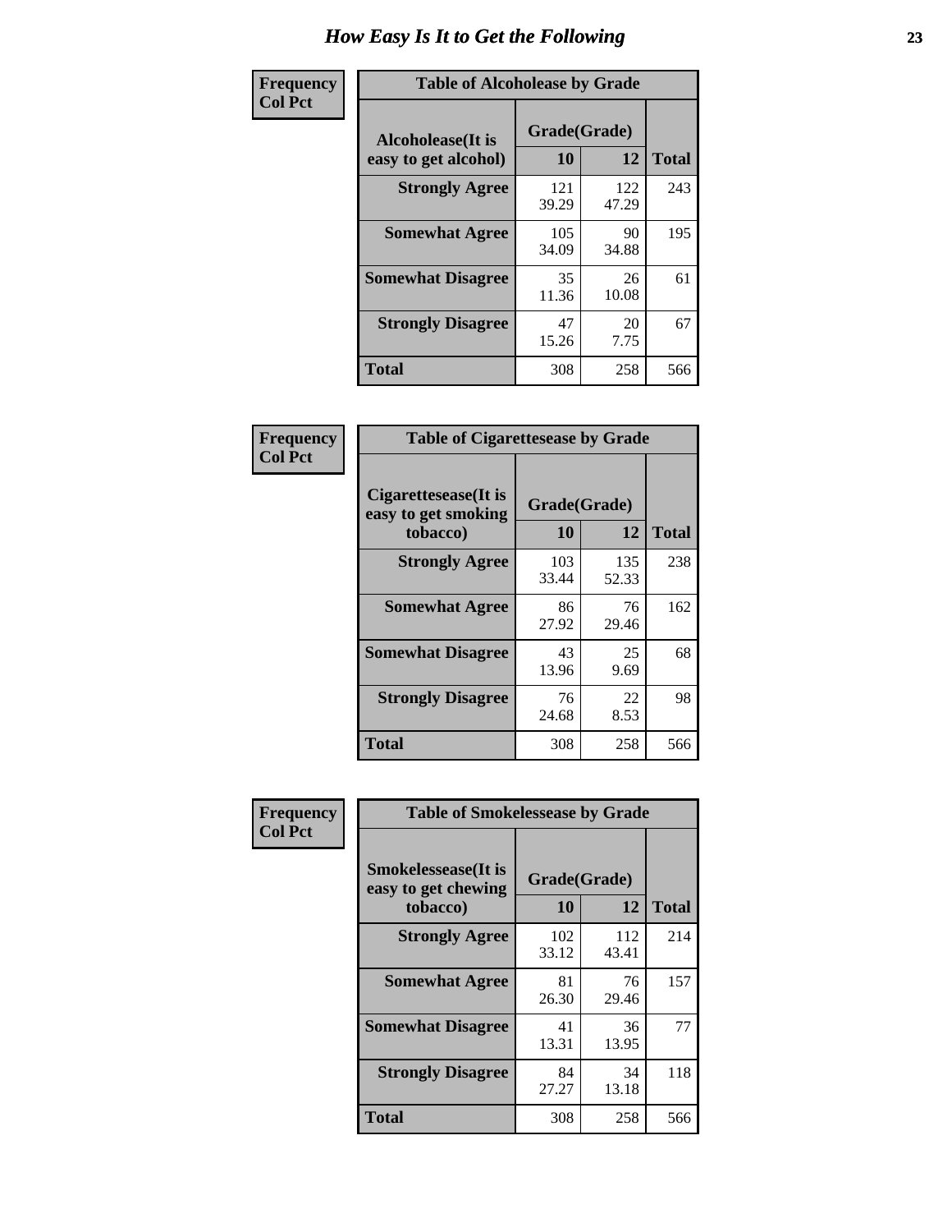# How Easy Is It to Get the Following

**Frequency**
**Col Pct**

**Table of Alcoholease by Grade**

| Alcoholease(It is easy to get alcohol) | Grade(Grade) | | Total |
|---|---|---|---|
| | 10 | 12 | |
| Strongly Agree | 121<br>39.29 | 122<br>47.29 | 243 |
| Somewhat Agree | 105<br>34.09 | 90<br>34.88 | 195 |
| Somewhat Disagree | 35<br>11.36 | 26<br>10.08 | 61 |
| Strongly Disagree | 47<br>15.26 | 20<br>7.75 | 67 |
| Total | 308 | 258 | 566 |

**Frequency**
**Col Pct**

**Table of Cigarettesease by Grade**

| Cigarettesease(It is easy to get smoking tobacco) | Grade(Grade) | | Total |
|---|---|---|---|
| | 10 | 12 | |
| Strongly Agree | 103<br>33.44 | 135<br>52.33 | 238 |
| Somewhat Agree | 86<br>27.92 | 76<br>29.46 | 162 |
| Somewhat Disagree | 43<br>13.96 | 25<br>9.69 | 68 |
| Strongly Disagree | 76<br>24.68 | 22<br>8.53 | 98 |
| Total | 308 | 258 | 566 |

**Frequency**
**Col Pct**

**Table of Smokelessease by Grade**

| Smokelessease(It is easy to get chewing tobacco) | Grade(Grade) | | Total |
|---|---|---|---|
| | 10 | 12 | |
| Strongly Agree | 102<br>33.12 | 112<br>43.41 | 214 |
| Somewhat Agree | 81<br>26.30 | 76<br>29.46 | 157 |
| Somewhat Disagree | 41<br>13.31 | 36<br>13.95 | 77 |
| Strongly Disagree | 84<br>27.27 | 34<br>13.18 | 118 |
| Total | 308 | 258 | 566 |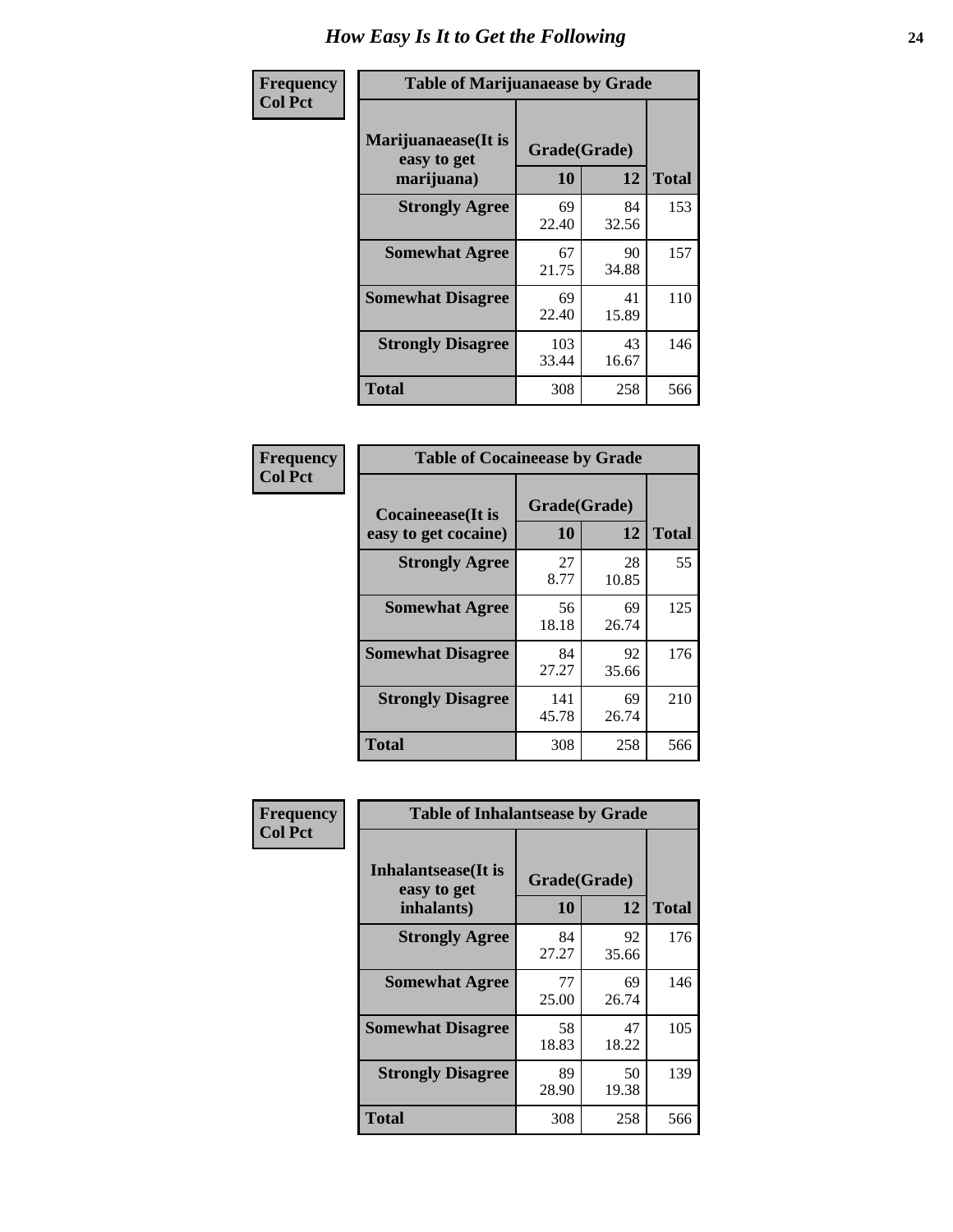# How Easy Is It to Get the Following

**Frequency**
**Col Pct**

| Table of Marijuanaease by Grade | | | |
|---|---|---|---|
| Marijuanaease(It is easy to get marijuana) | Grade(Grade) | | Total |
| | 10 | 12 | |
| Strongly Agree | 69<br>22.40 | 84<br>32.56 | 153 |
| Somewhat Agree | 67<br>21.75 | 90<br>34.88 | 157 |
| Somewhat Disagree | 69<br>22.40 | 41<br>15.89 | 110 |
| Strongly Disagree | 103<br>33.44 | 43<br>16.67 | 146 |
| Total | 308 | 258 | 566 |

**Frequency**
**Col Pct**

| Table of Cocaineease by Grade | | | |
|---|---|---|---|
| Cocaineease(It is easy to get cocaine) | Grade(Grade) | | Total |
| | 10 | 12 | |
| Strongly Agree | 27<br>8.77 | 28<br>10.85 | 55 |
| Somewhat Agree | 56<br>18.18 | 69<br>26.74 | 125 |
| Somewhat Disagree | 84<br>27.27 | 92<br>35.66 | 176 |
| Strongly Disagree | 141<br>45.78 | 69<br>26.74 | 210 |
| Total | 308 | 258 | 566 |

**Frequency**
**Col Pct**

| Table of Inhalantsease by Grade | | | |
|---|---|---|---|
| Inhalantsease(It is easy to get inhalants) | Grade(Grade) | | Total |
| | 10 | 12 | |
| Strongly Agree | 84<br>27.27 | 92<br>35.66 | 176 |
| Somewhat Agree | 77<br>25.00 | 69<br>26.74 | 146 |
| Somewhat Disagree | 58<br>18.83 | 47<br>18.22 | 105 |
| Strongly Disagree | 89<br>28.90 | 50<br>19.38 | 139 |
| Total | 308 | 258 | 566 |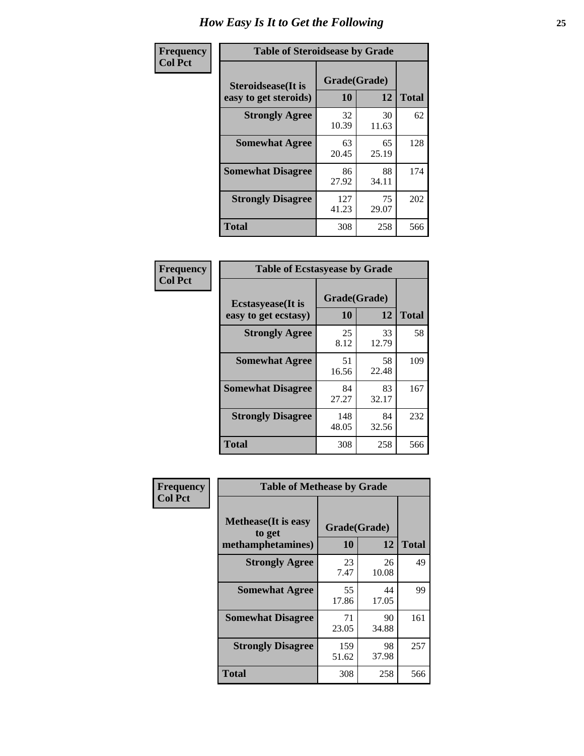# How Easy Is It to Get the Following

**Frequency**
**Col Pct**

**Table of Steroidsease by Grade**

| Steroidsease(It is easy to get steroids) | Grade(Grade) 10 | 12 | Total |
|---|---|---|---|
| **Strongly Agree** | 32<br>10.39 | 30<br>11.63 | 62 |
| **Somewhat Agree** | 63<br>20.45 | 65<br>25.19 | 128 |
| **Somewhat Disagree** | 86<br>27.92 | 88<br>34.11 | 174 |
| **Strongly Disagree** | 127<br>41.23 | 75<br>29.07 | 202 |
| **Total** | 308 | 258 | 566 |

**Frequency**
**Col Pct**

**Table of Ecstasyease by Grade**

| Ecstasyease(It is easy to get ecstasy) | Grade(Grade) 10 | 12 | Total |
|---|---|---|---|
| **Strongly Agree** | 25<br>8.12 | 33<br>12.79 | 58 |
| **Somewhat Agree** | 51<br>16.56 | 58<br>22.48 | 109 |
| **Somewhat Disagree** | 84<br>27.27 | 83<br>32.17 | 167 |
| **Strongly Disagree** | 148<br>48.05 | 84<br>32.56 | 232 |
| **Total** | 308 | 258 | 566 |

**Frequency**
**Col Pct**

**Table of Methease by Grade**

| Methease(It is easy to get methamphetamines) | Grade(Grade) 10 | 12 | Total |
|---|---|---|---|
| **Strongly Agree** | 23<br>7.47 | 26<br>10.08 | 49 |
| **Somewhat Agree** | 55<br>17.86 | 44<br>17.05 | 99 |
| **Somewhat Disagree** | 71<br>23.05 | 90<br>34.88 | 161 |
| **Strongly Disagree** | 159<br>51.62 | 98<br>37.98 | 257 |
| **Total** | 308 | 258 | 566 |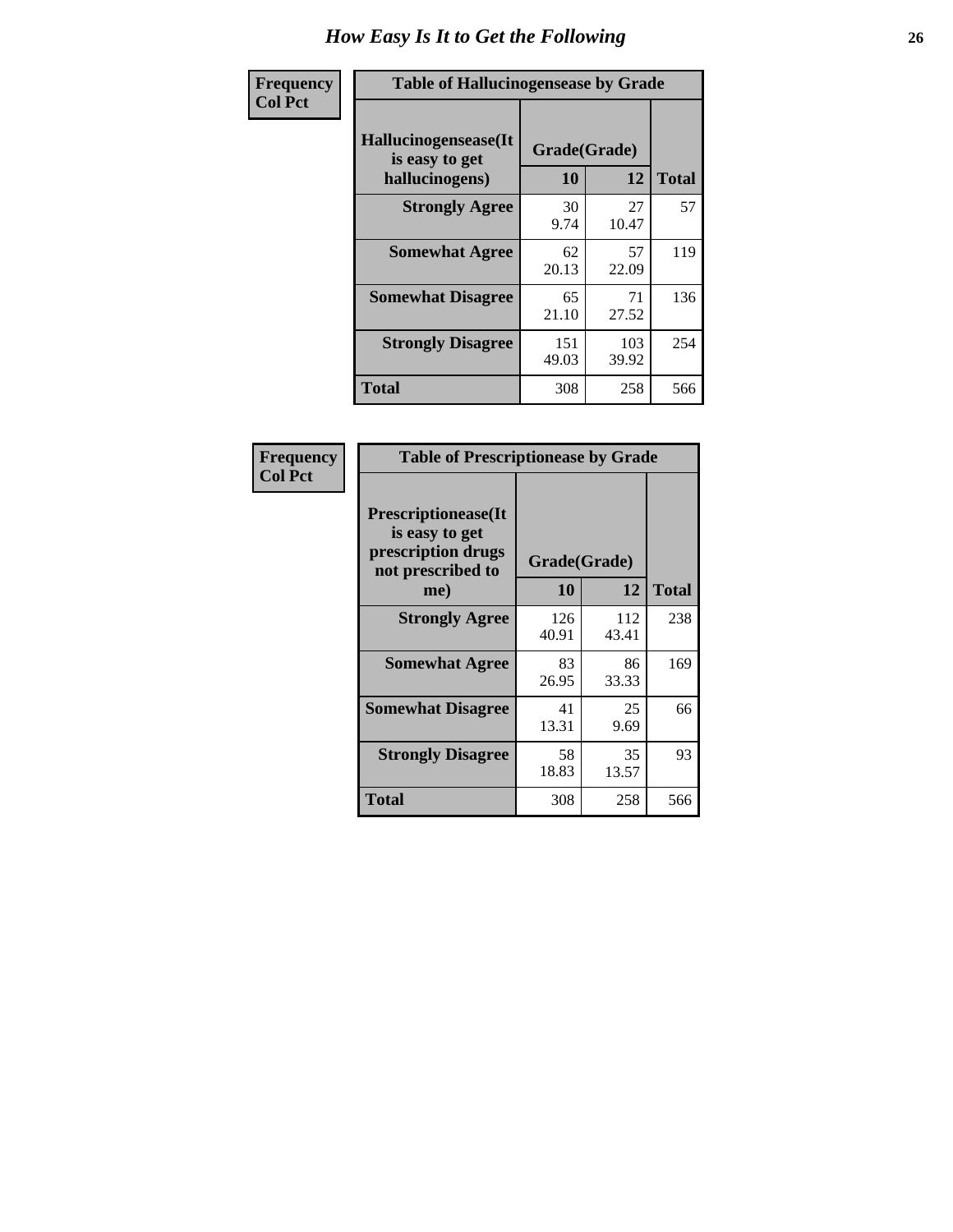# How Easy Is It to Get the Following

| Frequency Col Pct | Table of Hallucinogensease by Grade | | |
|---|---|---|---|
| Hallucinogensease(It is easy to get hallucinogens) | Grade(Grade) | | |
| | 10 | 12 | Total |
| Strongly Agree | 30<br>9.74 | 27<br>10.47 | 57 |
| Somewhat Agree | 62<br>20.13 | 57<br>22.09 | 119 |
| Somewhat Disagree | 65<br>21.10 | 71<br>27.52 | 136 |
| Strongly Disagree | 151<br>49.03 | 103<br>39.92 | 254 |
| Total | 308 | 258 | 566 |

| Frequency Col Pct | Table of Prescriptionease by Grade | | |
|---|---|---|---|
| Prescriptionease(It is easy to get prescription drugs not prescribed to me) | Grade(Grade) | | |
| | 10 | 12 | Total |
| Strongly Agree | 126<br>40.91 | 112<br>43.41 | 238 |
| Somewhat Agree | 83<br>26.95 | 86<br>33.33 | 169 |
| Somewhat Disagree | 41<br>13.31 | 25<br>9.69 | 66 |
| Strongly Disagree | 58<br>18.83 | 35<br>13.57 | 93 |
| Total | 308 | 258 | 566 |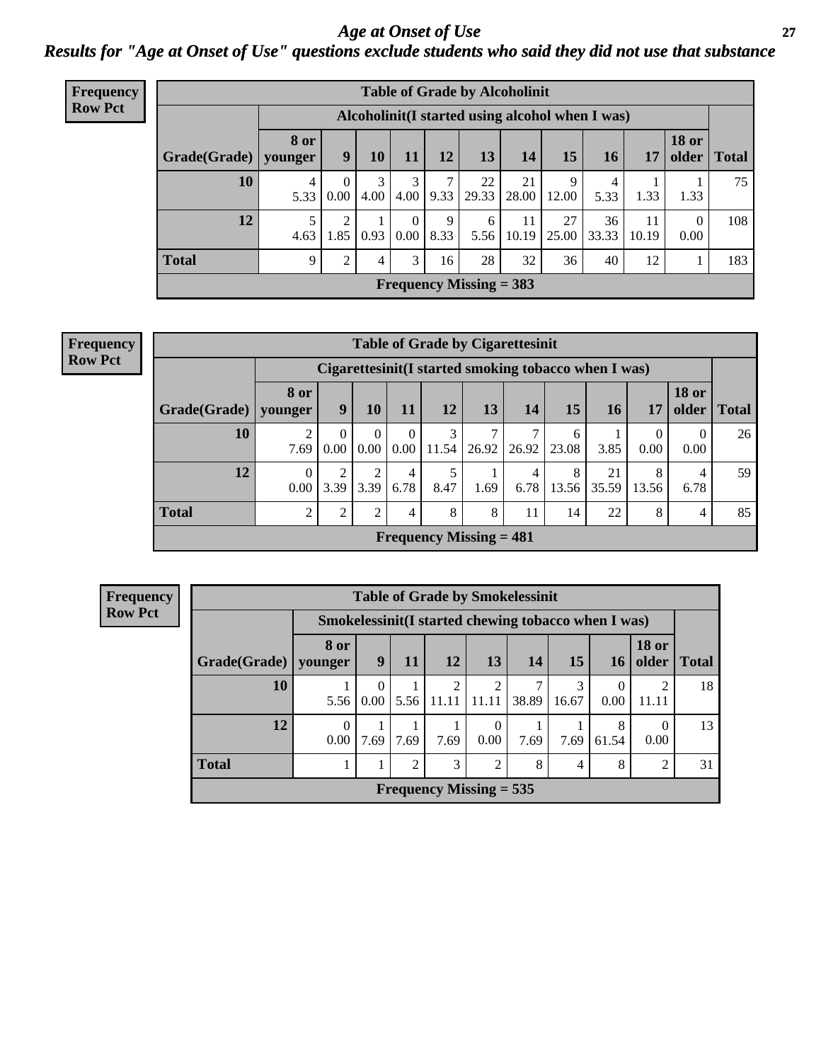# *Age at Onset of Use*

## *Results for "Age at Onset of Use" questions exclude students who said they did not use that substance*

**Frequency**
**Row Pct**

**Table of Grade by Alcoholinit**

| | Alcoholinit(I started using alcohol when I was) | | | | | | | | | | | |
|---|---|---|---|---|---|---|---|---|---|---|---|---|
| **Grade(Grade)** | **8 or younger** | **9** | **10** | **11** | **12** | **13** | **14** | **15** | **16** | **17** | **18 or older** | **Total** |
| **10** | 4<br>5.33 | 0<br>0.00 | 3<br>4.00 | 3<br>4.00 | 7<br>9.33 | 22<br>29.33 | 21<br>28.00 | 9<br>12.00 | 4<br>5.33 | 1<br>1.33 | 1<br>1.33 | 75 |
| **12** | 5<br>4.63 | 2<br>1.85 | 1<br>0.93 | 0<br>0.00 | 9<br>8.33 | 6<br>5.56 | 11<br>10.19 | 27<br>25.00 | 36<br>33.33 | 11<br>10.19 | 0<br>0.00 | 108 |
| **Total** | 9 | 2 | 4 | 3 | 16 | 28 | 32 | 36 | 40 | 12 | 1 | 183 |

**Frequency Missing = 383**

**Frequency**
**Row Pct**

**Table of Grade by Cigarettesinit**

| | Cigarettesinit(I started smoking tobacco when I was) | | | | | | | | | | | |
|---|---|---|---|---|---|---|---|---|---|---|---|---|
| **Grade(Grade)** | **8 or younger** | **9** | **10** | **11** | **12** | **13** | **14** | **15** | **16** | **17** | **18 or older** | **Total** |
| **10** | 2<br>7.69 | 0<br>0.00 | 0<br>0.00 | 0<br>0.00 | 3<br>11.54 | 7<br>26.92 | 7<br>26.92 | 6<br>23.08 | 1<br>3.85 | 0<br>0.00 | 0<br>0.00 | 26 |
| **12** | 0<br>0.00 | 2<br>3.39 | 2<br>3.39 | 4<br>6.78 | 5<br>8.47 | 1<br>1.69 | 4<br>6.78 | 8<br>13.56 | 21<br>35.59 | 8<br>13.56 | 4<br>6.78 | 59 |
| **Total** | 2 | 2 | 2 | 4 | 8 | 8 | 11 | 14 | 22 | 8 | 4 | 85 |

**Frequency Missing = 481**

**Frequency**
**Row Pct**

**Table of Grade by Smokelessinit**

| | Smokelessinit(I started chewing tobacco when I was) | | | | | | | | | |
|---|---|---|---|---|---|---|---|---|---|---|
| **Grade(Grade)** | **8 or younger** | **9** | **11** | **12** | **13** | **14** | **15** | **16** | **18 or older** | **Total** |
| **10** | 1<br>5.56 | 0<br>0.00 | 1<br>5.56 | 2<br>11.11 | 2<br>11.11 | 7<br>38.89 | 3<br>16.67 | 0<br>0.00 | 2<br>11.11 | 18 |
| **12** | 0<br>0.00 | 1<br>7.69 | 1<br>7.69 | 1<br>7.69 | 0<br>0.00 | 1<br>7.69 | 1<br>7.69 | 8<br>61.54 | 0<br>0.00 | 13 |
| **Total** | 1 | 1 | 2 | 3 | 2 | 8 | 4 | 8 | 2 | 31 |

**Frequency Missing = 535**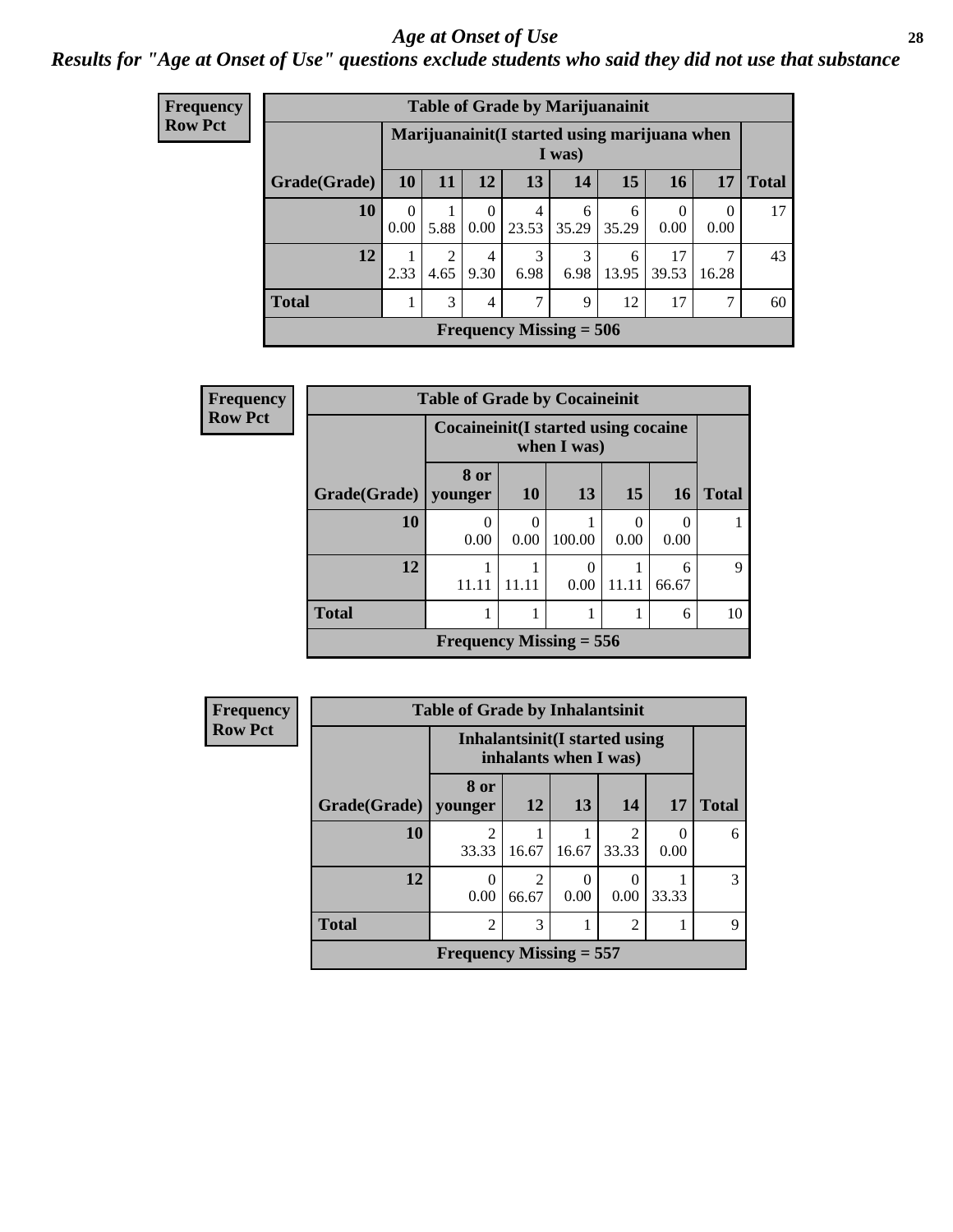# Age at Onset of Use

*Results for "Age at Onset of Use" questions exclude students who said they did not use that substance*

**Frequency / Row Pct**

**Table of Grade by Marijuanainit**

| Grade(Grade) | Marijuanainit(I started using marijuana when I was) | | | | | | | | Total |
|---|---|---|---|---|---|---|---|---|---|
| | 10 | 11 | 12 | 13 | 14 | 15 | 16 | 17 | |
| 10 | 0<br>0.00 | 1<br>5.88 | 0<br>0.00 | 4<br>23.53 | 6<br>35.29 | 6<br>35.29 | 0<br>0.00 | 0<br>0.00 | 17 |
| 12 | 1<br>2.33 | 2<br>4.65 | 4<br>9.30 | 3<br>6.98 | 3<br>6.98 | 6<br>13.95 | 17<br>39.53 | 7<br>16.28 | 43 |
| Total | 1 | 3 | 4 | 7 | 9 | 12 | 17 | 7 | 60 |

Frequency Missing = 506

**Frequency / Row Pct**

**Table of Grade by Cocaineinit**

| Grade(Grade) | Cocaineinit(I started using cocaine when I was) | | | | | Total |
|---|---|---|---|---|---|---|
| | 8 or younger | 10 | 13 | 15 | 16 | |
| 10 | 0<br>0.00 | 0<br>0.00 | 1<br>100.00 | 0<br>0.00 | 0<br>0.00 | 1 |
| 12 | 1<br>11.11 | 1<br>11.11 | 0<br>0.00 | 1<br>11.11 | 6<br>66.67 | 9 |
| Total | 1 | 1 | 1 | 1 | 6 | 10 |

Frequency Missing = 556

**Frequency / Row Pct**

**Table of Grade by Inhalantsinit**

| Grade(Grade) | Inhalantsinit(I started using inhalants when I was) | | | | | Total |
|---|---|---|---|---|---|---|
| | 8 or younger | 12 | 13 | 14 | 17 | |
| 10 | 2<br>33.33 | 1<br>16.67 | 1<br>16.67 | 2<br>33.33 | 0<br>0.00 | 6 |
| 12 | 0<br>0.00 | 2<br>66.67 | 0<br>0.00 | 0<br>0.00 | 1<br>33.33 | 3 |
| Total | 2 | 3 | 1 | 2 | 1 | 9 |

Frequency Missing = 557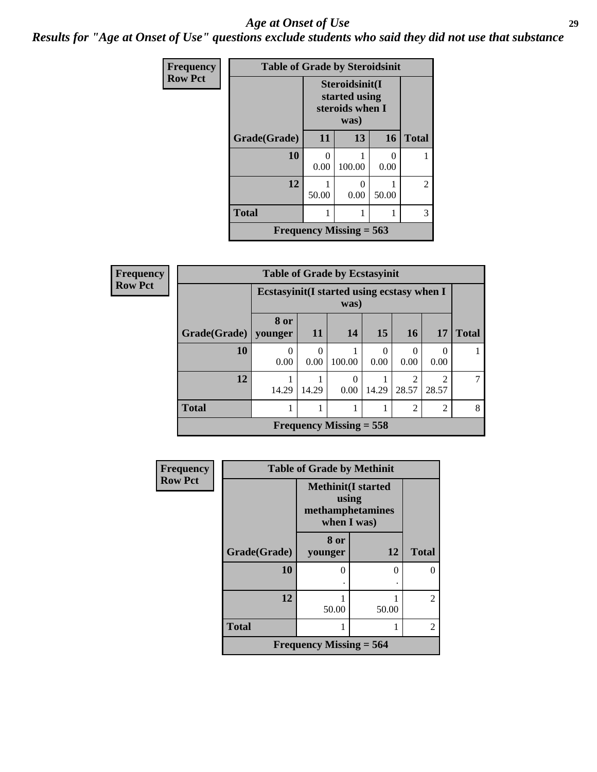# *Age at Onset of Use*

## *Results for "Age at Onset of Use" questions exclude students who said they did not use that substance*

**Frequency**
**Row Pct**

| Table of Grade by Steroidsinit | | | | |
|---|---|---|---|---|
| | Steroidsinit(I started using steroids when I was) | | | |
| Grade(Grade) | 11 | 13 | 16 | Total |
| **10** | 0<br>0.00 | 1<br>100.00 | 0<br>0.00 | 1 |
| **12** | 1<br>50.00 | 0<br>0.00 | 1<br>50.00 | 2 |
| **Total** | 1 | 1 | 1 | 3 |
| Frequency Missing = 563 | | | | |

**Frequency**
**Row Pct**

| Table of Grade by Ecstasyinit | | | | | | | |
|---|---|---|---|---|---|---|---|
| | Ecstasyinit(I started using ecstasy when I was) | | | | | | |
| Grade(Grade) | 8 or younger | 11 | 14 | 15 | 16 | 17 | Total |
| **10** | 0<br>0.00 | 0<br>0.00 | 1<br>100.00 | 0<br>0.00 | 0<br>0.00 | 0<br>0.00 | 1 |
| **12** | 1<br>14.29 | 1<br>14.29 | 0<br>0.00 | 1<br>14.29 | 2<br>28.57 | 2<br>28.57 | 7 |
| **Total** | 1 | 1 | 1 | 1 | 2 | 2 | 8 |
| Frequency Missing = 558 | | | | | | | |

**Frequency**
**Row Pct**

| Table of Grade by Methinit | | | |
|---|---|---|---|
| | Methinit(I started using methamphetamines when I was) | | |
| Grade(Grade) | 8 or younger | 12 | Total |
| **10** | 0<br>. | 0<br>. | 0 |
| **12** | 1<br>50.00 | 1<br>50.00 | 2 |
| **Total** | 1 | 1 | 2 |
| Frequency Missing = 564 | | | |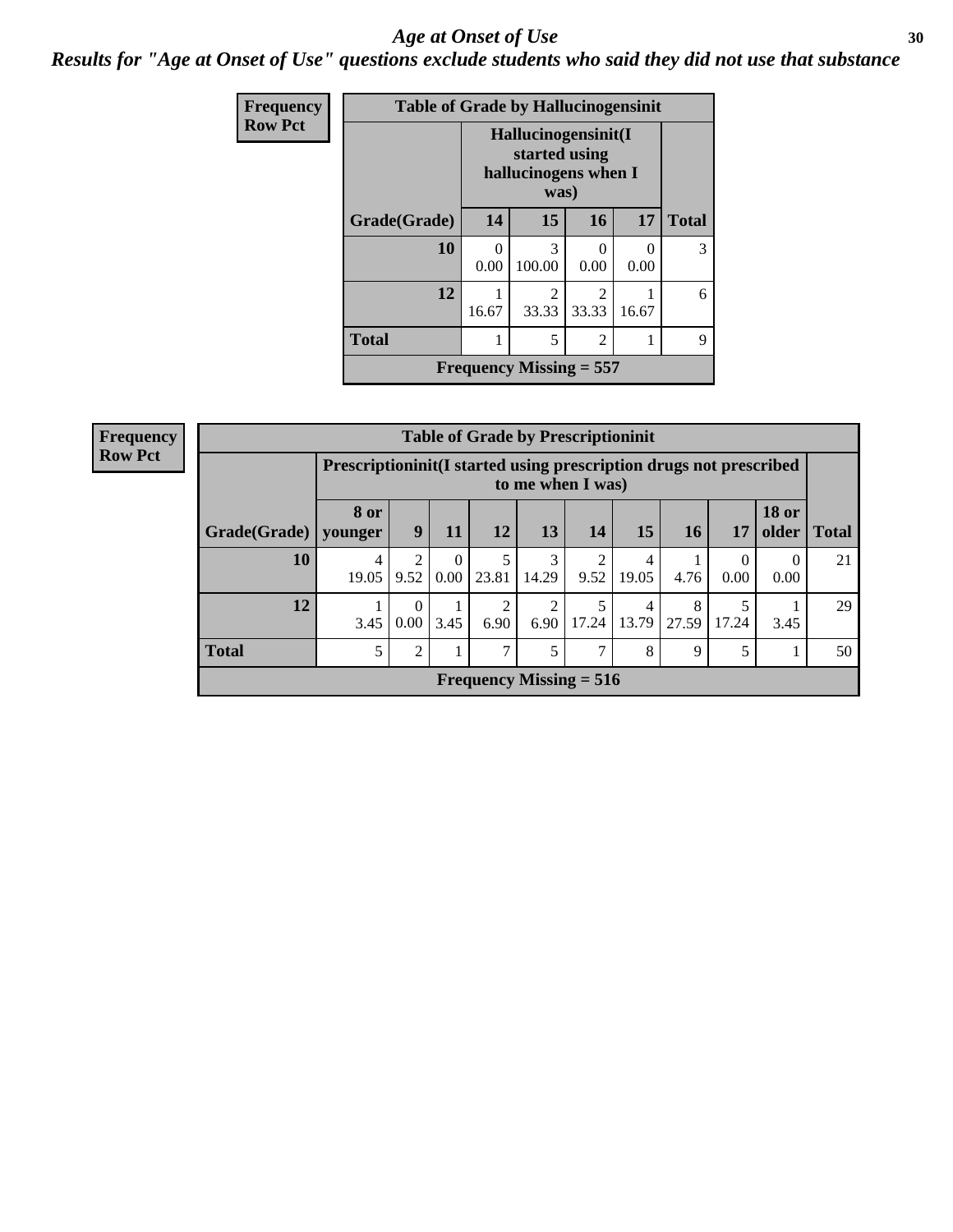# Age at Onset of Use

***Results for "Age at Onset of Use" questions exclude students who said they did not use that substance***

**Frequency / Row Pct**

**Table of Grade by Hallucinogensinit**

| | Hallucinogensinit(I started using hallucinogens when I was) | | | | |
|---|---|---|---|---|---|
| **Grade(Grade)** | **14** | **15** | **16** | **17** | **Total** |
| **10** | 0<br>0.00 | 3<br>100.00 | 0<br>0.00 | 0<br>0.00 | 3 |
| **12** | 1<br>16.67 | 2<br>33.33 | 2<br>33.33 | 1<br>16.67 | 6 |
| **Total** | 1 | 5 | 2 | 1 | 9 |
| **Frequency Missing = 557** | | | | | |

**Frequency / Row Pct**

**Table of Grade by Prescriptioninit**

| | Prescriptioninit(I started using prescription drugs not prescribed to me when I was) | | | | | | | | | | |
|---|---|---|---|---|---|---|---|---|---|---|---|
| **Grade(Grade)** | **8 or younger** | **9** | **11** | **12** | **13** | **14** | **15** | **16** | **17** | **18 or older** | **Total** |
| **10** | 4<br>19.05 | 2<br>9.52 | 0<br>0.00 | 5<br>23.81 | 3<br>14.29 | 2<br>9.52 | 4<br>19.05 | 1<br>4.76 | 0<br>0.00 | 0<br>0.00 | 21 |
| **12** | 1<br>3.45 | 0<br>0.00 | 1<br>3.45 | 2<br>6.90 | 2<br>6.90 | 5<br>17.24 | 4<br>13.79 | 8<br>27.59 | 5<br>17.24 | 1<br>3.45 | 29 |
| **Total** | 5 | 2 | 1 | 7 | 5 | 7 | 8 | 9 | 5 | 1 | 50 |
| **Frequency Missing = 516** | | | | | | | | | | | |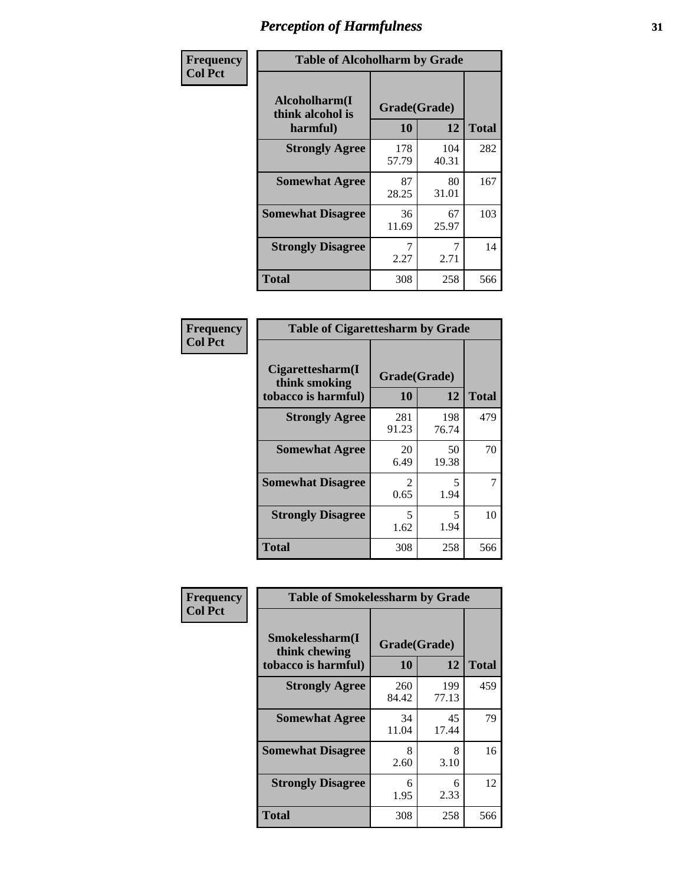# Perception of Harmfulness

**Frequency**
**Col Pct**

| Table of Alcoholharm by Grade | | | |
|---|---|---|---|
| Alcoholharm(I think alcohol is harmful) | Grade(Grade) | | Total |
| | 10 | 12 | |
| Strongly Agree | 178<br>57.79 | 104<br>40.31 | 282 |
| Somewhat Agree | 87<br>28.25 | 80<br>31.01 | 167 |
| Somewhat Disagree | 36<br>11.69 | 67<br>25.97 | 103 |
| Strongly Disagree | 7<br>2.27 | 7<br>2.71 | 14 |
| Total | 308 | 258 | 566 |

**Frequency**
**Col Pct**

| Table of Cigarettesharm by Grade | | | |
|---|---|---|---|
| Cigarettesharm(I think smoking tobacco is harmful) | Grade(Grade) | | Total |
| | 10 | 12 | |
| Strongly Agree | 281<br>91.23 | 198<br>76.74 | 479 |
| Somewhat Agree | 20<br>6.49 | 50<br>19.38 | 70 |
| Somewhat Disagree | 2<br>0.65 | 5<br>1.94 | 7 |
| Strongly Disagree | 5<br>1.62 | 5<br>1.94 | 10 |
| Total | 308 | 258 | 566 |

**Frequency**
**Col Pct**

| Table of Smokelessharm by Grade | | | |
|---|---|---|---|
| Smokelessharm(I think chewing tobacco is harmful) | Grade(Grade) | | Total |
| | 10 | 12 | |
| Strongly Agree | 260<br>84.42 | 199<br>77.13 | 459 |
| Somewhat Agree | 34<br>11.04 | 45<br>17.44 | 79 |
| Somewhat Disagree | 8<br>2.60 | 8<br>3.10 | 16 |
| Strongly Disagree | 6<br>1.95 | 6<br>2.33 | 12 |
| Total | 308 | 258 | 566 |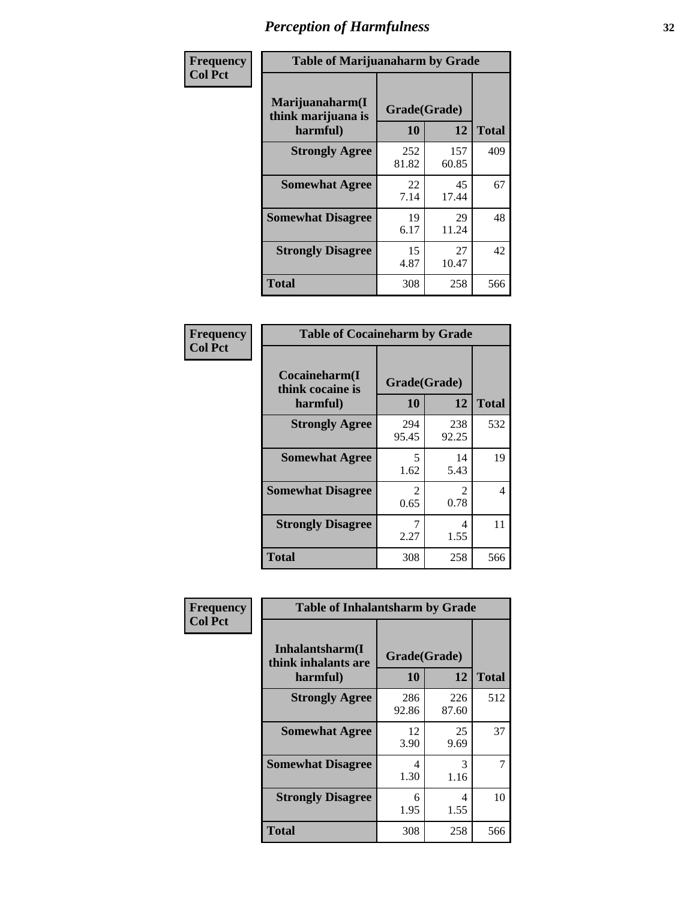# Perception of Harmfulness

**Frequency**
**Col Pct**

**Table of Marijuanaharm by Grade**

| Marijuanaharm(I think marijuana is harmful) | Grade(Grade) | | Total |
|---|---|---|---|
| | 10 | 12 | |
| **Strongly Agree** | 252<br>81.82 | 157<br>60.85 | 409 |
| **Somewhat Agree** | 22<br>7.14 | 45<br>17.44 | 67 |
| **Somewhat Disagree** | 19<br>6.17 | 29<br>11.24 | 48 |
| **Strongly Disagree** | 15<br>4.87 | 27<br>10.47 | 42 |
| **Total** | 308 | 258 | 566 |

**Frequency**
**Col Pct**

**Table of Cocaineharm by Grade**

| Cocaineharm(I think cocaine is harmful) | Grade(Grade) | | Total |
|---|---|---|---|
| | 10 | 12 | |
| **Strongly Agree** | 294<br>95.45 | 238<br>92.25 | 532 |
| **Somewhat Agree** | 5<br>1.62 | 14<br>5.43 | 19 |
| **Somewhat Disagree** | 2<br>0.65 | 2<br>0.78 | 4 |
| **Strongly Disagree** | 7<br>2.27 | 4<br>1.55 | 11 |
| **Total** | 308 | 258 | 566 |

**Frequency**
**Col Pct**

**Table of Inhalantsharm by Grade**

| Inhalantsharm(I think inhalants are harmful) | Grade(Grade) | | Total |
|---|---|---|---|
| | 10 | 12 | |
| **Strongly Agree** | 286<br>92.86 | 226<br>87.60 | 512 |
| **Somewhat Agree** | 12<br>3.90 | 25<br>9.69 | 37 |
| **Somewhat Disagree** | 4<br>1.30 | 3<br>1.16 | 7 |
| **Strongly Disagree** | 6<br>1.95 | 4<br>1.55 | 10 |
| **Total** | 308 | 258 | 566 |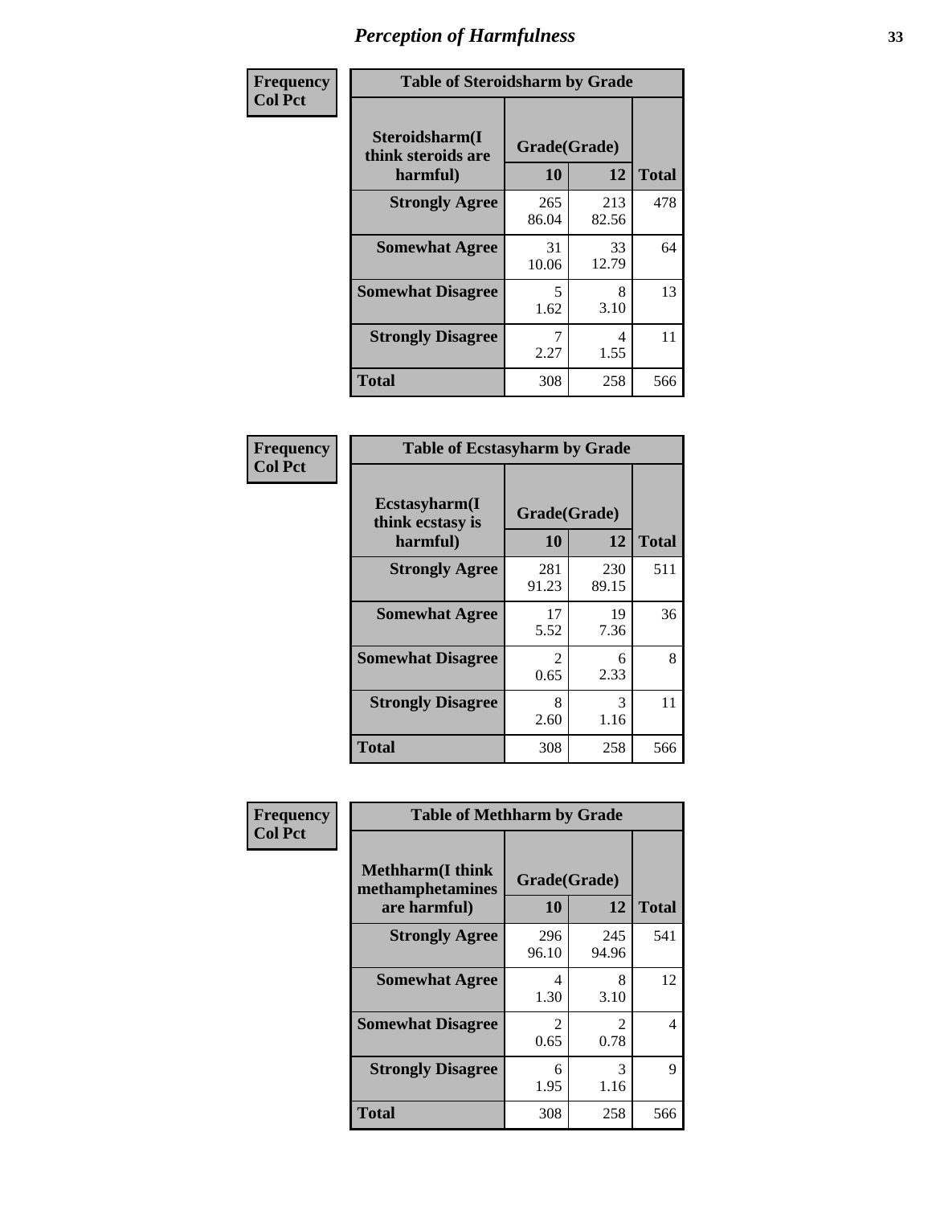# Perception of Harmfulness

**Frequency / Col Pct**

**Table of Steroidsharm by Grade**

| Steroidsharm(I think steroids are harmful) | Grade(Grade) 10 | 12 | Total |
|---|---|---|---|
| **Strongly Agree** | 265<br>86.04 | 213<br>82.56 | 478 |
| **Somewhat Agree** | 31<br>10.06 | 33<br>12.79 | 64 |
| **Somewhat Disagree** | 5<br>1.62 | 8<br>3.10 | 13 |
| **Strongly Disagree** | 7<br>2.27 | 4<br>1.55 | 11 |
| **Total** | 308 | 258 | 566 |

**Frequency / Col Pct**

**Table of Ecstasyharm by Grade**

| Ecstasyharm(I think ecstasy is harmful) | Grade(Grade) 10 | 12 | Total |
|---|---|---|---|
| **Strongly Agree** | 281<br>91.23 | 230<br>89.15 | 511 |
| **Somewhat Agree** | 17<br>5.52 | 19<br>7.36 | 36 |
| **Somewhat Disagree** | 2<br>0.65 | 6<br>2.33 | 8 |
| **Strongly Disagree** | 8<br>2.60 | 3<br>1.16 | 11 |
| **Total** | 308 | 258 | 566 |

**Frequency / Col Pct**

**Table of Methharm by Grade**

| Methharm(I think methamphetamines are harmful) | Grade(Grade) 10 | 12 | Total |
|---|---|---|---|
| **Strongly Agree** | 296<br>96.10 | 245<br>94.96 | 541 |
| **Somewhat Agree** | 4<br>1.30 | 8<br>3.10 | 12 |
| **Somewhat Disagree** | 2<br>0.65 | 2<br>0.78 | 4 |
| **Strongly Disagree** | 6<br>1.95 | 3<br>1.16 | 9 |
| **Total** | 308 | 258 | 566 |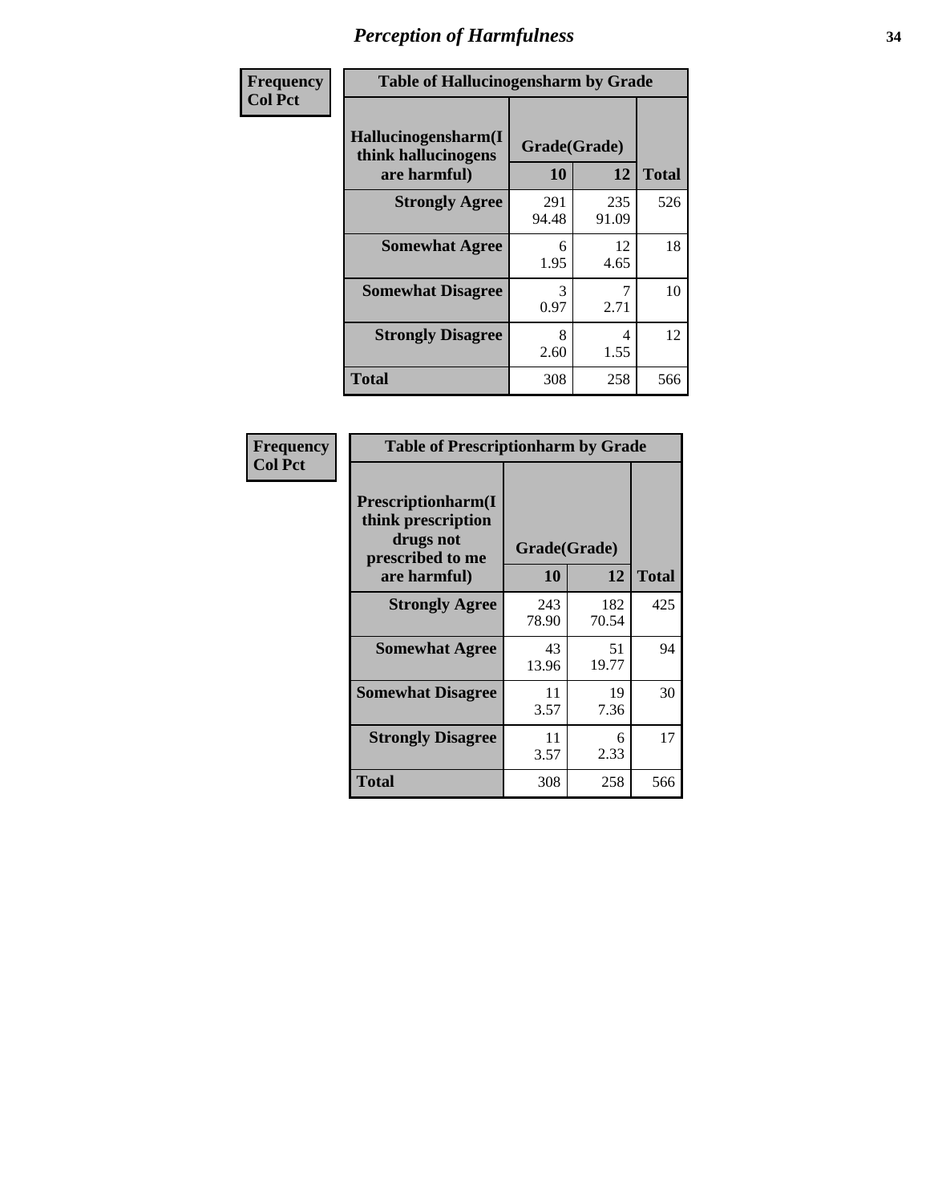# Perception of Harmfulness

**Frequency / Col Pct**

**Table of Hallucinogensharm by Grade**

| Hallucinogensharm(I think hallucinogens are harmful) | Grade(Grade) 10 | 12 | Total |
|---|---|---|---|
| **Strongly Agree** | 291<br>94.48 | 235<br>91.09 | 526 |
| **Somewhat Agree** | 6<br>1.95 | 12<br>4.65 | 18 |
| **Somewhat Disagree** | 3<br>0.97 | 7<br>2.71 | 10 |
| **Strongly Disagree** | 8<br>2.60 | 4<br>1.55 | 12 |
| **Total** | 308 | 258 | 566 |

**Frequency / Col Pct**

**Table of Prescriptionharm by Grade**

| Prescriptionharm(I think prescription drugs not prescribed to me are harmful) | Grade(Grade) 10 | 12 | Total |
|---|---|---|---|
| **Strongly Agree** | 243<br>78.90 | 182<br>70.54 | 425 |
| **Somewhat Agree** | 43<br>13.96 | 51<br>19.77 | 94 |
| **Somewhat Disagree** | 11<br>3.57 | 19<br>7.36 | 30 |
| **Strongly Disagree** | 11<br>3.57 | 6<br>2.33 | 17 |
| **Total** | 308 | 258 | 566 |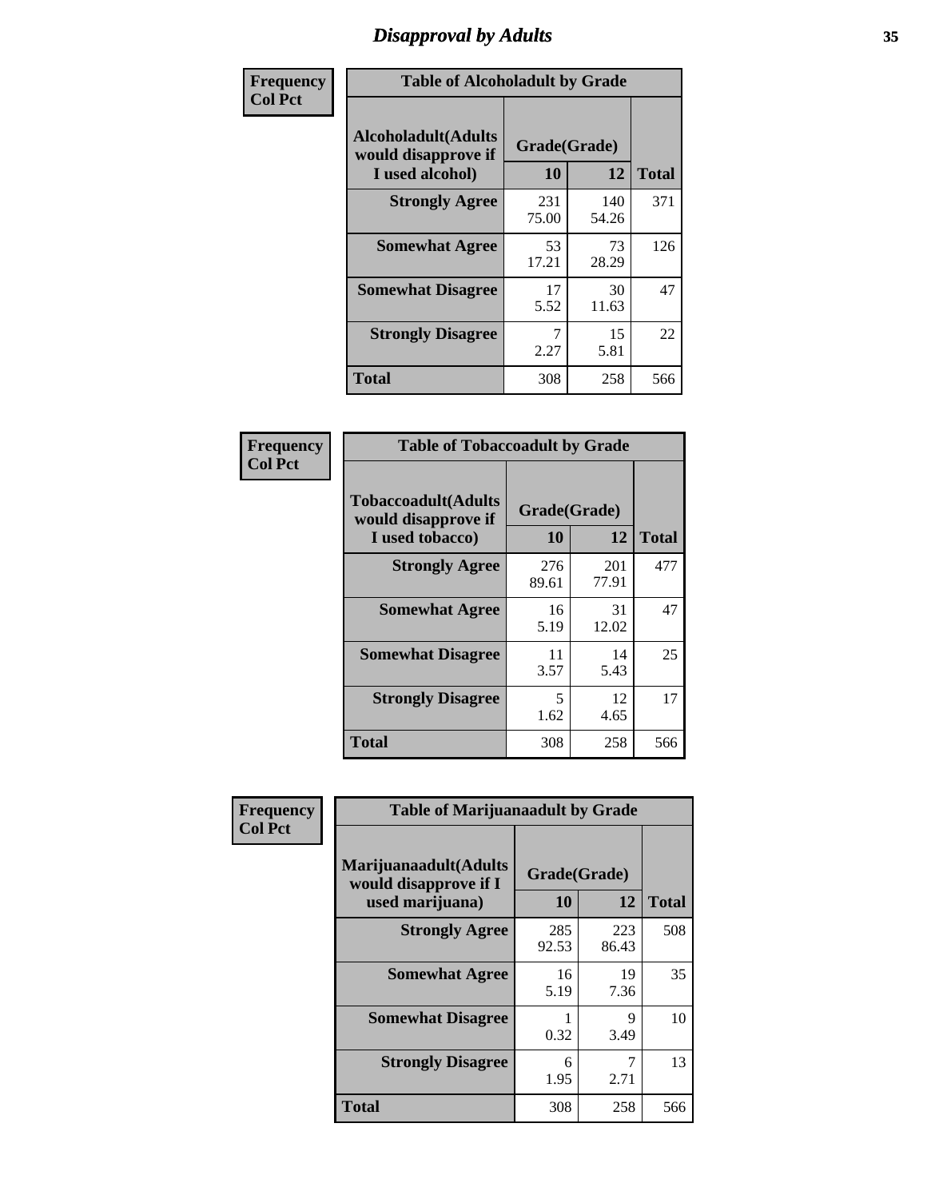# Disapproval by Adults

**Frequency**
**Col Pct**

| Table of Alcoholadult by Grade | | | |
|---|---|---|---|
| **Alcoholadult(Adults would disapprove if I used alcohol)** | **Grade(Grade)** | | **Total** |
| | **10** | **12** | |
| **Strongly Agree** | 231<br>75.00 | 140<br>54.26 | 371 |
| **Somewhat Agree** | 53<br>17.21 | 73<br>28.29 | 126 |
| **Somewhat Disagree** | 17<br>5.52 | 30<br>11.63 | 47 |
| **Strongly Disagree** | 7<br>2.27 | 15<br>5.81 | 22 |
| **Total** | 308 | 258 | 566 |

**Frequency**
**Col Pct**

| Table of Tobaccoadult by Grade | | | |
|---|---|---|---|
| **Tobaccoadult(Adults would disapprove if I used tobacco)** | **Grade(Grade)** | | **Total** |
| | **10** | **12** | |
| **Strongly Agree** | 276<br>89.61 | 201<br>77.91 | 477 |
| **Somewhat Agree** | 16<br>5.19 | 31<br>12.02 | 47 |
| **Somewhat Disagree** | 11<br>3.57 | 14<br>5.43 | 25 |
| **Strongly Disagree** | 5<br>1.62 | 12<br>4.65 | 17 |
| **Total** | 308 | 258 | 566 |

**Frequency**
**Col Pct**

| Table of Marijuanaadult by Grade | | | |
|---|---|---|---|
| **Marijuanaadult(Adults would disapprove if I used marijuana)** | **Grade(Grade)** | | **Total** |
| | **10** | **12** | |
| **Strongly Agree** | 285<br>92.53 | 223<br>86.43 | 508 |
| **Somewhat Agree** | 16<br>5.19 | 19<br>7.36 | 35 |
| **Somewhat Disagree** | 1<br>0.32 | 9<br>3.49 | 10 |
| **Strongly Disagree** | 6<br>1.95 | 7<br>2.71 | 13 |
| **Total** | 308 | 258 | 566 |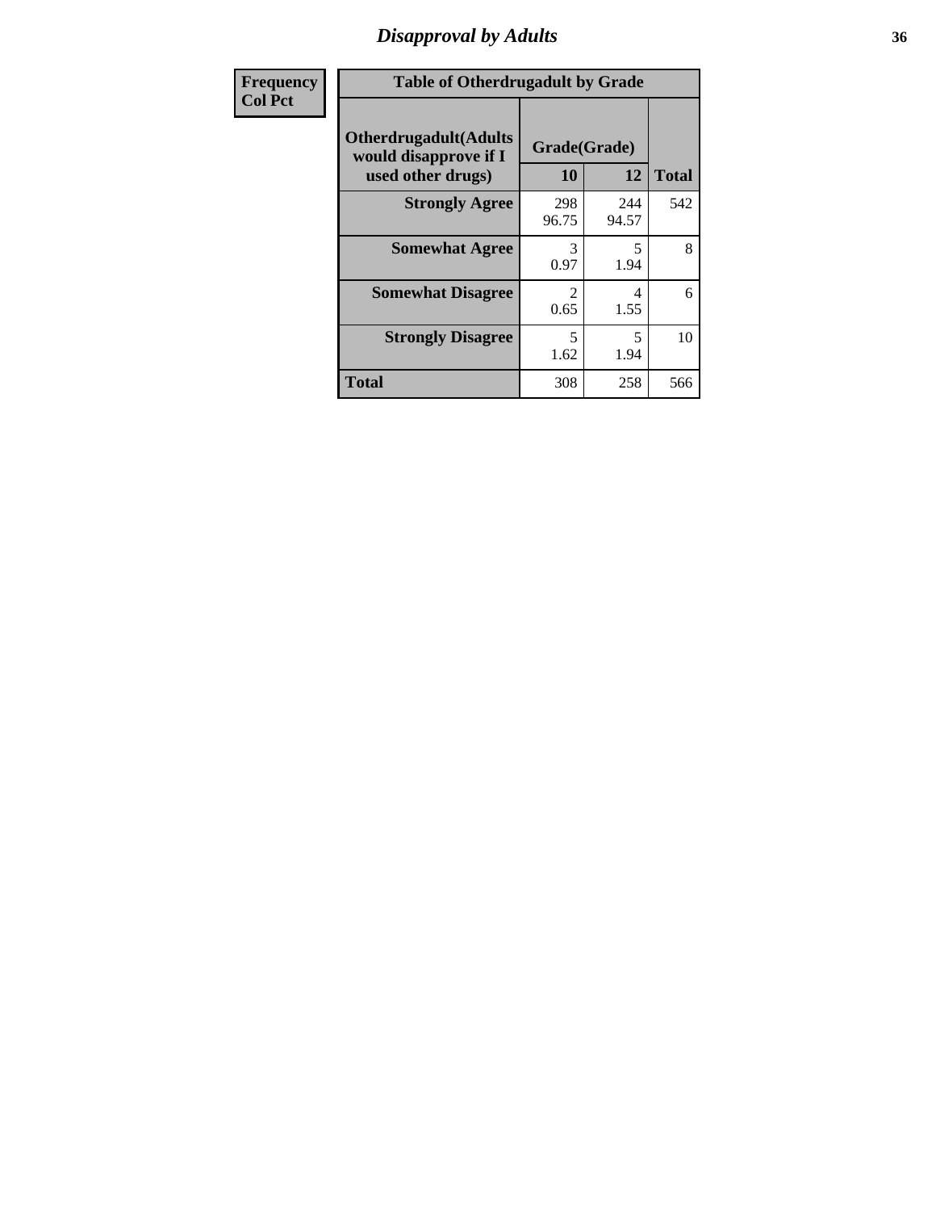# Disapproval by Adults

| Frequency Col Pct |
|---|

**Table of Otherdrugadult by Grade**

| Otherdrugadult(Adults would disapprove if I used other drugs) | Grade(Grade) | | |
|---|---|---|---|
| | 10 | 12 | Total |
| Strongly Agree | 298<br>96.75 | 244<br>94.57 | 542 |
| Somewhat Agree | 3<br>0.97 | 5<br>1.94 | 8 |
| Somewhat Disagree | 2<br>0.65 | 4<br>1.55 | 6 |
| Strongly Disagree | 5<br>1.62 | 5<br>1.94 | 10 |
| Total | 308 | 258 | 566 |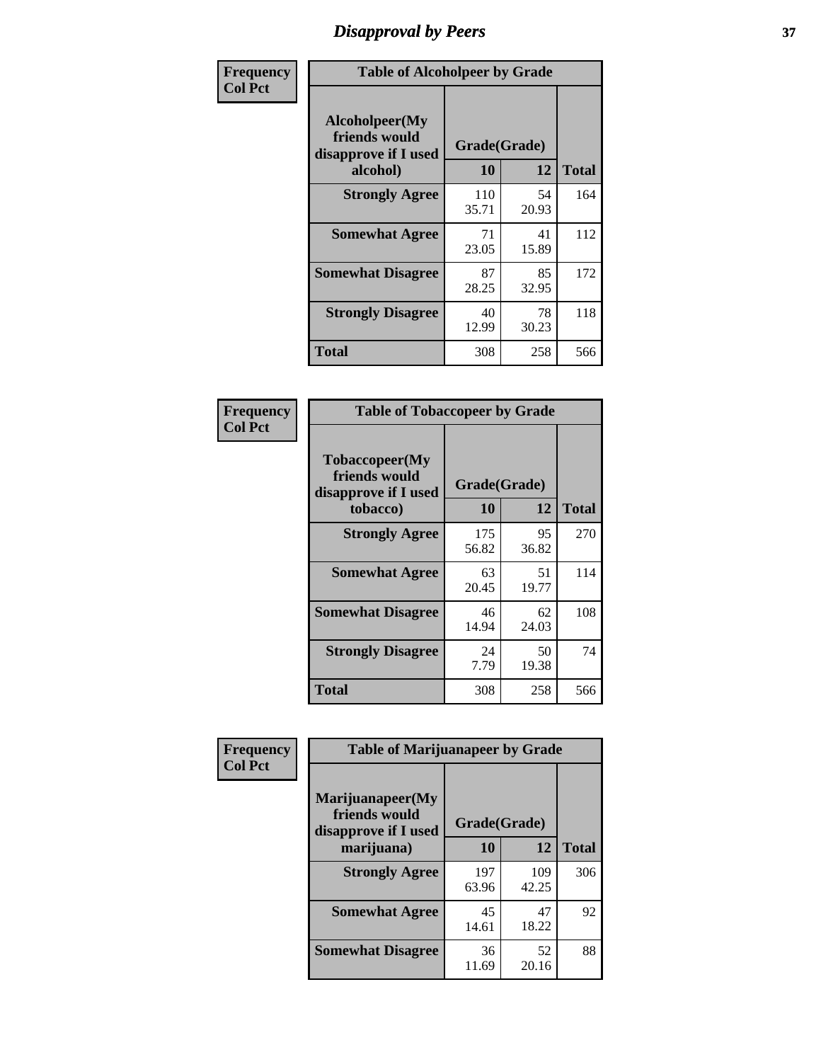# Disapproval by Peers

| Frequency<br>Col Pct | Table of Alcoholpeer by Grade | | |
|---|---|---|---|
| Alcoholpeer(My friends would disapprove if I used alcohol) | Grade(Grade) | | |
| | 10 | 12 | Total |
| Strongly Agree | 110<br>35.71 | 54<br>20.93 | 164 |
| Somewhat Agree | 71<br>23.05 | 41<br>15.89 | 112 |
| Somewhat Disagree | 87<br>28.25 | 85<br>32.95 | 172 |
| Strongly Disagree | 40<br>12.99 | 78<br>30.23 | 118 |
| Total | 308 | 258 | 566 |

| Frequency<br>Col Pct | Table of Tobaccopeer by Grade | | |
|---|---|---|---|
| Tobaccopeer(My friends would disapprove if I used tobacco) | Grade(Grade) | | |
| | 10 | 12 | Total |
| Strongly Agree | 175<br>56.82 | 95<br>36.82 | 270 |
| Somewhat Agree | 63<br>20.45 | 51<br>19.77 | 114 |
| Somewhat Disagree | 46<br>14.94 | 62<br>24.03 | 108 |
| Strongly Disagree | 24<br>7.79 | 50<br>19.38 | 74 |
| Total | 308 | 258 | 566 |

| Frequency<br>Col Pct | Table of Marijuanapeer by Grade | | |
|---|---|---|---|
| Marijuanapeer(My friends would disapprove if I used marijuana) | Grade(Grade) | | |
| | 10 | 12 | Total |
| Strongly Agree | 197<br>63.96 | 109<br>42.25 | 306 |
| Somewhat Agree | 45<br>14.61 | 47<br>18.22 | 92 |
| Somewhat Disagree | 36<br>11.69 | 52<br>20.16 | 88 |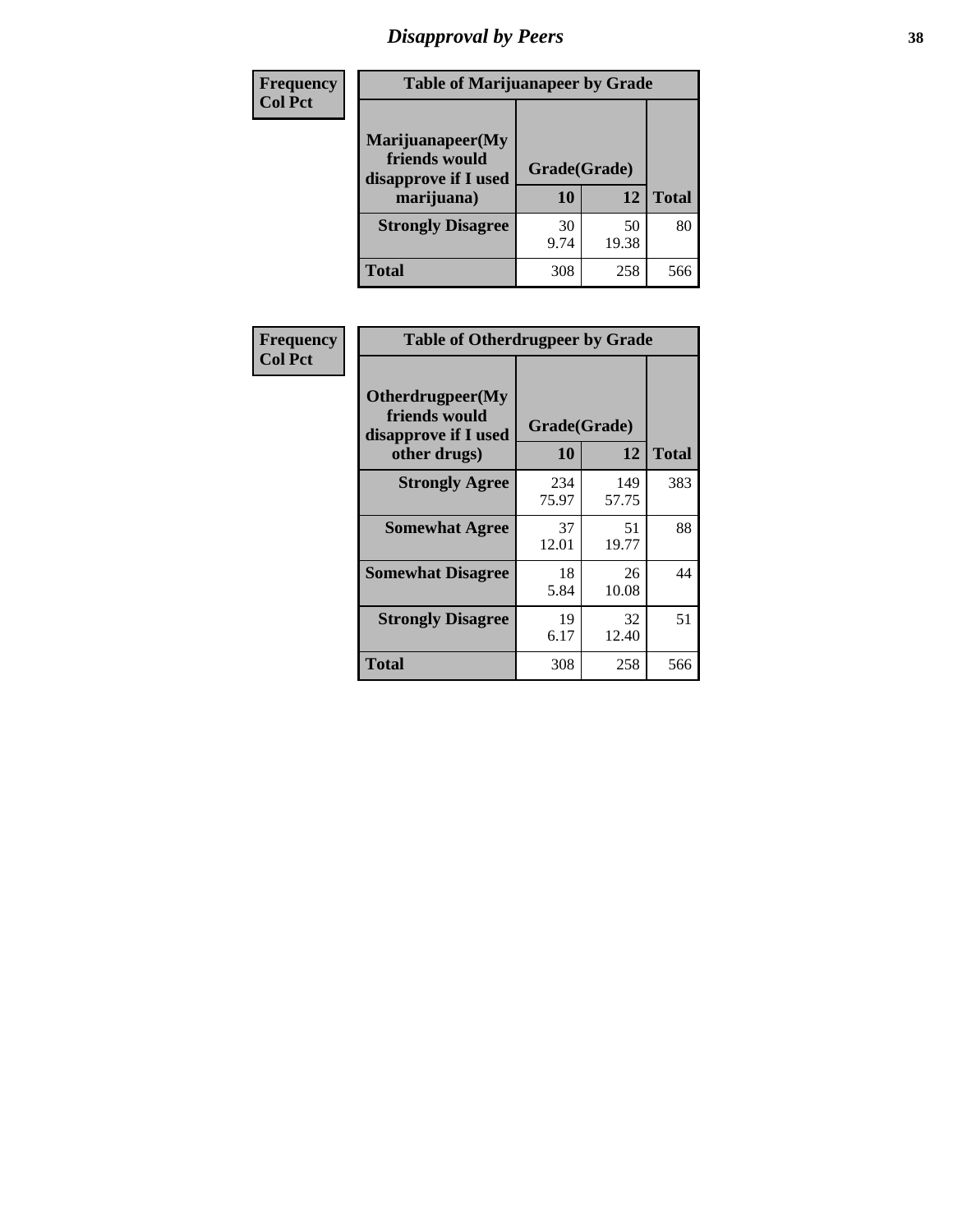# Disapproval by Peers

**Frequency**
**Col Pct**

| Table of Marijuanapeer by Grade | | | |
|---|---|---|---|
| **Marijuanapeer(My friends would disapprove if I used marijuana)** | **Grade(Grade)** | | |
| | **10** | **12** | **Total** |
| **Strongly Disagree** | 30<br>9.74 | 50<br>19.38 | 80 |
| **Total** | 308 | 258 | 566 |

**Frequency**
**Col Pct**

| Table of Otherdrugpeer by Grade | | | |
|---|---|---|---|
| **Otherdrugpeer(My friends would disapprove if I used other drugs)** | **Grade(Grade)** | | |
| | **10** | **12** | **Total** |
| **Strongly Agree** | 234<br>75.97 | 149<br>57.75 | 383 |
| **Somewhat Agree** | 37<br>12.01 | 51<br>19.77 | 88 |
| **Somewhat Disagree** | 18<br>5.84 | 26<br>10.08 | 44 |
| **Strongly Disagree** | 19<br>6.17 | 32<br>12.40 | 51 |
| **Total** | 308 | 258 | 566 |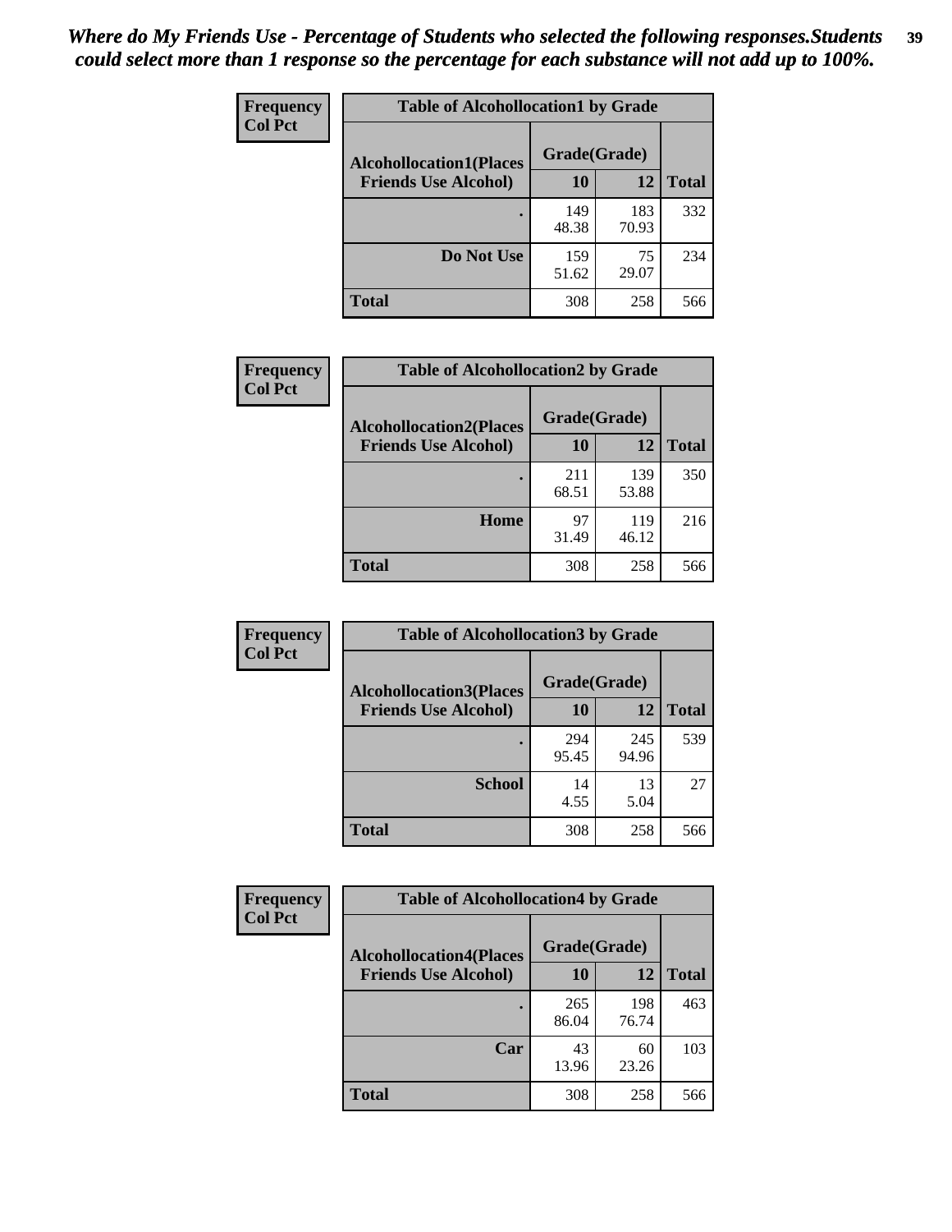*Where do My Friends Use - Percentage of Students who selected the following responses.Students could select more than 1 response so the percentage for each substance will not add up to 100%.*

**Frequency**
**Col Pct**

| Table of Alcohollocation1 by Grade | | | |
|---|---|---|---|
| **Alcohollocation1(Places Friends Use Alcohol)** | **Grade(Grade)** | | |
| | **10** | **12** | **Total** |
| **.** | 149<br>48.38 | 183<br>70.93 | 332 |
| **Do Not Use** | 159<br>51.62 | 75<br>29.07 | 234 |
| **Total** | 308 | 258 | 566 |

**Frequency**
**Col Pct**

| Table of Alcohollocation2 by Grade | | | |
|---|---|---|---|
| **Alcohollocation2(Places Friends Use Alcohol)** | **Grade(Grade)** | | |
| | **10** | **12** | **Total** |
| **.** | 211<br>68.51 | 139<br>53.88 | 350 |
| **Home** | 97<br>31.49 | 119<br>46.12 | 216 |
| **Total** | 308 | 258 | 566 |

**Frequency**
**Col Pct**

| Table of Alcohollocation3 by Grade | | | |
|---|---|---|---|
| **Alcohollocation3(Places Friends Use Alcohol)** | **Grade(Grade)** | | |
| | **10** | **12** | **Total** |
| **.** | 294<br>95.45 | 245<br>94.96 | 539 |
| **School** | 14<br>4.55 | 13<br>5.04 | 27 |
| **Total** | 308 | 258 | 566 |

**Frequency**
**Col Pct**

| Table of Alcohollocation4 by Grade | | | |
|---|---|---|---|
| **Alcohollocation4(Places Friends Use Alcohol)** | **Grade(Grade)** | | |
| | **10** | **12** | **Total** |
| **.** | 265<br>86.04 | 198<br>76.74 | 463 |
| **Car** | 43<br>13.96 | 60<br>23.26 | 103 |
| **Total** | 308 | 258 | 566 |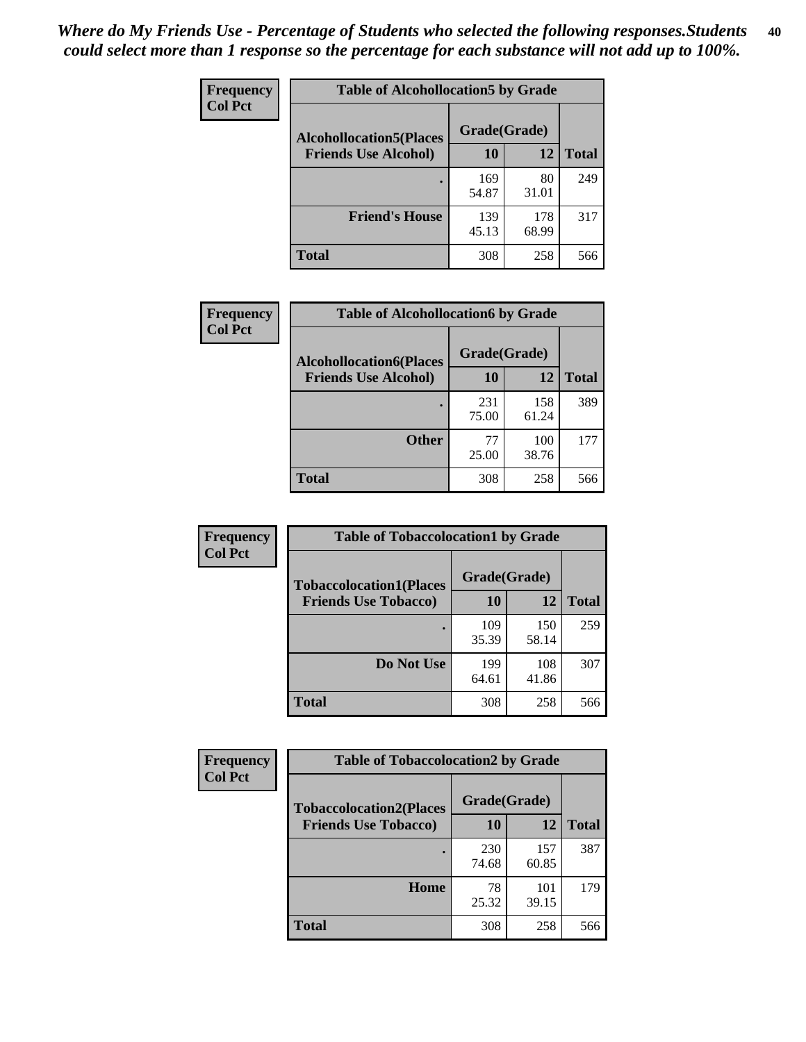*Where do My Friends Use - Percentage of Students who selected the following responses.Students could select more than 1 response so the percentage for each substance will not add up to 100%.*

**Frequency**
**Col Pct**

| Table of Alcohollocation5 by Grade | | | |
|---|---|---|---|
| **Alcohollocation5(Places Friends Use Alcohol)** | **Grade(Grade)** | | **Total** |
| | **10** | **12** | |
| **.** | 169<br>54.87 | 80<br>31.01 | 249 |
| **Friend's House** | 139<br>45.13 | 178<br>68.99 | 317 |
| **Total** | 308 | 258 | 566 |

**Frequency**
**Col Pct**

| Table of Alcohollocation6 by Grade | | | |
|---|---|---|---|
| **Alcohollocation6(Places Friends Use Alcohol)** | **Grade(Grade)** | | **Total** |
| | **10** | **12** | |
| **.** | 231<br>75.00 | 158<br>61.24 | 389 |
| **Other** | 77<br>25.00 | 100<br>38.76 | 177 |
| **Total** | 308 | 258 | 566 |

**Frequency**
**Col Pct**

| Table of Tobaccolocation1 by Grade | | | |
|---|---|---|---|
| **Tobaccolocation1(Places Friends Use Tobacco)** | **Grade(Grade)** | | **Total** |
| | **10** | **12** | |
| **.** | 109<br>35.39 | 150<br>58.14 | 259 |
| **Do Not Use** | 199<br>64.61 | 108<br>41.86 | 307 |
| **Total** | 308 | 258 | 566 |

**Frequency**
**Col Pct**

| Table of Tobaccolocation2 by Grade | | | |
|---|---|---|---|
| **Tobaccolocation2(Places Friends Use Tobacco)** | **Grade(Grade)** | | **Total** |
| | **10** | **12** | |
| **.** | 230<br>74.68 | 157<br>60.85 | 387 |
| **Home** | 78<br>25.32 | 101<br>39.15 | 179 |
| **Total** | 308 | 258 | 566 |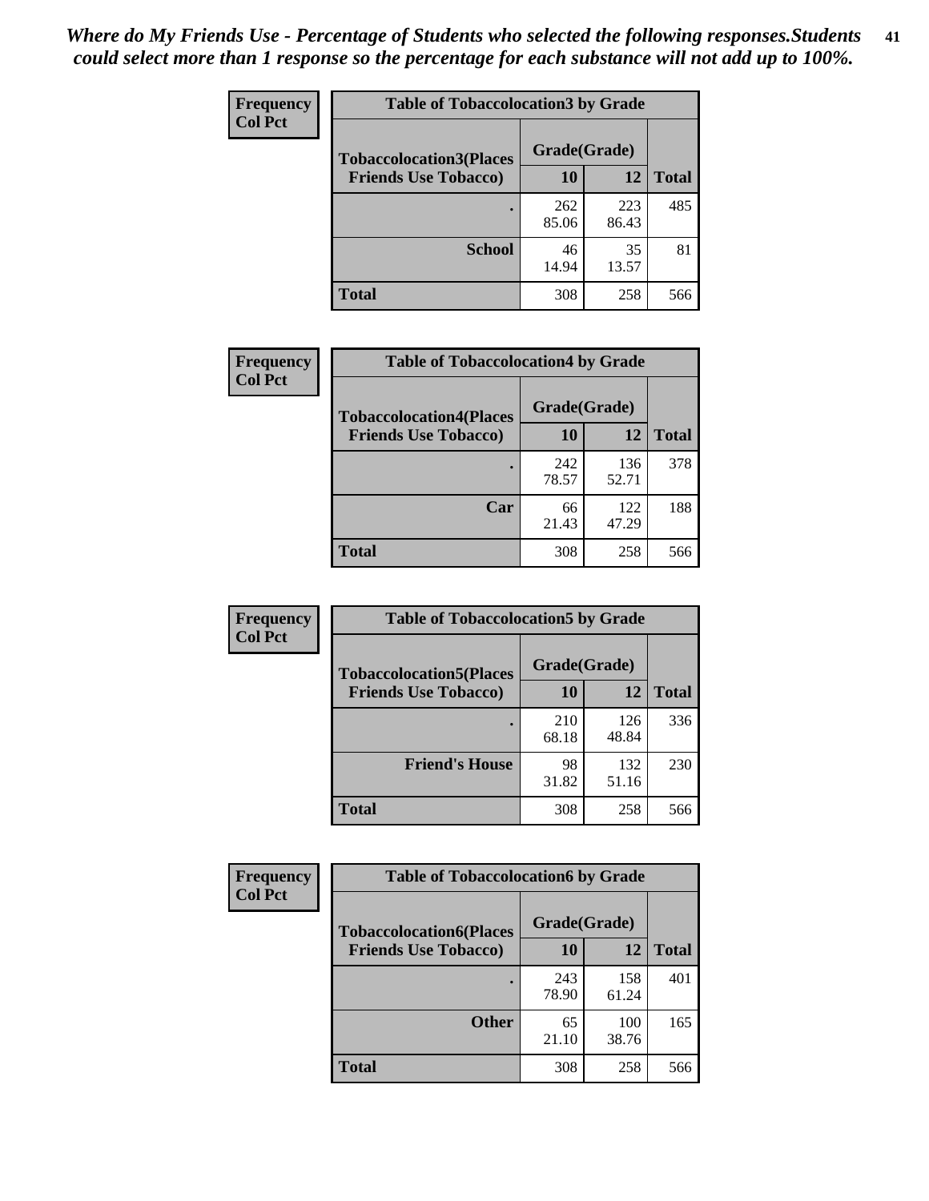*Where do My Friends Use - Percentage of Students who selected the following responses.Students could select more than 1 response so the percentage for each substance will not add up to 100%.*

**Frequency**
**Col Pct**

| Table of Tobaccolocation3 by Grade | | | |
|---|---|---|---|
| **Tobaccolocation3(Places Friends Use Tobacco)** | **Grade(Grade)** | | **Total** |
| | **10** | **12** | |
| **.** | 262<br>85.06 | 223<br>86.43 | 485 |
| **School** | 46<br>14.94 | 35<br>13.57 | 81 |
| **Total** | 308 | 258 | 566 |

**Frequency**
**Col Pct**

| Table of Tobaccolocation4 by Grade | | | |
|---|---|---|---|
| **Tobaccolocation4(Places Friends Use Tobacco)** | **Grade(Grade)** | | **Total** |
| | **10** | **12** | |
| **.** | 242<br>78.57 | 136<br>52.71 | 378 |
| **Car** | 66<br>21.43 | 122<br>47.29 | 188 |
| **Total** | 308 | 258 | 566 |

**Frequency**
**Col Pct**

| Table of Tobaccolocation5 by Grade | | | |
|---|---|---|---|
| **Tobaccolocation5(Places Friends Use Tobacco)** | **Grade(Grade)** | | **Total** |
| | **10** | **12** | |
| **.** | 210<br>68.18 | 126<br>48.84 | 336 |
| **Friend's House** | 98<br>31.82 | 132<br>51.16 | 230 |
| **Total** | 308 | 258 | 566 |

**Frequency**
**Col Pct**

| Table of Tobaccolocation6 by Grade | | | |
|---|---|---|---|
| **Tobaccolocation6(Places Friends Use Tobacco)** | **Grade(Grade)** | | **Total** |
| | **10** | **12** | |
| **.** | 243<br>78.90 | 158<br>61.24 | 401 |
| **Other** | 65<br>21.10 | 100<br>38.76 | 165 |
| **Total** | 308 | 258 | 566 |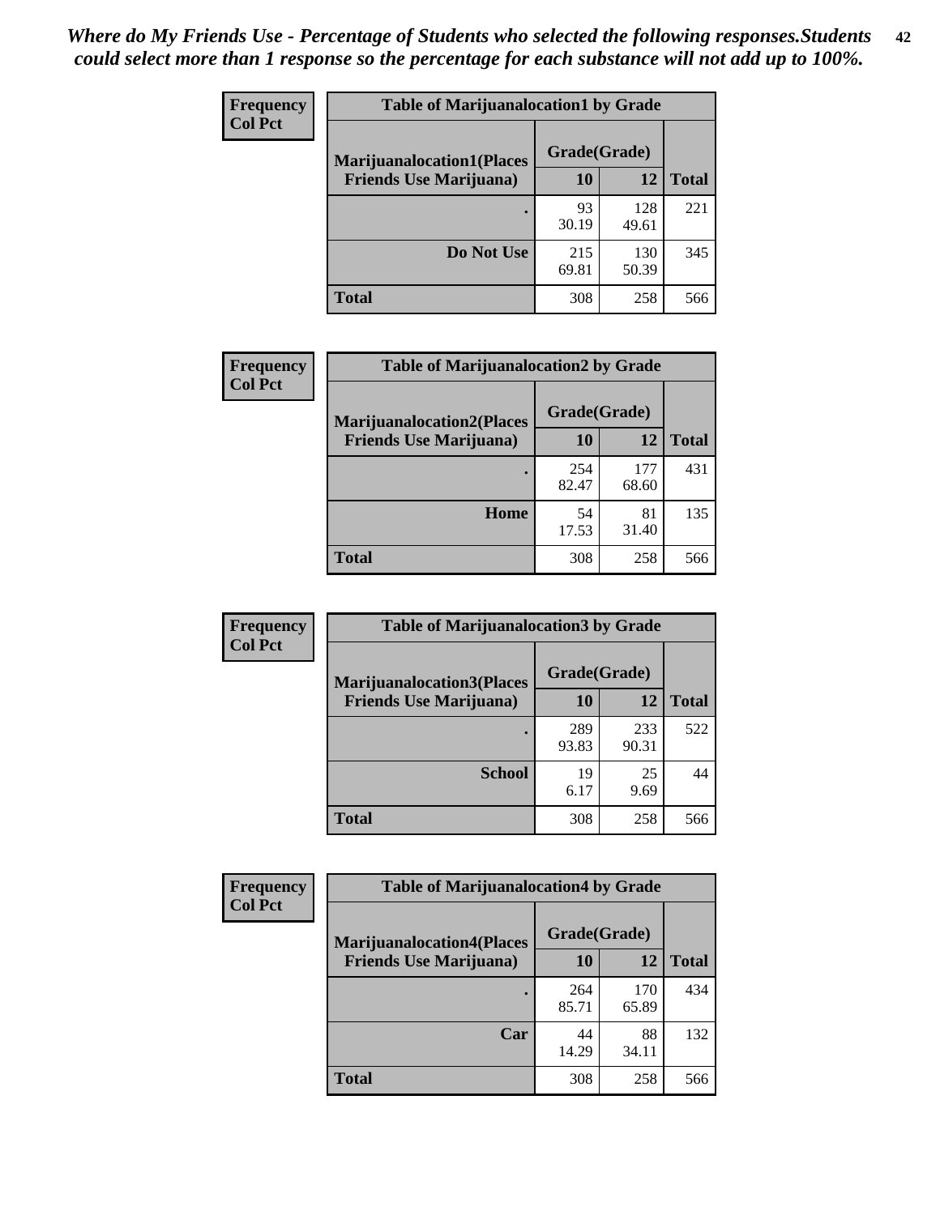*Where do My Friends Use - Percentage of Students who selected the following responses.Students could select more than 1 response so the percentage for each substance will not add up to 100%.*

**Frequency**
**Col Pct**

| Table of Marijuanalocation1 by Grade | | | |
|---|---|---|---|
| **Marijuanalocation1(Places Friends Use Marijuana)** | **Grade(Grade)** | | **Total** |
| | **10** | **12** | |
| **.** | 93<br>30.19 | 128<br>49.61 | 221 |
| **Do Not Use** | 215<br>69.81 | 130<br>50.39 | 345 |
| **Total** | 308 | 258 | 566 |

**Frequency**
**Col Pct**

| Table of Marijuanalocation2 by Grade | | | |
|---|---|---|---|
| **Marijuanalocation2(Places Friends Use Marijuana)** | **Grade(Grade)** | | **Total** |
| | **10** | **12** | |
| **.** | 254<br>82.47 | 177<br>68.60 | 431 |
| **Home** | 54<br>17.53 | 81<br>31.40 | 135 |
| **Total** | 308 | 258 | 566 |

**Frequency**
**Col Pct**

| Table of Marijuanalocation3 by Grade | | | |
|---|---|---|---|
| **Marijuanalocation3(Places Friends Use Marijuana)** | **Grade(Grade)** | | **Total** |
| | **10** | **12** | |
| **.** | 289<br>93.83 | 233<br>90.31 | 522 |
| **School** | 19<br>6.17 | 25<br>9.69 | 44 |
| **Total** | 308 | 258 | 566 |

**Frequency**
**Col Pct**

| Table of Marijuanalocation4 by Grade | | | |
|---|---|---|---|
| **Marijuanalocation4(Places Friends Use Marijuana)** | **Grade(Grade)** | | **Total** |
| | **10** | **12** | |
| **.** | 264<br>85.71 | 170<br>65.89 | 434 |
| **Car** | 44<br>14.29 | 88<br>34.11 | 132 |
| **Total** | 308 | 258 | 566 |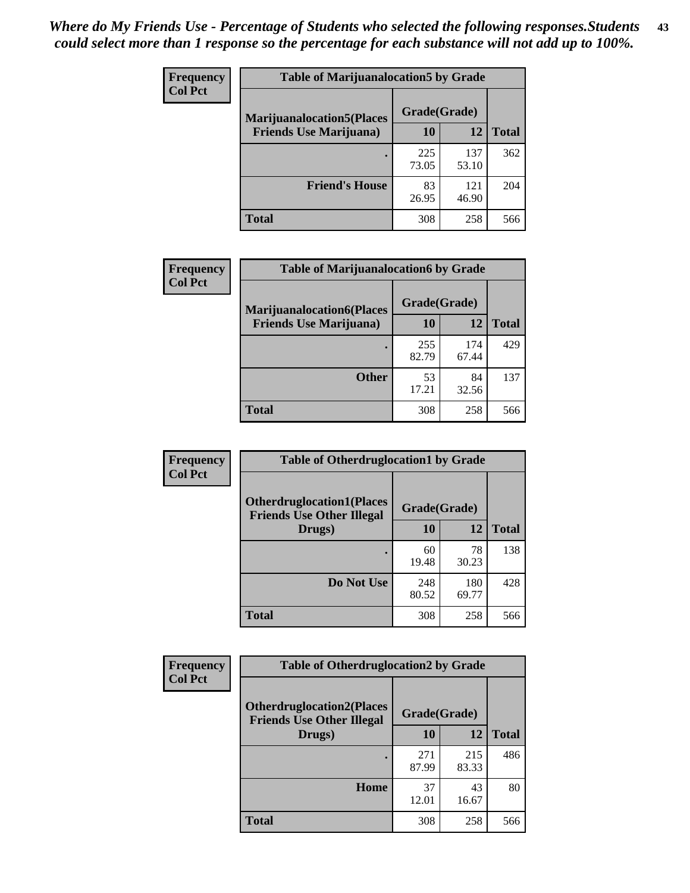*Where do My Friends Use - Percentage of Students who selected the following responses.Students could select more than 1 response so the percentage for each substance will not add up to 100%.*

**Table of Marijuanalocation5 by Grade**

| Frequency / Col Pct — Marijuanalocation5(Places Friends Use Marijuana) | Grade(Grade) 10 | 12 | Total |
|---|---|---|---|
| . | 225<br>73.05 | 137<br>53.10 | 362 |
| Friend's House | 83<br>26.95 | 121<br>46.90 | 204 |
| Total | 308 | 258 | 566 |

**Table of Marijuanalocation6 by Grade**

| Frequency / Col Pct — Marijuanalocation6(Places Friends Use Marijuana) | Grade(Grade) 10 | 12 | Total |
|---|---|---|---|
| . | 255<br>82.79 | 174<br>67.44 | 429 |
| Other | 53<br>17.21 | 84<br>32.56 | 137 |
| Total | 308 | 258 | 566 |

**Table of Otherdruglocation1 by Grade**

| Frequency / Col Pct — Otherdruglocation1(Places Friends Use Other Illegal Drugs) | Grade(Grade) 10 | 12 | Total |
|---|---|---|---|
| . | 60<br>19.48 | 78<br>30.23 | 138 |
| Do Not Use | 248<br>80.52 | 180<br>69.77 | 428 |
| Total | 308 | 258 | 566 |

**Table of Otherdruglocation2 by Grade**

| Frequency / Col Pct — Otherdruglocation2(Places Friends Use Other Illegal Drugs) | Grade(Grade) 10 | 12 | Total |
|---|---|---|---|
| . | 271<br>87.99 | 215<br>83.33 | 486 |
| Home | 37<br>12.01 | 43<br>16.67 | 80 |
| Total | 308 | 258 | 566 |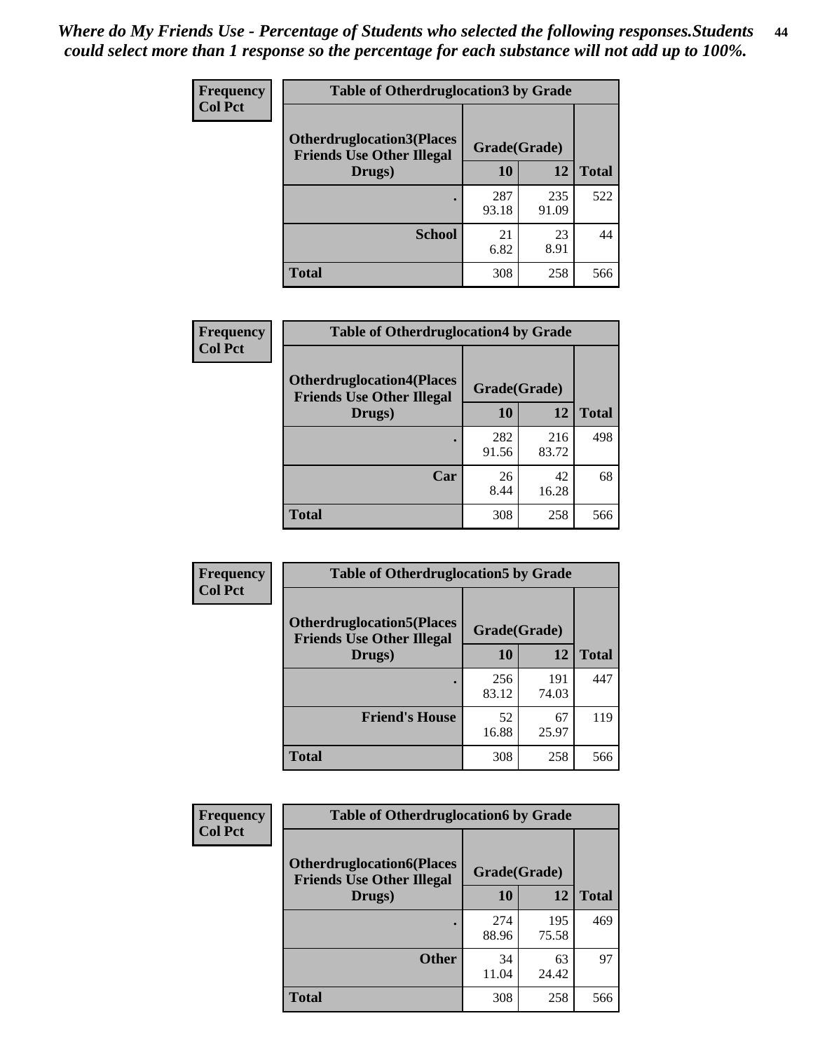*Where do My Friends Use - Percentage of Students who selected the following responses.Students could select more than 1 response so the percentage for each substance will not add up to 100%.*

**Frequency**
**Col Pct**

| Table of Otherdruglocation3 by Grade | | | |
|---|---|---|---|
| Otherdruglocation3(Places Friends Use Other Illegal Drugs) | Grade(Grade) | | Total |
| | 10 | 12 | |
| . | 287<br>93.18 | 235<br>91.09 | 522 |
| School | 21<br>6.82 | 23<br>8.91 | 44 |
| Total | 308 | 258 | 566 |

**Frequency**
**Col Pct**

| Table of Otherdruglocation4 by Grade | | | |
|---|---|---|---|
| Otherdruglocation4(Places Friends Use Other Illegal Drugs) | Grade(Grade) | | Total |
| | 10 | 12 | |
| . | 282<br>91.56 | 216<br>83.72 | 498 |
| Car | 26<br>8.44 | 42<br>16.28 | 68 |
| Total | 308 | 258 | 566 |

**Frequency**
**Col Pct**

| Table of Otherdruglocation5 by Grade | | | |
|---|---|---|---|
| Otherdruglocation5(Places Friends Use Other Illegal Drugs) | Grade(Grade) | | Total |
| | 10 | 12 | |
| . | 256<br>83.12 | 191<br>74.03 | 447 |
| Friend's House | 52<br>16.88 | 67<br>25.97 | 119 |
| Total | 308 | 258 | 566 |

**Frequency**
**Col Pct**

| Table of Otherdruglocation6 by Grade | | | |
|---|---|---|---|
| Otherdruglocation6(Places Friends Use Other Illegal Drugs) | Grade(Grade) | | Total |
| | 10 | 12 | |
| . | 274<br>88.96 | 195<br>75.58 | 469 |
| Other | 34<br>11.04 | 63<br>24.42 | 97 |
| Total | 308 | 258 | 566 |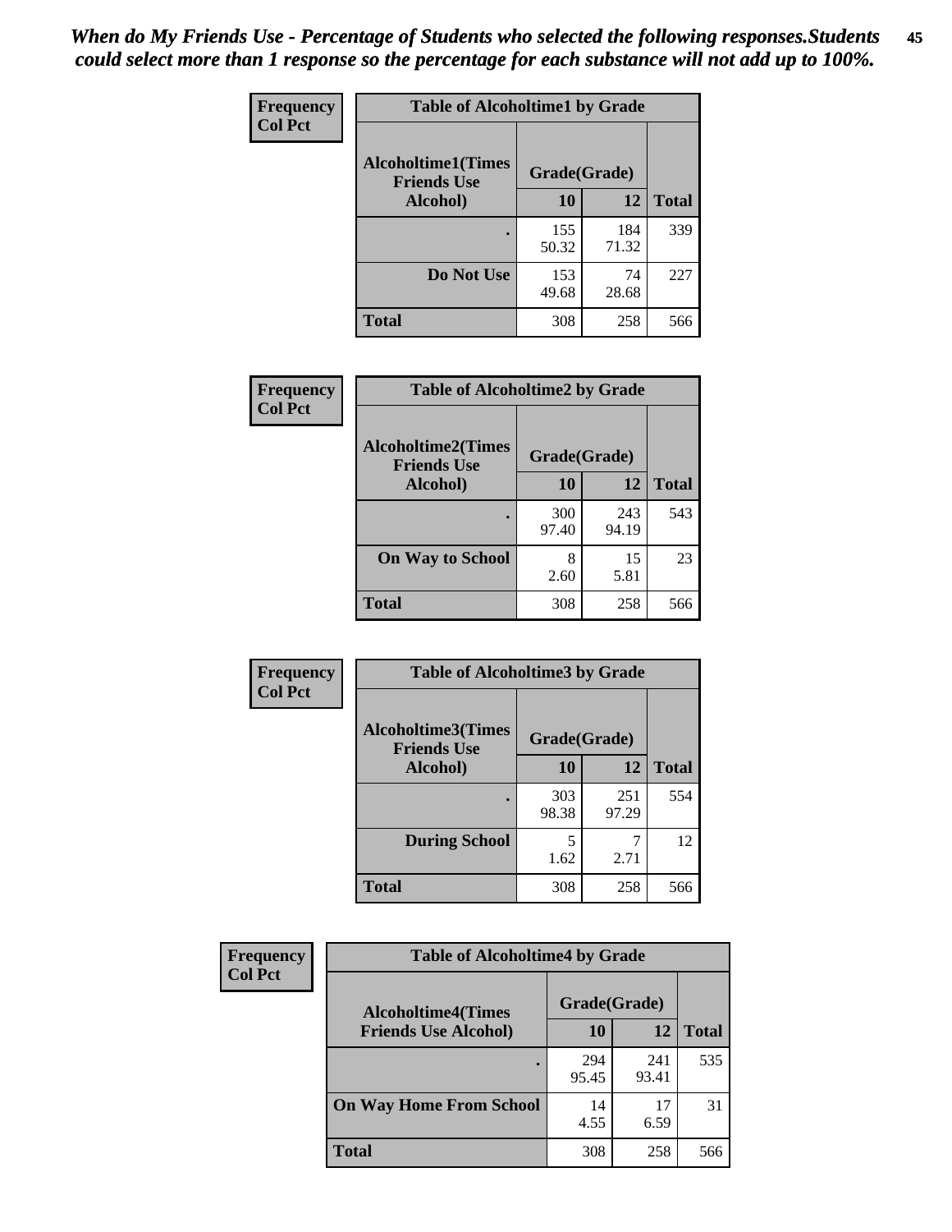*When do My Friends Use - Percentage of Students who selected the following responses.Students could select more than 1 response so the percentage for each substance will not add up to 100%.*

**Table of Alcoholtime1 by Grade**

| Frequency / Col Pct — Alcoholtime1(Times Friends Use Alcohol) | Grade(Grade) 10 | 12 | Total |
|---|---|---|---|
| . | 155<br>50.32 | 184<br>71.32 | 339 |
| Do Not Use | 153<br>49.68 | 74<br>28.68 | 227 |
| Total | 308 | 258 | 566 |

**Table of Alcoholtime2 by Grade**

| Frequency / Col Pct — Alcoholtime2(Times Friends Use Alcohol) | Grade(Grade) 10 | 12 | Total |
|---|---|---|---|
| . | 300<br>97.40 | 243<br>94.19 | 543 |
| On Way to School | 8<br>2.60 | 15<br>5.81 | 23 |
| Total | 308 | 258 | 566 |

**Table of Alcoholtime3 by Grade**

| Frequency / Col Pct — Alcoholtime3(Times Friends Use Alcohol) | Grade(Grade) 10 | 12 | Total |
|---|---|---|---|
| . | 303<br>98.38 | 251<br>97.29 | 554 |
| During School | 5<br>1.62 | 7<br>2.71 | 12 |
| Total | 308 | 258 | 566 |

**Table of Alcoholtime4 by Grade**

| Frequency / Col Pct — Alcoholtime4(Times Friends Use Alcohol) | Grade(Grade) 10 | 12 | Total |
|---|---|---|---|
| . | 294<br>95.45 | 241<br>93.41 | 535 |
| On Way Home From School | 14<br>4.55 | 17<br>6.59 | 31 |
| Total | 308 | 258 | 566 |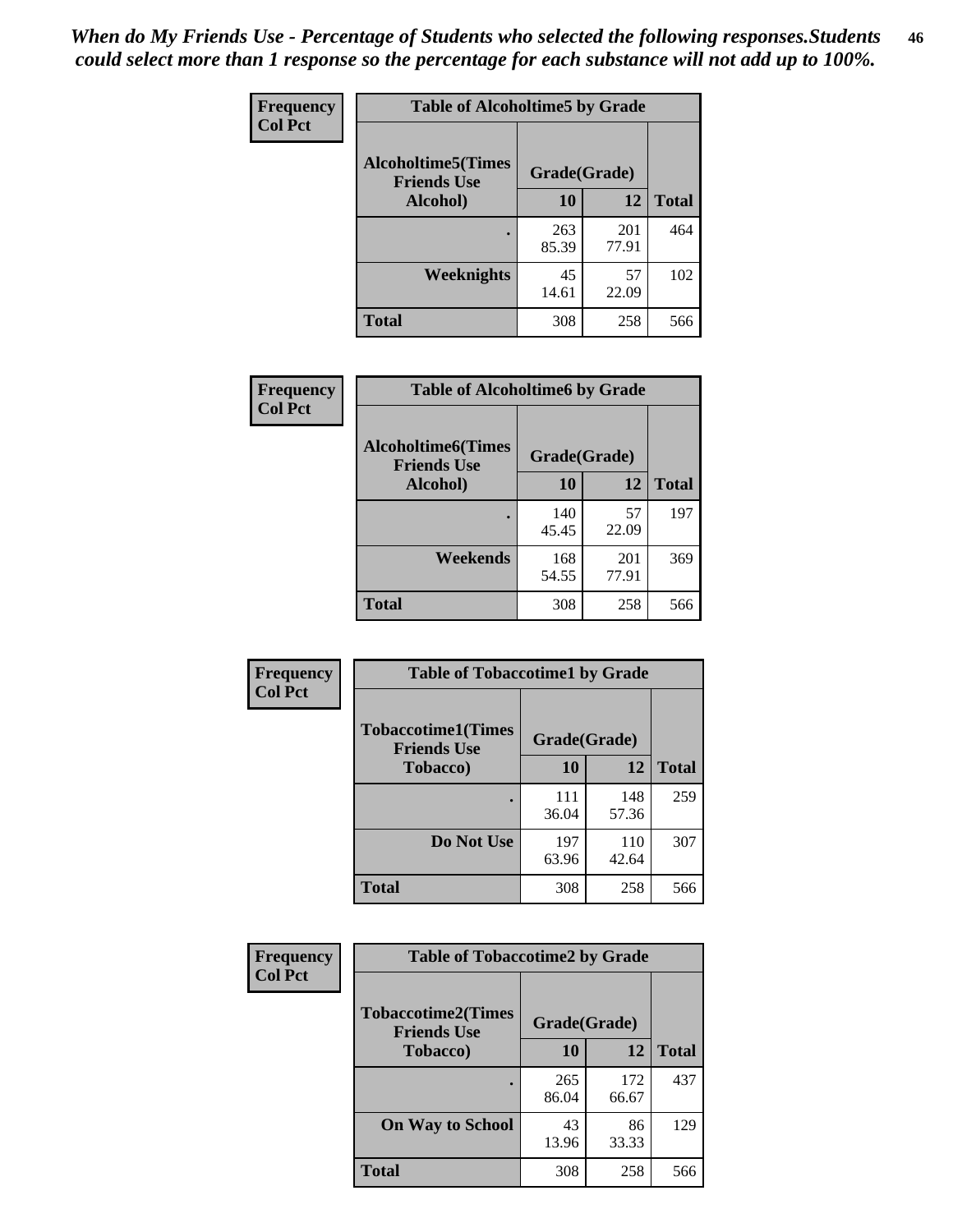*When do My Friends Use - Percentage of Students who selected the following responses.Students could select more than 1 response so the percentage for each substance will not add up to 100%.*

**Frequency**
**Col Pct**

| Table of Alcoholtime5 by Grade | | | |
|---|---|---|---|
| **Alcoholtime5(Times Friends Use Alcohol)** | **Grade(Grade)** | | **Total** |
| | **10** | **12** | |
| **.** | 263<br>85.39 | 201<br>77.91 | 464 |
| **Weeknights** | 45<br>14.61 | 57<br>22.09 | 102 |
| **Total** | 308 | 258 | 566 |

**Frequency**
**Col Pct**

| Table of Alcoholtime6 by Grade | | | |
|---|---|---|---|
| **Alcoholtime6(Times Friends Use Alcohol)** | **Grade(Grade)** | | **Total** |
| | **10** | **12** | |
| **.** | 140<br>45.45 | 57<br>22.09 | 197 |
| **Weekends** | 168<br>54.55 | 201<br>77.91 | 369 |
| **Total** | 308 | 258 | 566 |

**Frequency**
**Col Pct**

| Table of Tobaccotime1 by Grade | | | |
|---|---|---|---|
| **Tobaccotime1(Times Friends Use Tobacco)** | **Grade(Grade)** | | **Total** |
| | **10** | **12** | |
| **.** | 111<br>36.04 | 148<br>57.36 | 259 |
| **Do Not Use** | 197<br>63.96 | 110<br>42.64 | 307 |
| **Total** | 308 | 258 | 566 |

**Frequency**
**Col Pct**

| Table of Tobaccotime2 by Grade | | | |
|---|---|---|---|
| **Tobaccotime2(Times Friends Use Tobacco)** | **Grade(Grade)** | | **Total** |
| | **10** | **12** | |
| **.** | 265<br>86.04 | 172<br>66.67 | 437 |
| **On Way to School** | 43<br>13.96 | 86<br>33.33 | 129 |
| **Total** | 308 | 258 | 566 |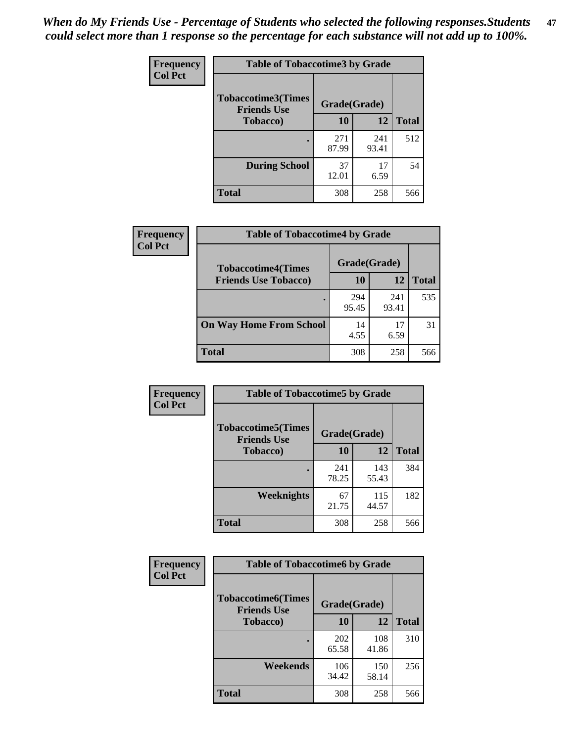*When do My Friends Use - Percentage of Students who selected the following responses.Students could select more than 1 response so the percentage for each substance will not add up to 100%.*

**Frequency**
**Col Pct**

| Table of Tobaccotime3 by Grade | | | |
|---|---|---|---|
| **Tobaccotime3(Times Friends Use Tobacco)** | **Grade(Grade)** | | **Total** |
| | **10** | **12** | |
| **.** | 271<br>87.99 | 241<br>93.41 | 512 |
| **During School** | 37<br>12.01 | 17<br>6.59 | 54 |
| **Total** | 308 | 258 | 566 |

**Frequency**
**Col Pct**

| Table of Tobaccotime4 by Grade | | | |
|---|---|---|---|
| **Tobaccotime4(Times Friends Use Tobacco)** | **Grade(Grade)** | | **Total** |
| | **10** | **12** | |
| **.** | 294<br>95.45 | 241<br>93.41 | 535 |
| **On Way Home From School** | 14<br>4.55 | 17<br>6.59 | 31 |
| **Total** | 308 | 258 | 566 |

**Frequency**
**Col Pct**

| Table of Tobaccotime5 by Grade | | | |
|---|---|---|---|
| **Tobaccotime5(Times Friends Use Tobacco)** | **Grade(Grade)** | | **Total** |
| | **10** | **12** | |
| **.** | 241<br>78.25 | 143<br>55.43 | 384 |
| **Weeknights** | 67<br>21.75 | 115<br>44.57 | 182 |
| **Total** | 308 | 258 | 566 |

**Frequency**
**Col Pct**

| Table of Tobaccotime6 by Grade | | | |
|---|---|---|---|
| **Tobaccotime6(Times Friends Use Tobacco)** | **Grade(Grade)** | | **Total** |
| | **10** | **12** | |
| **.** | 202<br>65.58 | 108<br>41.86 | 310 |
| **Weekends** | 106<br>34.42 | 150<br>58.14 | 256 |
| **Total** | 308 | 258 | 566 |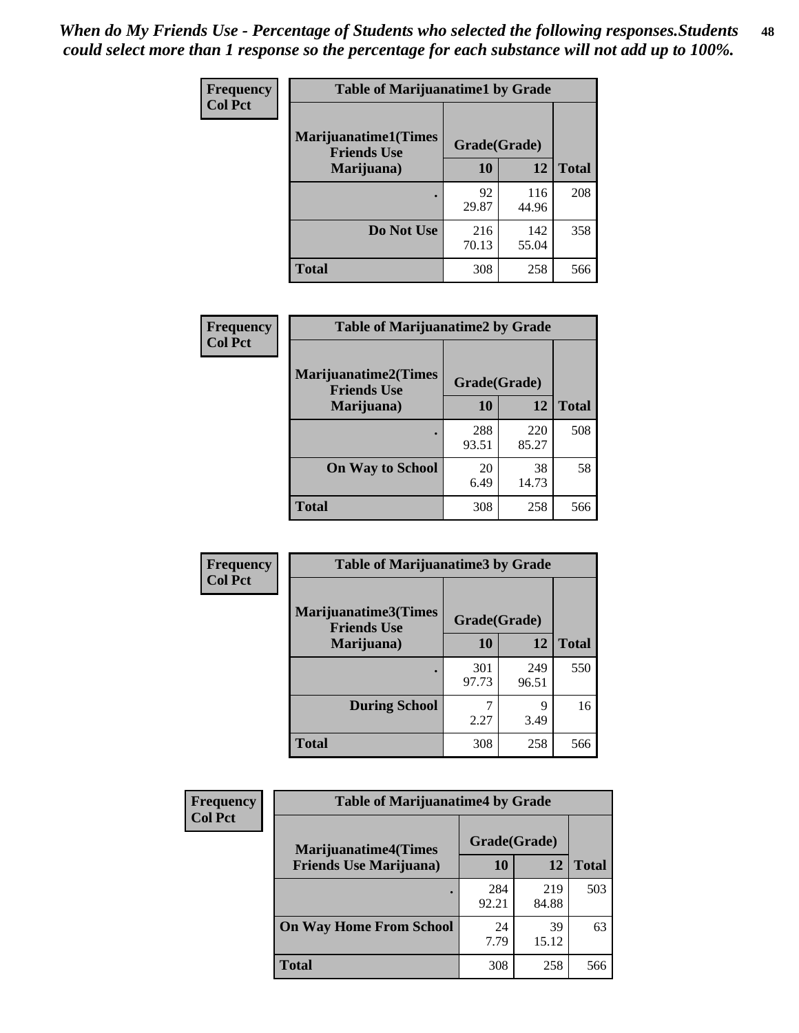*When do My Friends Use - Percentage of Students who selected the following responses.Students could select more than 1 response so the percentage for each substance will not add up to 100%.*

**Frequency**
**Col Pct**

| Table of Marijuanatime1 by Grade | | | |
|---|---|---|---|
| **Marijuanatime1(Times Friends Use Marijuana)** | **Grade(Grade)** | | **Total** |
| | **10** | **12** | |
| **.** | 92<br>29.87 | 116<br>44.96 | 208 |
| **Do Not Use** | 216<br>70.13 | 142<br>55.04 | 358 |
| **Total** | 308 | 258 | 566 |

**Frequency**
**Col Pct**

| Table of Marijuanatime2 by Grade | | | |
|---|---|---|---|
| **Marijuanatime2(Times Friends Use Marijuana)** | **Grade(Grade)** | | **Total** |
| | **10** | **12** | |
| **.** | 288<br>93.51 | 220<br>85.27 | 508 |
| **On Way to School** | 20<br>6.49 | 38<br>14.73 | 58 |
| **Total** | 308 | 258 | 566 |

**Frequency**
**Col Pct**

| Table of Marijuanatime3 by Grade | | | |
|---|---|---|---|
| **Marijuanatime3(Times Friends Use Marijuana)** | **Grade(Grade)** | | **Total** |
| | **10** | **12** | |
| **.** | 301<br>97.73 | 249<br>96.51 | 550 |
| **During School** | 7<br>2.27 | 9<br>3.49 | 16 |
| **Total** | 308 | 258 | 566 |

**Frequency**
**Col Pct**

| Table of Marijuanatime4 by Grade | | | |
|---|---|---|---|
| **Marijuanatime4(Times Friends Use Marijuana)** | **Grade(Grade)** | | **Total** |
| | **10** | **12** | |
| **.** | 284<br>92.21 | 219<br>84.88 | 503 |
| **On Way Home From School** | 24<br>7.79 | 39<br>15.12 | 63 |
| **Total** | 308 | 258 | 566 |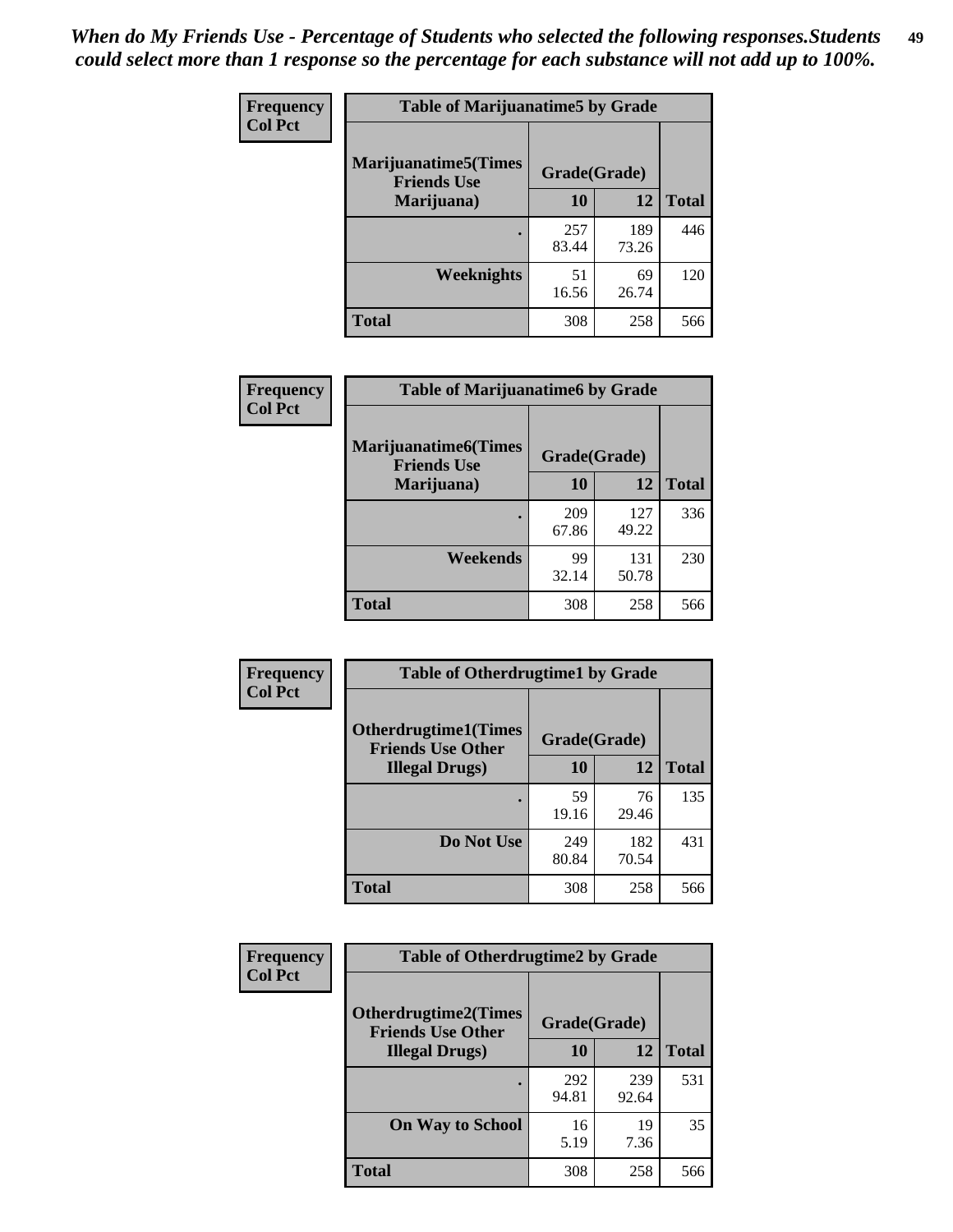*When do My Friends Use - Percentage of Students who selected the following responses.Students could select more than 1 response so the percentage for each substance will not add up to 100%.*

**Frequency**
**Col Pct**

| Table of Marijuanatime5 by Grade | | | |
|---|---|---|---|
| Marijuanatime5(Times Friends Use Marijuana) | Grade(Grade) | | |
| | 10 | 12 | Total |
| . | 257<br>83.44 | 189<br>73.26 | 446 |
| Weeknights | 51<br>16.56 | 69<br>26.74 | 120 |
| Total | 308 | 258 | 566 |

**Frequency**
**Col Pct**

| Table of Marijuanatime6 by Grade | | | |
|---|---|---|---|
| Marijuanatime6(Times Friends Use Marijuana) | Grade(Grade) | | |
| | 10 | 12 | Total |
| . | 209<br>67.86 | 127<br>49.22 | 336 |
| Weekends | 99<br>32.14 | 131<br>50.78 | 230 |
| Total | 308 | 258 | 566 |

**Frequency**
**Col Pct**

| Table of Otherdrugtime1 by Grade | | | |
|---|---|---|---|
| Otherdrugtime1(Times Friends Use Other Illegal Drugs) | Grade(Grade) | | |
| | 10 | 12 | Total |
| . | 59<br>19.16 | 76<br>29.46 | 135 |
| Do Not Use | 249<br>80.84 | 182<br>70.54 | 431 |
| Total | 308 | 258 | 566 |

**Frequency**
**Col Pct**

| Table of Otherdrugtime2 by Grade | | | |
|---|---|---|---|
| Otherdrugtime2(Times Friends Use Other Illegal Drugs) | Grade(Grade) | | |
| | 10 | 12 | Total |
| . | 292<br>94.81 | 239<br>92.64 | 531 |
| On Way to School | 16<br>5.19 | 19<br>7.36 | 35 |
| Total | 308 | 258 | 566 |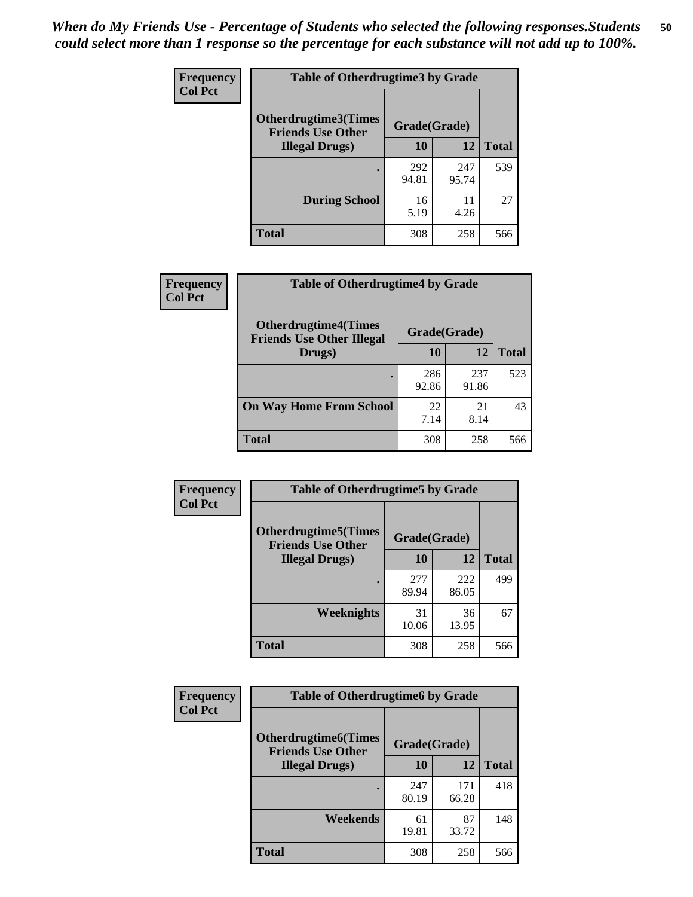*When do My Friends Use - Percentage of Students who selected the following responses.Students could select more than 1 response so the percentage for each substance will not add up to 100%.*

**Frequency**
**Col Pct**

| Table of Otherdrugtime3 by Grade | | | |
|---|---|---|---|
| **Otherdrugtime3(Times Friends Use Other Illegal Drugs)** | **Grade(Grade)** | | **Total** |
| | **10** | **12** | |
| **.** | 292<br>94.81 | 247<br>95.74 | 539 |
| **During School** | 16<br>5.19 | 11<br>4.26 | 27 |
| **Total** | 308 | 258 | 566 |

**Frequency**
**Col Pct**

| Table of Otherdrugtime4 by Grade | | | |
|---|---|---|---|
| **Otherdrugtime4(Times Friends Use Other Illegal Drugs)** | **Grade(Grade)** | | **Total** |
| | **10** | **12** | |
| **.** | 286<br>92.86 | 237<br>91.86 | 523 |
| **On Way Home From School** | 22<br>7.14 | 21<br>8.14 | 43 |
| **Total** | 308 | 258 | 566 |

**Frequency**
**Col Pct**

| Table of Otherdrugtime5 by Grade | | | |
|---|---|---|---|
| **Otherdrugtime5(Times Friends Use Other Illegal Drugs)** | **Grade(Grade)** | | **Total** |
| | **10** | **12** | |
| **.** | 277<br>89.94 | 222<br>86.05 | 499 |
| **Weeknights** | 31<br>10.06 | 36<br>13.95 | 67 |
| **Total** | 308 | 258 | 566 |

**Frequency**
**Col Pct**

| Table of Otherdrugtime6 by Grade | | | |
|---|---|---|---|
| **Otherdrugtime6(Times Friends Use Other Illegal Drugs)** | **Grade(Grade)** | | **Total** |
| | **10** | **12** | |
| **.** | 247<br>80.19 | 171<br>66.28 | 418 |
| **Weekends** | 61<br>19.81 | 87<br>33.72 | 148 |
| **Total** | 308 | 258 | 566 |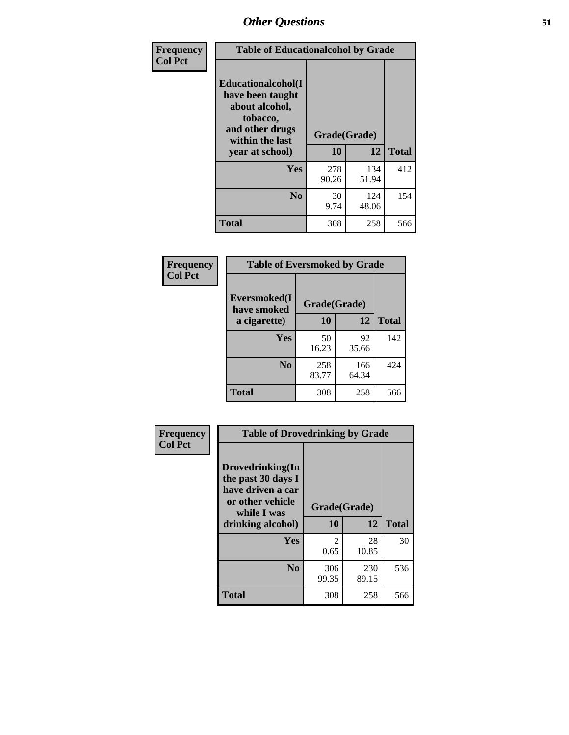# Other Questions

**Frequency / Col Pct**

| Table of Educationalcohol by Grade | | | |
|---|---|---|---|
| Educationalcohol(I have been taught about alcohol, tobacco, and other drugs within the last year at school) | Grade(Grade) | | |
| | 10 | 12 | Total |
| **Yes** | 278<br>90.26 | 134<br>51.94 | 412 |
| **No** | 30<br>9.74 | 124<br>48.06 | 154 |
| **Total** | 308 | 258 | 566 |

**Frequency / Col Pct**

| Table of Eversmoked by Grade | | | |
|---|---|---|---|
| Eversmoked(I have smoked a cigarette) | Grade(Grade) | | |
| | 10 | 12 | Total |
| **Yes** | 50<br>16.23 | 92<br>35.66 | 142 |
| **No** | 258<br>83.77 | 166<br>64.34 | 424 |
| **Total** | 308 | 258 | 566 |

**Frequency / Col Pct**

| Table of Drovedrinking by Grade | | | |
|---|---|---|---|
| Drovedrinking(In the past 30 days I have driven a car or other vehicle while I was drinking alcohol) | Grade(Grade) | | |
| | 10 | 12 | Total |
| **Yes** | 2<br>0.65 | 28<br>10.85 | 30 |
| **No** | 306<br>99.35 | 230<br>89.15 | 536 |
| **Total** | 308 | 258 | 566 |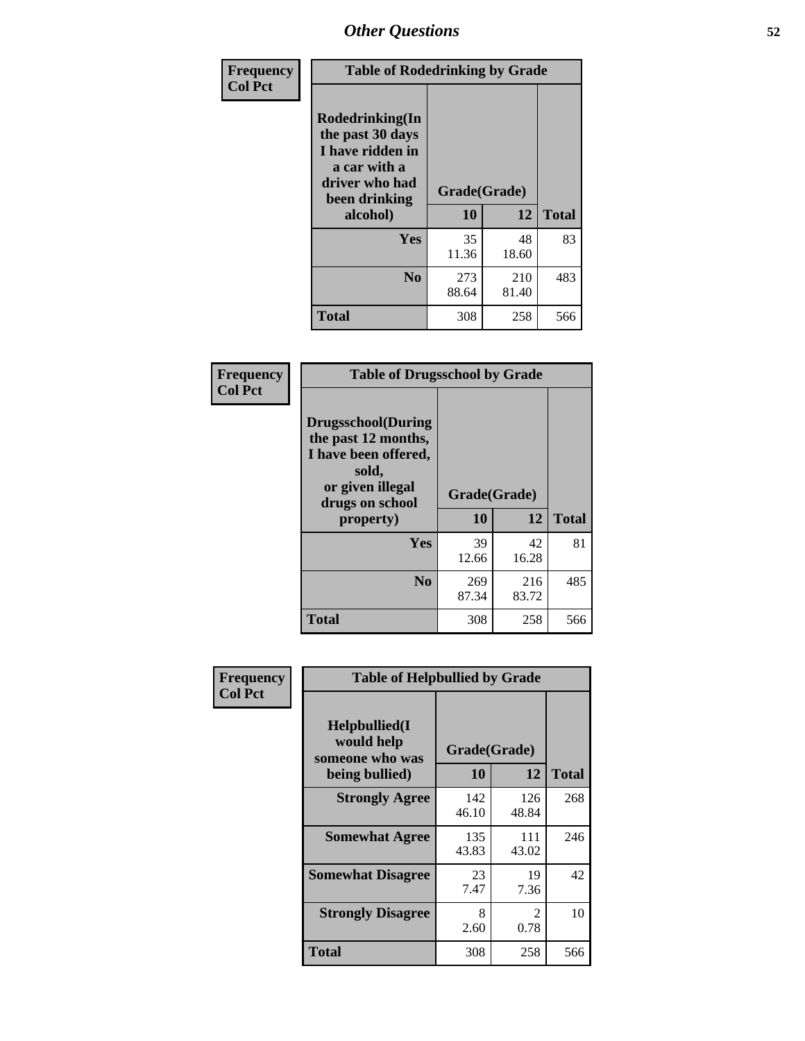## Other Questions

**Frequency**
**Col Pct**

**Table of Rodedrinking by Grade**

| Rodedrinking(In the past 30 days I have ridden in a car with a driver who had been drinking alcohol) | Grade(Grade) | | Total |
|---|---|---|---|
| | 10 | 12 | |
| Yes | 35<br>11.36 | 48<br>18.60 | 83 |
| No | 273<br>88.64 | 210<br>81.40 | 483 |
| Total | 308 | 258 | 566 |

**Frequency**
**Col Pct**

**Table of Drugsschool by Grade**

| Drugsschool(During the past 12 months, I have been offered, sold, or given illegal drugs on school property) | Grade(Grade) | | Total |
|---|---|---|---|
| | 10 | 12 | |
| Yes | 39<br>12.66 | 42<br>16.28 | 81 |
| No | 269<br>87.34 | 216<br>83.72 | 485 |
| Total | 308 | 258 | 566 |

**Frequency**
**Col Pct**

**Table of Helpbullied by Grade**

| Helpbullied(I would help someone who was being bullied) | Grade(Grade) | | Total |
|---|---|---|---|
| | 10 | 12 | |
| Strongly Agree | 142<br>46.10 | 126<br>48.84 | 268 |
| Somewhat Agree | 135<br>43.83 | 111<br>43.02 | 246 |
| Somewhat Disagree | 23<br>7.47 | 19<br>7.36 | 42 |
| Strongly Disagree | 8<br>2.60 | 2<br>0.78 | 10 |
| Total | 308 | 258 | 566 |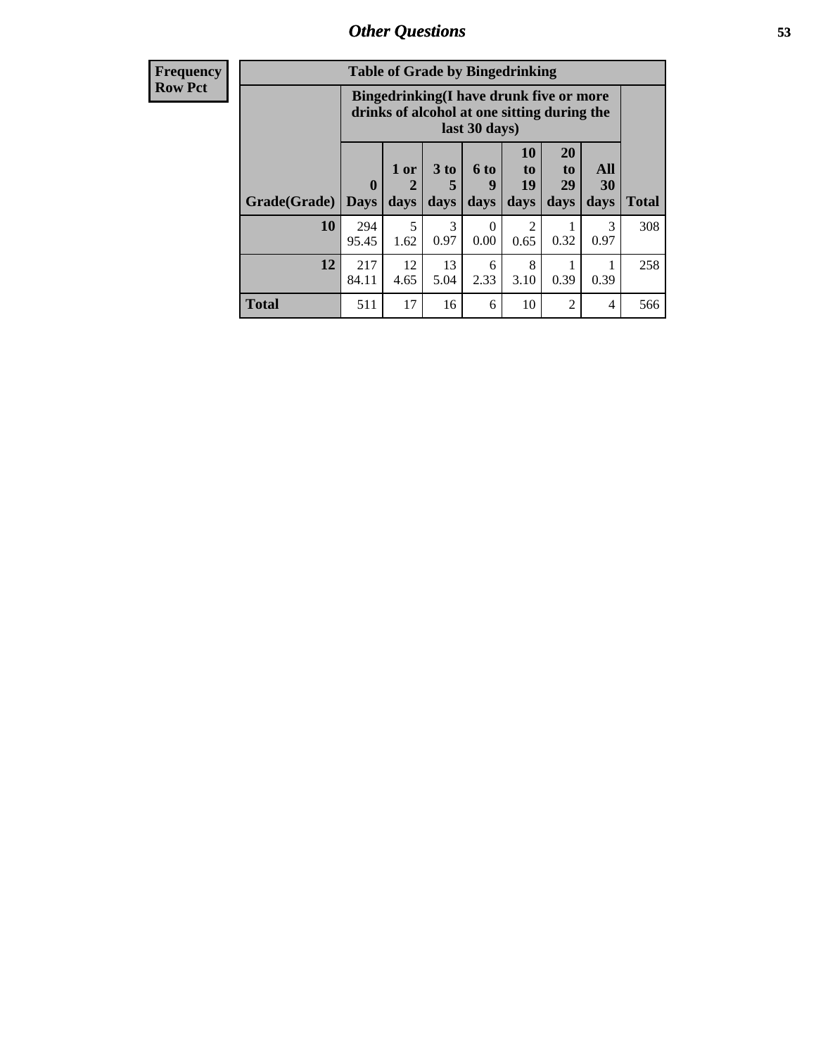## Other Questions

| Frequency<br>Row Pct | Table of Grade by Bingedrinking | | | | | | | |
|---|---|---|---|---|---|---|---|---|
| | Bingedrinking(I have drunk five or more drinks of alcohol at one sitting during the last 30 days) | | | | | | | |
| Grade(Grade) | 0 Days | 1 or 2 days | 3 to 5 days | 6 to 9 days | 10 to 19 days | 20 to 29 days | All 30 days | Total |
| **10** | 294<br>95.45 | 5<br>1.62 | 3<br>0.97 | 0<br>0.00 | 2<br>0.65 | 1<br>0.32 | 3<br>0.97 | 308 |
| **12** | 217<br>84.11 | 12<br>4.65 | 13<br>5.04 | 6<br>2.33 | 8<br>3.10 | 1<br>0.39 | 1<br>0.39 | 258 |
| **Total** | 511 | 17 | 16 | 6 | 10 | 2 | 4 | 566 |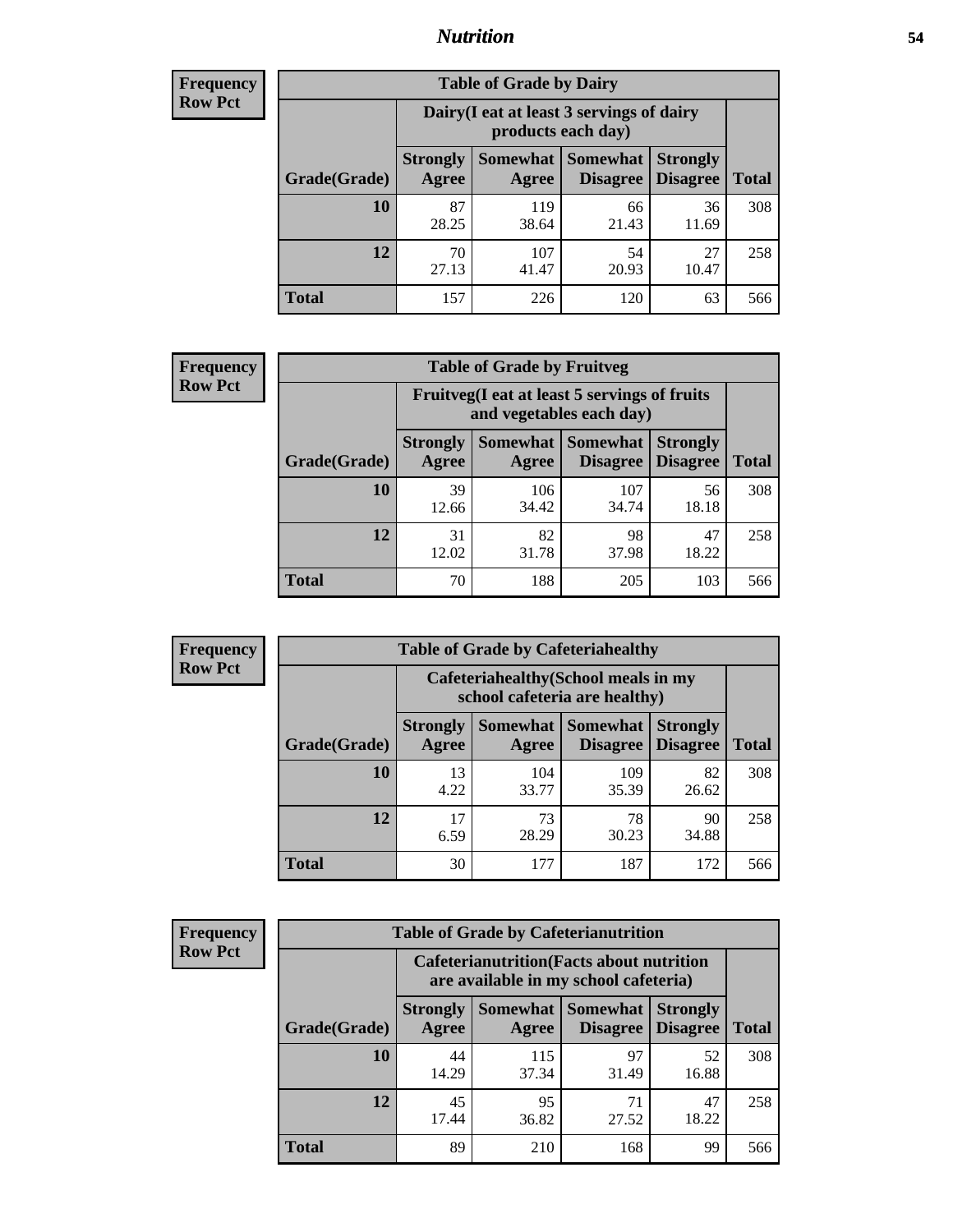## Nutrition

**Frequency**
**Row Pct**

| Table of Grade by Dairy | | | | | |
|---|---|---|---|---|---|
| | Dairy(I eat at least 3 servings of dairy products each day) | | | | |
| Grade(Grade) | Strongly Agree | Somewhat Agree | Somewhat Disagree | Strongly Disagree | Total |
| 10 | 87<br>28.25 | 119<br>38.64 | 66<br>21.43 | 36<br>11.69 | 308 |
| 12 | 70<br>27.13 | 107<br>41.47 | 54<br>20.93 | 27<br>10.47 | 258 |
| Total | 157 | 226 | 120 | 63 | 566 |

**Frequency**
**Row Pct**

| Table of Grade by Fruitveg | | | | | |
|---|---|---|---|---|---|
| | Fruitveg(I eat at least 5 servings of fruits and vegetables each day) | | | | |
| Grade(Grade) | Strongly Agree | Somewhat Agree | Somewhat Disagree | Strongly Disagree | Total |
| 10 | 39<br>12.66 | 106<br>34.42 | 107<br>34.74 | 56<br>18.18 | 308 |
| 12 | 31<br>12.02 | 82<br>31.78 | 98<br>37.98 | 47<br>18.22 | 258 |
| Total | 70 | 188 | 205 | 103 | 566 |

**Frequency**
**Row Pct**

| Table of Grade by Cafeteriahealthy | | | | | |
|---|---|---|---|---|---|
| | Cafeteriahealthy(School meals in my school cafeteria are healthy) | | | | |
| Grade(Grade) | Strongly Agree | Somewhat Agree | Somewhat Disagree | Strongly Disagree | Total |
| 10 | 13<br>4.22 | 104<br>33.77 | 109<br>35.39 | 82<br>26.62 | 308 |
| 12 | 17<br>6.59 | 73<br>28.29 | 78<br>30.23 | 90<br>34.88 | 258 |
| Total | 30 | 177 | 187 | 172 | 566 |

**Frequency**
**Row Pct**

| Table of Grade by Cafeterianutrition | | | | | |
|---|---|---|---|---|---|
| | Cafeterianutrition(Facts about nutrition are available in my school cafeteria) | | | | |
| Grade(Grade) | Strongly Agree | Somewhat Agree | Somewhat Disagree | Strongly Disagree | Total |
| 10 | 44<br>14.29 | 115<br>37.34 | 97<br>31.49 | 52<br>16.88 | 308 |
| 12 | 45<br>17.44 | 95<br>36.82 | 71<br>27.52 | 47<br>18.22 | 258 |
| Total | 89 | 210 | 168 | 99 | 566 |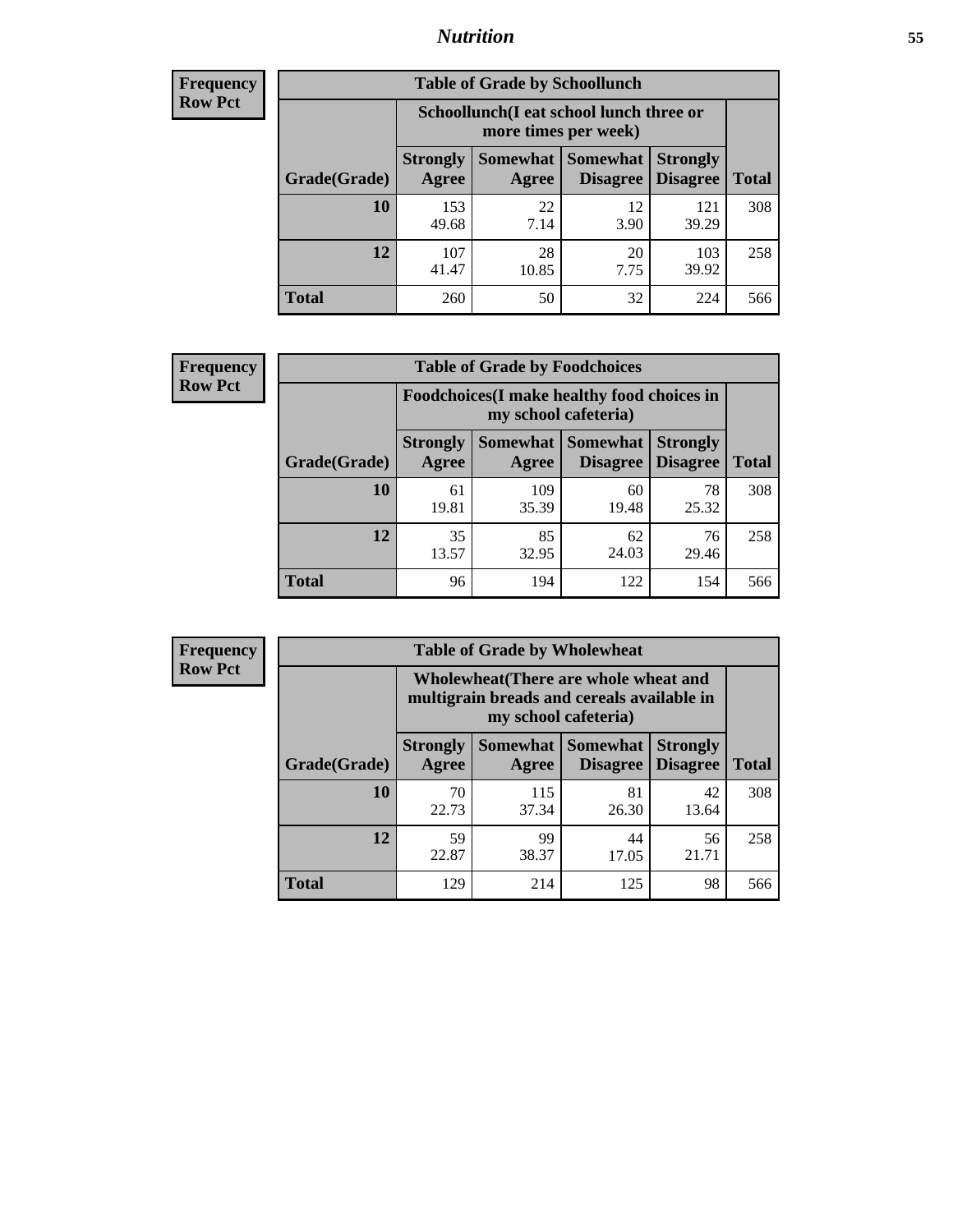**Frequency Row Pct**

| Table of Grade by Schoollunch | | | | | |
|---|---|---|---|---|---|
| | Schoollunch(I eat school lunch three or more times per week) | | | | |
| Grade(Grade) | Strongly Agree | Somewhat Agree | Somewhat Disagree | Strongly Disagree | Total |
| **10** | 153<br>49.68 | 22<br>7.14 | 12<br>3.90 | 121<br>39.29 | 308 |
| **12** | 107<br>41.47 | 28<br>10.85 | 20<br>7.75 | 103<br>39.92 | 258 |
| **Total** | 260 | 50 | 32 | 224 | 566 |

**Frequency Row Pct**

| Table of Grade by Foodchoices | | | | | |
|---|---|---|---|---|---|
| | Foodchoices(I make healthy food choices in my school cafeteria) | | | | |
| Grade(Grade) | Strongly Agree | Somewhat Agree | Somewhat Disagree | Strongly Disagree | Total |
| **10** | 61<br>19.81 | 109<br>35.39 | 60<br>19.48 | 78<br>25.32 | 308 |
| **12** | 35<br>13.57 | 85<br>32.95 | 62<br>24.03 | 76<br>29.46 | 258 |
| **Total** | 96 | 194 | 122 | 154 | 566 |

**Frequency Row Pct**

| Table of Grade by Wholewheat | | | | | |
|---|---|---|---|---|---|
| | Wholewheat(There are whole wheat and multigrain breads and cereals available in my school cafeteria) | | | | |
| Grade(Grade) | Strongly Agree | Somewhat Agree | Somewhat Disagree | Strongly Disagree | Total |
| **10** | 70<br>22.73 | 115<br>37.34 | 81<br>26.30 | 42<br>13.64 | 308 |
| **12** | 59<br>22.87 | 99<br>38.37 | 44<br>17.05 | 56<br>21.71 | 258 |
| **Total** | 129 | 214 | 125 | 98 | 566 |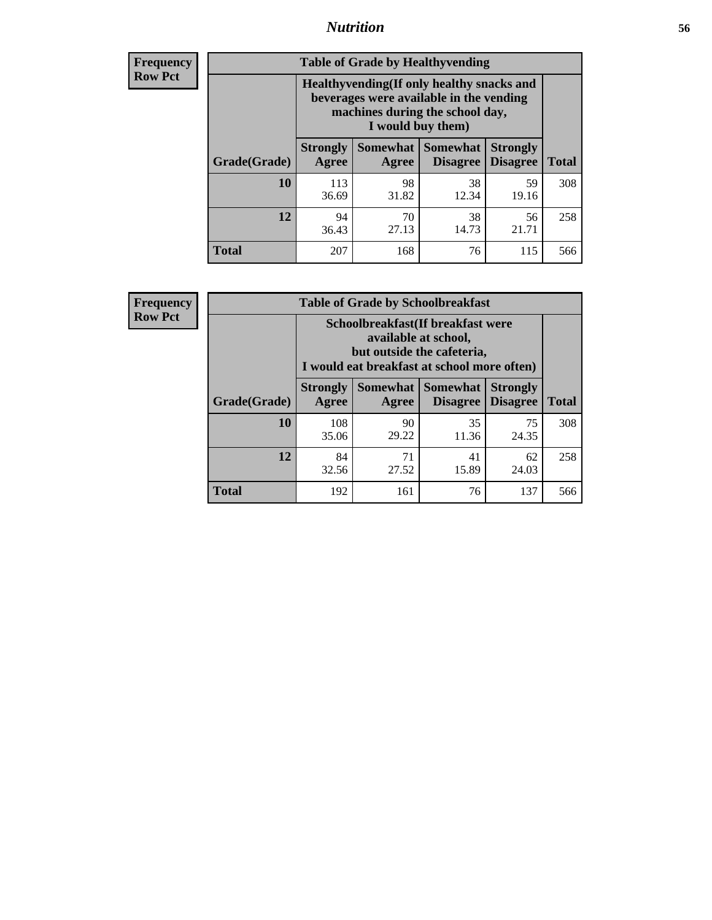## Nutrition

**Frequency**
**Row Pct**

| Table of Grade by Healthyvending | | | | | |
|---|---|---|---|---|---|
| | Healthyvending(If only healthy snacks and beverages were available in the vending machines during the school day, I would buy them) | | | | |
| Grade(Grade) | Strongly Agree | Somewhat Agree | Somewhat Disagree | Strongly Disagree | Total |
| 10 | 113<br>36.69 | 98<br>31.82 | 38<br>12.34 | 59<br>19.16 | 308 |
| 12 | 94<br>36.43 | 70<br>27.13 | 38<br>14.73 | 56<br>21.71 | 258 |
| Total | 207 | 168 | 76 | 115 | 566 |

**Frequency**
**Row Pct**

| Table of Grade by Schoolbreakfast | | | | | |
|---|---|---|---|---|---|
| | Schoolbreakfast(If breakfast were available at school, but outside the cafeteria, I would eat breakfast at school more often) | | | | |
| Grade(Grade) | Strongly Agree | Somewhat Agree | Somewhat Disagree | Strongly Disagree | Total |
| 10 | 108<br>35.06 | 90<br>29.22 | 35<br>11.36 | 75<br>24.35 | 308 |
| 12 | 84<br>32.56 | 71<br>27.52 | 41<br>15.89 | 62<br>24.03 | 258 |
| Total | 192 | 161 | 76 | 137 | 566 |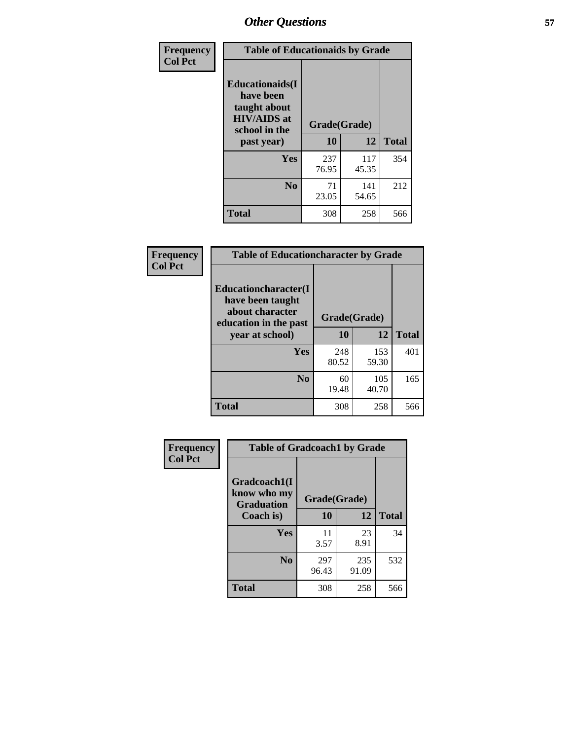# Other Questions

**Frequency**
**Col Pct**

| Table of Educationaids by Grade | | | |
|---|---|---|---|
| **Educationaids(I have been taught about HIV/AIDS at school in the past year)** | **Grade(Grade)** | | |
| | **10** | **12** | **Total** |
| **Yes** | 237<br>76.95 | 117<br>45.35 | 354 |
| **No** | 71<br>23.05 | 141<br>54.65 | 212 |
| **Total** | 308 | 258 | 566 |

**Frequency**
**Col Pct**

| Table of Educationcharacter by Grade | | | |
|---|---|---|---|
| **Educationcharacter(I have been taught about character education in the past year at school)** | **Grade(Grade)** | | |
| | **10** | **12** | **Total** |
| **Yes** | 248<br>80.52 | 153<br>59.30 | 401 |
| **No** | 60<br>19.48 | 105<br>40.70 | 165 |
| **Total** | 308 | 258 | 566 |

**Frequency**
**Col Pct**

| Table of Gradcoach1 by Grade | | | |
|---|---|---|---|
| **Gradcoach1(I know who my Graduation Coach is)** | **Grade(Grade)** | | |
| | **10** | **12** | **Total** |
| **Yes** | 11<br>3.57 | 23<br>8.91 | 34 |
| **No** | 297<br>96.43 | 235<br>91.09 | 532 |
| **Total** | 308 | 258 | 566 |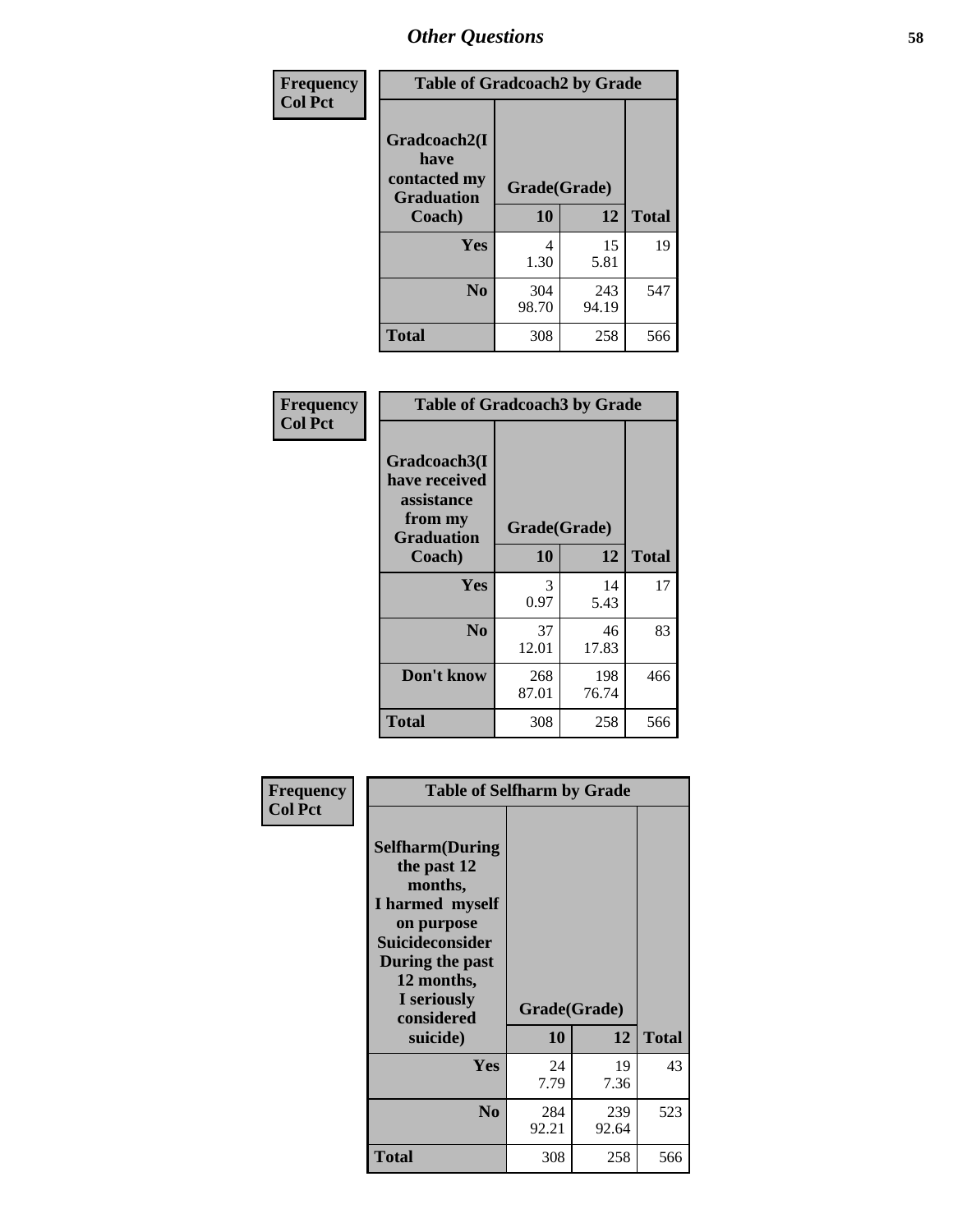# Other Questions

**Frequency**
**Col Pct**

| Table of Gradcoach2 by Grade | | | |
|---|---|---|---|
| Gradcoach2(I have contacted my Graduation Coach) | Grade(Grade) | | |
| | 10 | 12 | Total |
| Yes | 4<br>1.30 | 15<br>5.81 | 19 |
| No | 304<br>98.70 | 243<br>94.19 | 547 |
| Total | 308 | 258 | 566 |

**Frequency**
**Col Pct**

| Table of Gradcoach3 by Grade | | | |
|---|---|---|---|
| Gradcoach3(I have received assistance from my Graduation Coach) | Grade(Grade) | | |
| | 10 | 12 | Total |
| Yes | 3<br>0.97 | 14<br>5.43 | 17 |
| No | 37<br>12.01 | 46<br>17.83 | 83 |
| Don't know | 268<br>87.01 | 198<br>76.74 | 466 |
| Total | 308 | 258 | 566 |

**Frequency**
**Col Pct**

| Table of Selfharm by Grade | | | |
|---|---|---|---|
| Selfharm(During the past 12 months, I harmed myself on purpose Suicideconsider During the past 12 months, I seriously considered suicide) | Grade(Grade) | | |
| | 10 | 12 | Total |
| Yes | 24<br>7.79 | 19<br>7.36 | 43 |
| No | 284<br>92.21 | 239<br>92.64 | 523 |
| Total | 308 | 258 | 566 |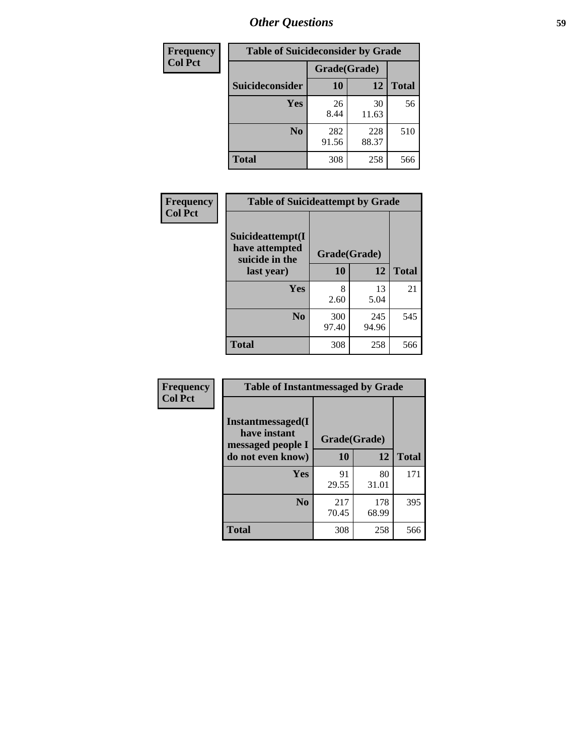# Other Questions

| Frequency<br>Col Pct |
|---|

**Table of Suicideconsider by Grade**

| Suicideconsider | Grade(Grade) 10 | 12 | Total |
|---|---|---|---|
| Yes | 26<br>8.44 | 30<br>11.63 | 56 |
| No | 282<br>91.56 | 228<br>88.37 | 510 |
| Total | 308 | 258 | 566 |

| Frequency<br>Col Pct |
|---|

**Table of Suicideattempt by Grade**

| Suicideattempt(I have attempted suicide in the last year) | Grade(Grade) 10 | 12 | Total |
|---|---|---|---|
| Yes | 8<br>2.60 | 13<br>5.04 | 21 |
| No | 300<br>97.40 | 245<br>94.96 | 545 |
| Total | 308 | 258 | 566 |

| Frequency<br>Col Pct |
|---|

**Table of Instantmessaged by Grade**

| Instantmessaged(I have instant messaged people I do not even know) | Grade(Grade) 10 | 12 | Total |
|---|---|---|---|
| Yes | 91<br>29.55 | 80<br>31.01 | 171 |
| No | 217<br>70.45 | 178<br>68.99 | 395 |
| Total | 308 | 258 | 566 |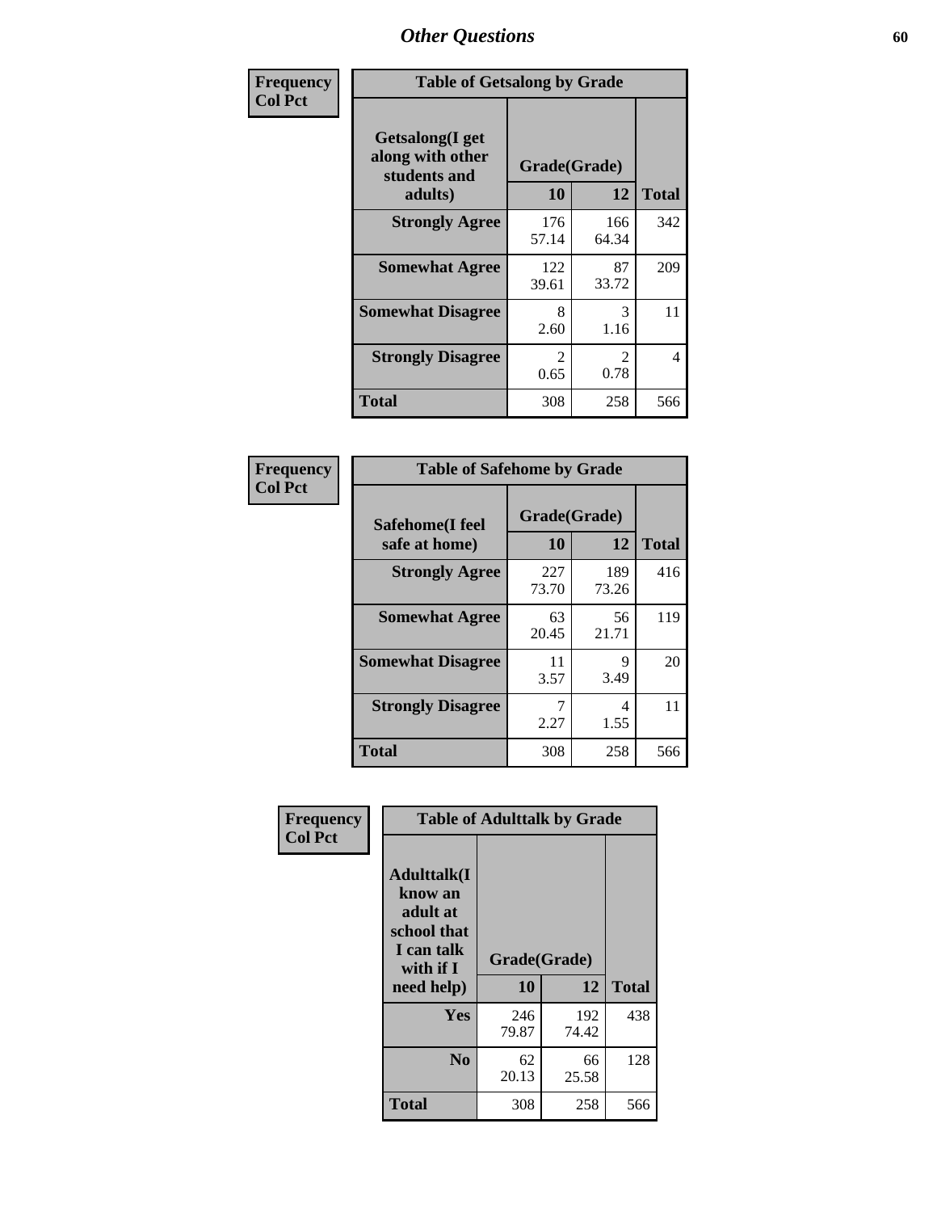# Other Questions

**Frequency**
**Col Pct**

| Table of Getsalong by Grade | | | |
|---|---|---|---|
| **Getsalong(I get along with other students and adults)** | **Grade(Grade)** | | |
| | **10** | **12** | **Total** |
| **Strongly Agree** | 176<br>57.14 | 166<br>64.34 | 342 |
| **Somewhat Agree** | 122<br>39.61 | 87<br>33.72 | 209 |
| **Somewhat Disagree** | 8<br>2.60 | 3<br>1.16 | 11 |
| **Strongly Disagree** | 2<br>0.65 | 2<br>0.78 | 4 |
| **Total** | 308 | 258 | 566 |

**Frequency**
**Col Pct**

| Table of Safehome by Grade | | | |
|---|---|---|---|
| **Safehome(I feel safe at home)** | **Grade(Grade)** | | |
| | **10** | **12** | **Total** |
| **Strongly Agree** | 227<br>73.70 | 189<br>73.26 | 416 |
| **Somewhat Agree** | 63<br>20.45 | 56<br>21.71 | 119 |
| **Somewhat Disagree** | 11<br>3.57 | 9<br>3.49 | 20 |
| **Strongly Disagree** | 7<br>2.27 | 4<br>1.55 | 11 |
| **Total** | 308 | 258 | 566 |

**Frequency**
**Col Pct**

| Table of Adulttalk by Grade | | | |
|---|---|---|---|
| **Adulttalk(I know an adult at school that I can talk with if I need help)** | **Grade(Grade)** | | |
| | **10** | **12** | **Total** |
| **Yes** | 246<br>79.87 | 192<br>74.42 | 438 |
| **No** | 62<br>20.13 | 66<br>25.58 | 128 |
| **Total** | 308 | 258 | 566 |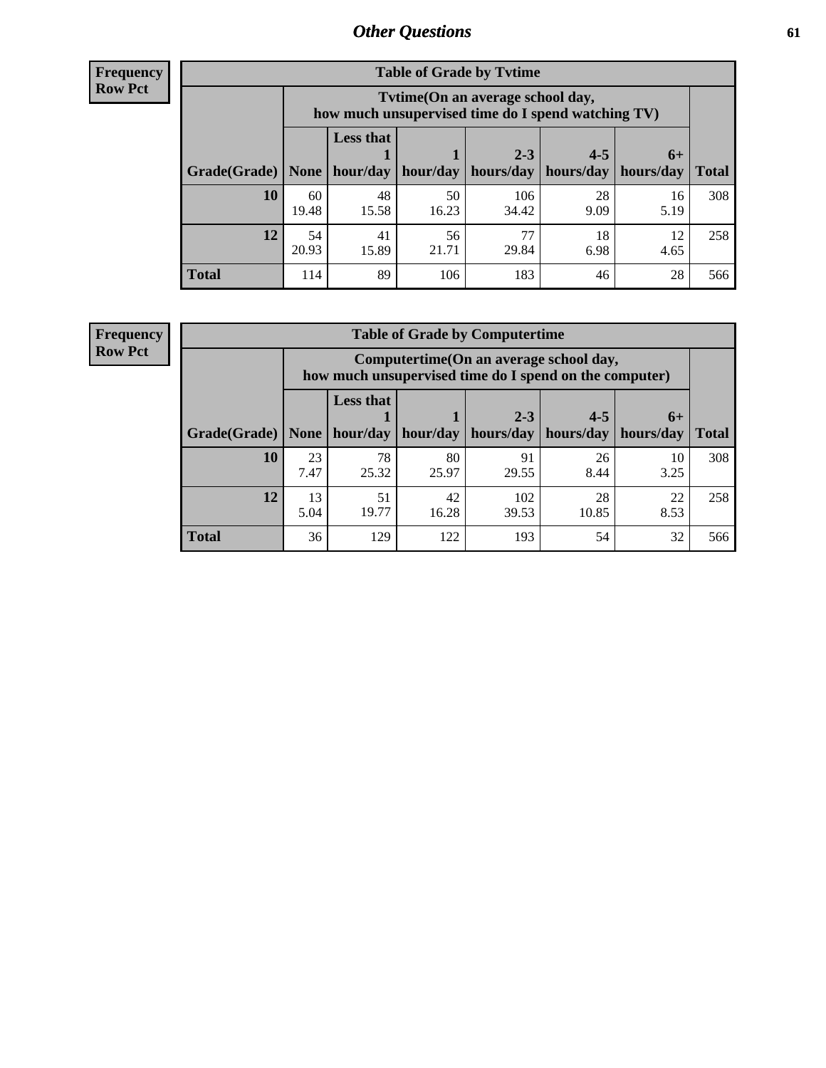**Frequency**
**Row Pct**

| Table of Grade by Tvtime | | | | | | | |
|---|---|---|---|---|---|---|---|
| | Tvtime(On an average school day, how much unsupervised time do I spend watching TV) | | | | | | |
| Grade(Grade) | None | Less that 1 hour/day | 1 hour/day | 2-3 hours/day | 4-5 hours/day | 6+ hours/day | Total |
| **10** | 60<br>19.48 | 48<br>15.58 | 50<br>16.23 | 106<br>34.42 | 28<br>9.09 | 16<br>5.19 | 308 |
| **12** | 54<br>20.93 | 41<br>15.89 | 56<br>21.71 | 77<br>29.84 | 18<br>6.98 | 12<br>4.65 | 258 |
| **Total** | 114 | 89 | 106 | 183 | 46 | 28 | 566 |

**Frequency**
**Row Pct**

| Table of Grade by Computertime | | | | | | | |
|---|---|---|---|---|---|---|---|
| | Computertime(On an average school day, how much unsupervised time do I spend on the computer) | | | | | | |
| Grade(Grade) | None | Less that 1 hour/day | 1 hour/day | 2-3 hours/day | 4-5 hours/day | 6+ hours/day | Total |
| **10** | 23<br>7.47 | 78<br>25.32 | 80<br>25.97 | 91<br>29.55 | 26<br>8.44 | 10<br>3.25 | 308 |
| **12** | 13<br>5.04 | 51<br>19.77 | 42<br>16.28 | 102<br>39.53 | 28<br>10.85 | 22<br>8.53 | 258 |
| **Total** | 36 | 129 | 122 | 193 | 54 | 32 | 566 |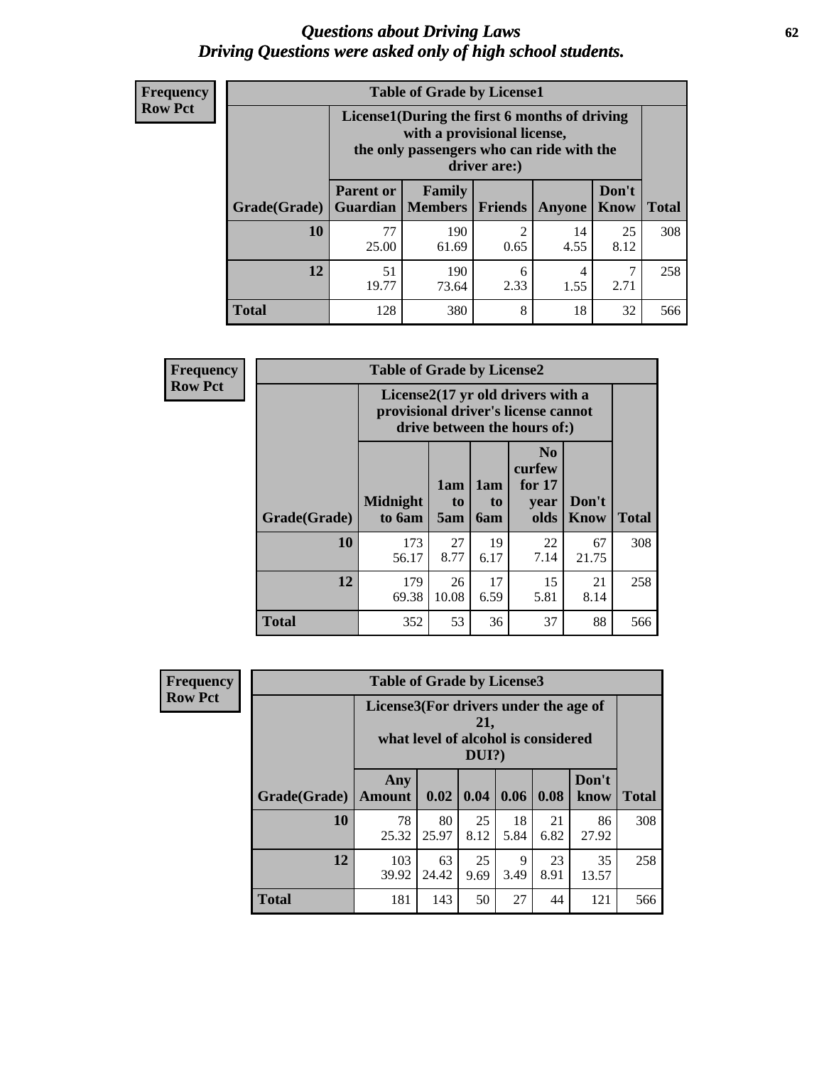# Questions about Driving Laws
## Driving Questions were asked only of high school students.

**Frequency**
**Row Pct**

**Table of Grade by License1**

| Grade(Grade) | License1(During the first 6 months of driving with a provisional license, the only passengers who can ride with the driver are:) | | | | | Total |
|---|---|---|---|---|---|---|
| | Parent or Guardian | Family Members | Friends | Anyone | Don't Know | |
| 10 | 77<br>25.00 | 190<br>61.69 | 2<br>0.65 | 14<br>4.55 | 25<br>8.12 | 308 |
| 12 | 51<br>19.77 | 190<br>73.64 | 6<br>2.33 | 4<br>1.55 | 7<br>2.71 | 258 |
| Total | 128 | 380 | 8 | 18 | 32 | 566 |

**Frequency**
**Row Pct**

**Table of Grade by License2**

| Grade(Grade) | License2(17 yr old drivers with a provisional driver's license cannot drive between the hours of:) | | | | | Total |
|---|---|---|---|---|---|---|
| | Midnight to 6am | 1am to 5am | 1am to 6am | No curfew for 17 year olds | Don't Know | |
| 10 | 173<br>56.17 | 27<br>8.77 | 19<br>6.17 | 22<br>7.14 | 67<br>21.75 | 308 |
| 12 | 179<br>69.38 | 26<br>10.08 | 17<br>6.59 | 15<br>5.81 | 21<br>8.14 | 258 |
| Total | 352 | 53 | 36 | 37 | 88 | 566 |

**Frequency**
**Row Pct**

**Table of Grade by License3**

| Grade(Grade) | License3(For drivers under the age of 21, what level of alcohol is considered DUI?) | | | | | | Total |
|---|---|---|---|---|---|---|---|
| | Any Amount | 0.02 | 0.04 | 0.06 | 0.08 | Don't know | |
| 10 | 78<br>25.32 | 80<br>25.97 | 25<br>8.12 | 18<br>5.84 | 21<br>6.82 | 86<br>27.92 | 308 |
| 12 | 103<br>39.92 | 63<br>24.42 | 25<br>9.69 | 9<br>3.49 | 23<br>8.91 | 35<br>13.57 | 258 |
| Total | 181 | 143 | 50 | 27 | 44 | 121 | 566 |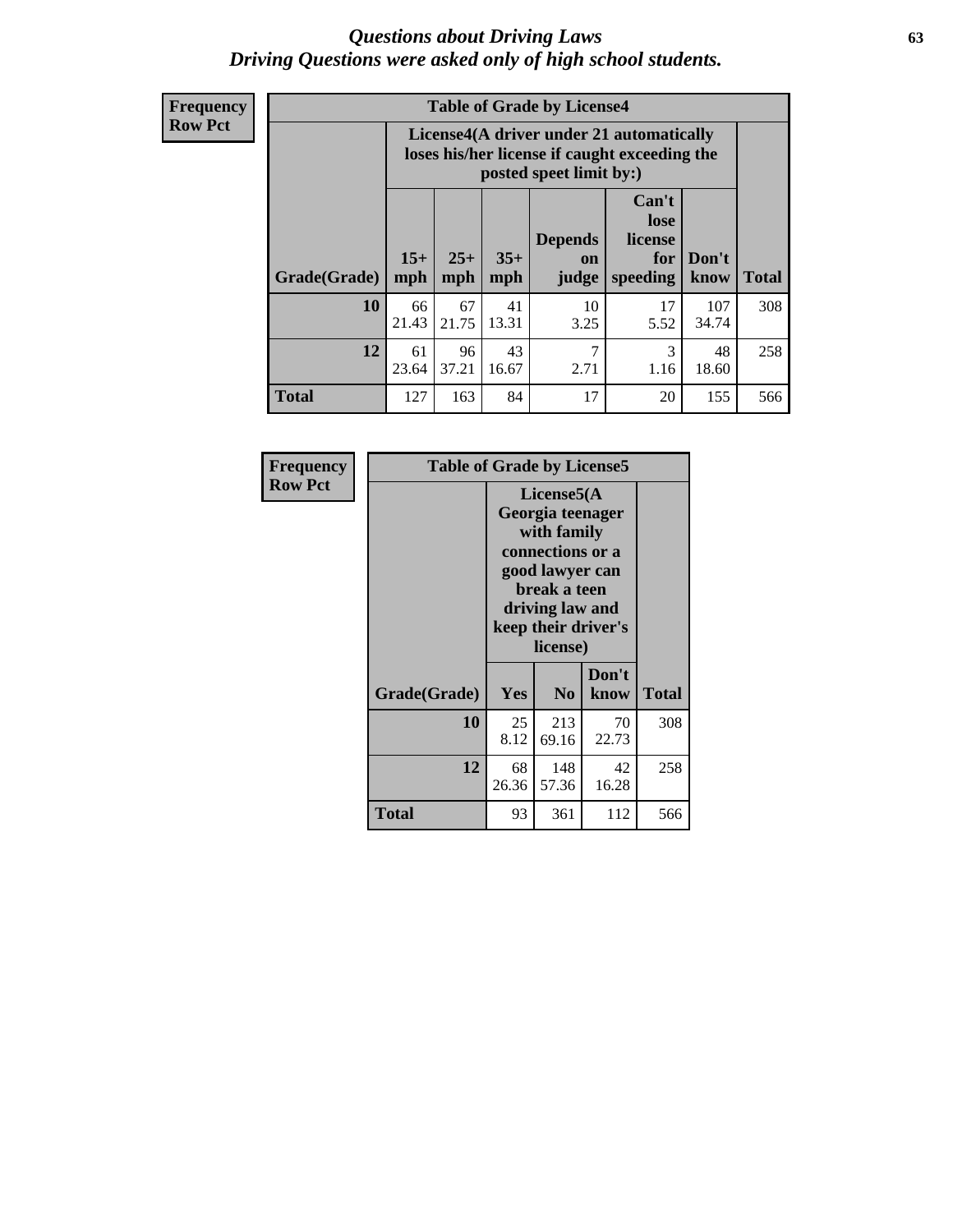# Questions about Driving Laws
## Driving Questions were asked only of high school students.

**Frequency**
**Row Pct**

**Table of Grade by License4**

| | License4(A driver under 21 automatically loses his/her license if caught exceeding the posted speet limit by:) | | | | | | |
|---|---|---|---|---|---|---|---|
| Grade(Grade) | 15+ mph | 25+ mph | 35+ mph | Depends on judge | Can't lose license for speeding | Don't know | Total |
| **10** | 66<br>21.43 | 67<br>21.75 | 41<br>13.31 | 10<br>3.25 | 17<br>5.52 | 107<br>34.74 | 308 |
| **12** | 61<br>23.64 | 96<br>37.21 | 43<br>16.67 | 7<br>2.71 | 3<br>1.16 | 48<br>18.60 | 258 |
| **Total** | 127 | 163 | 84 | 17 | 20 | 155 | 566 |

**Frequency**
**Row Pct**

**Table of Grade by License5**

| | License5(A Georgia teenager with family connections or a good lawyer can break a teen driving law and keep their driver's license) | | | |
|---|---|---|---|---|
| Grade(Grade) | Yes | No | Don't know | Total |
| **10** | 25<br>8.12 | 213<br>69.16 | 70<br>22.73 | 308 |
| **12** | 68<br>26.36 | 148<br>57.36 | 42<br>16.28 | 258 |
| **Total** | 93 | 361 | 112 | 566 |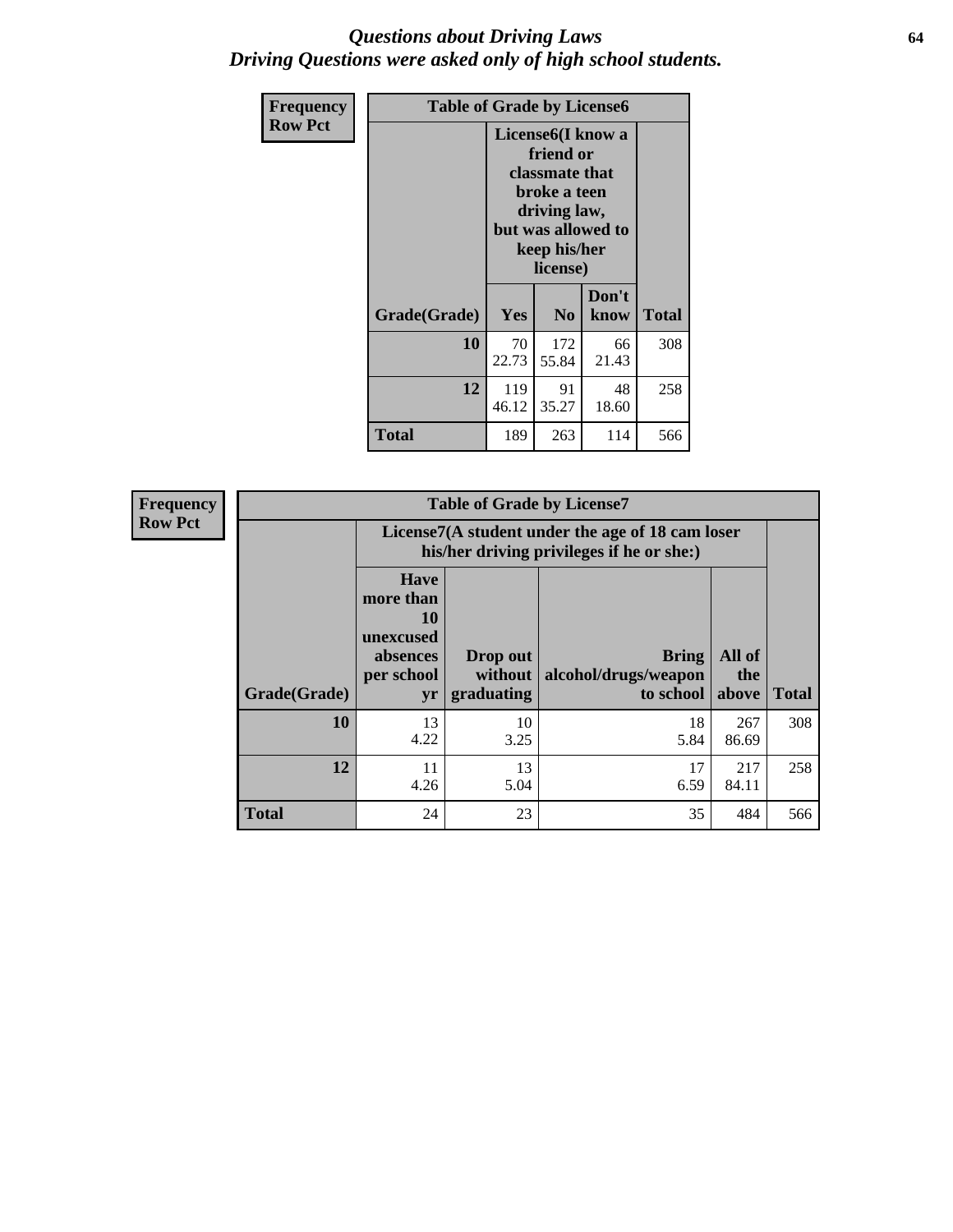# *Questions about Driving Laws*
# *Driving Questions were asked only of high school students.*

**Frequency**
**Row Pct**

| Table of Grade by License6 | | | | |
|---|---|---|---|---|
| | License6(I know a friend or classmate that broke a teen driving law, but was allowed to keep his/her license) | | | |
| **Grade(Grade)** | **Yes** | **No** | **Don't know** | **Total** |
| **10** | 70<br>22.73 | 172<br>55.84 | 66<br>21.43 | 308 |
| **12** | 119<br>46.12 | 91<br>35.27 | 48<br>18.60 | 258 |
| **Total** | 189 | 263 | 114 | 566 |

**Frequency**
**Row Pct**

| Table of Grade by License7 | | | | | |
|---|---|---|---|---|---|
| | License7(A student under the age of 18 cam loser his/her driving privileges if he or she:) | | | | |
| **Grade(Grade)** | **Have more than 10 unexcused absences per school yr** | **Drop out without graduating** | **Bring alcohol/drugs/weapon to school** | **All of the above** | **Total** |
| **10** | 13<br>4.22 | 10<br>3.25 | 18<br>5.84 | 267<br>86.69 | 308 |
| **12** | 11<br>4.26 | 13<br>5.04 | 17<br>6.59 | 217<br>84.11 | 258 |
| **Total** | 24 | 23 | 35 | 484 | 566 |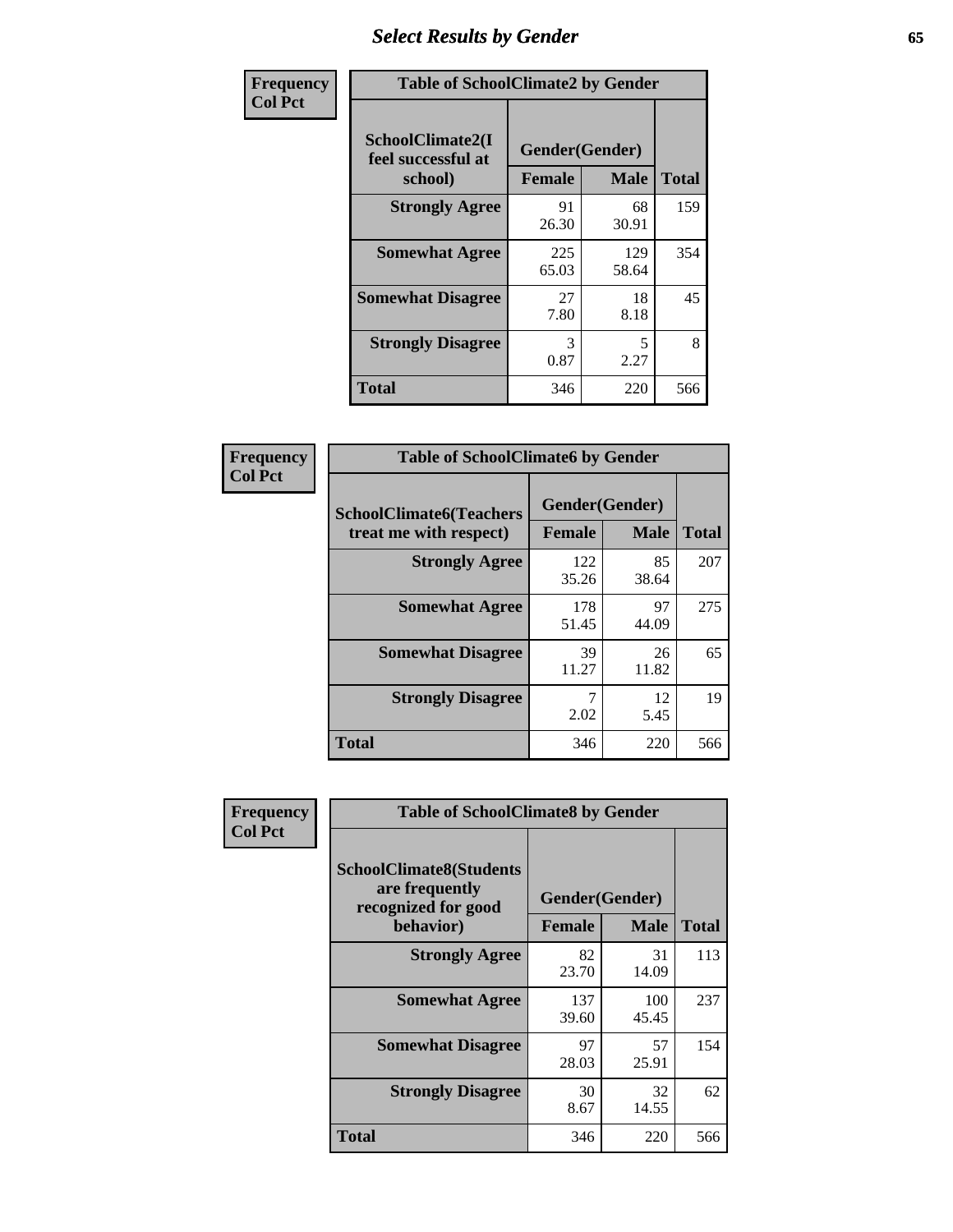# Select Results by Gender

| Frequency<br>Col Pct | Table of SchoolClimate2 by Gender | | |
|---|---|---|---|
| SchoolClimate2(I feel successful at school) | Gender(Gender) | | |
| | Female | Male | Total |
| Strongly Agree | 91<br>26.30 | 68<br>30.91 | 159 |
| Somewhat Agree | 225<br>65.03 | 129<br>58.64 | 354 |
| Somewhat Disagree | 27<br>7.80 | 18<br>8.18 | 45 |
| Strongly Disagree | 3<br>0.87 | 5<br>2.27 | 8 |
| Total | 346 | 220 | 566 |

| Frequency<br>Col Pct | Table of SchoolClimate6 by Gender | | |
|---|---|---|---|
| SchoolClimate6(Teachers treat me with respect) | Gender(Gender) | | |
| | Female | Male | Total |
| Strongly Agree | 122<br>35.26 | 85<br>38.64 | 207 |
| Somewhat Agree | 178<br>51.45 | 97<br>44.09 | 275 |
| Somewhat Disagree | 39<br>11.27 | 26<br>11.82 | 65 |
| Strongly Disagree | 7<br>2.02 | 12<br>5.45 | 19 |
| Total | 346 | 220 | 566 |

| Frequency<br>Col Pct | Table of SchoolClimate8 by Gender | | |
|---|---|---|---|
| SchoolClimate8(Students are frequently recognized for good behavior) | Gender(Gender) | | |
| | Female | Male | Total |
| Strongly Agree | 82<br>23.70 | 31<br>14.09 | 113 |
| Somewhat Agree | 137<br>39.60 | 100<br>45.45 | 237 |
| Somewhat Disagree | 97<br>28.03 | 57<br>25.91 | 154 |
| Strongly Disagree | 30<br>8.67 | 32<br>14.55 | 62 |
| Total | 346 | 220 | 566 |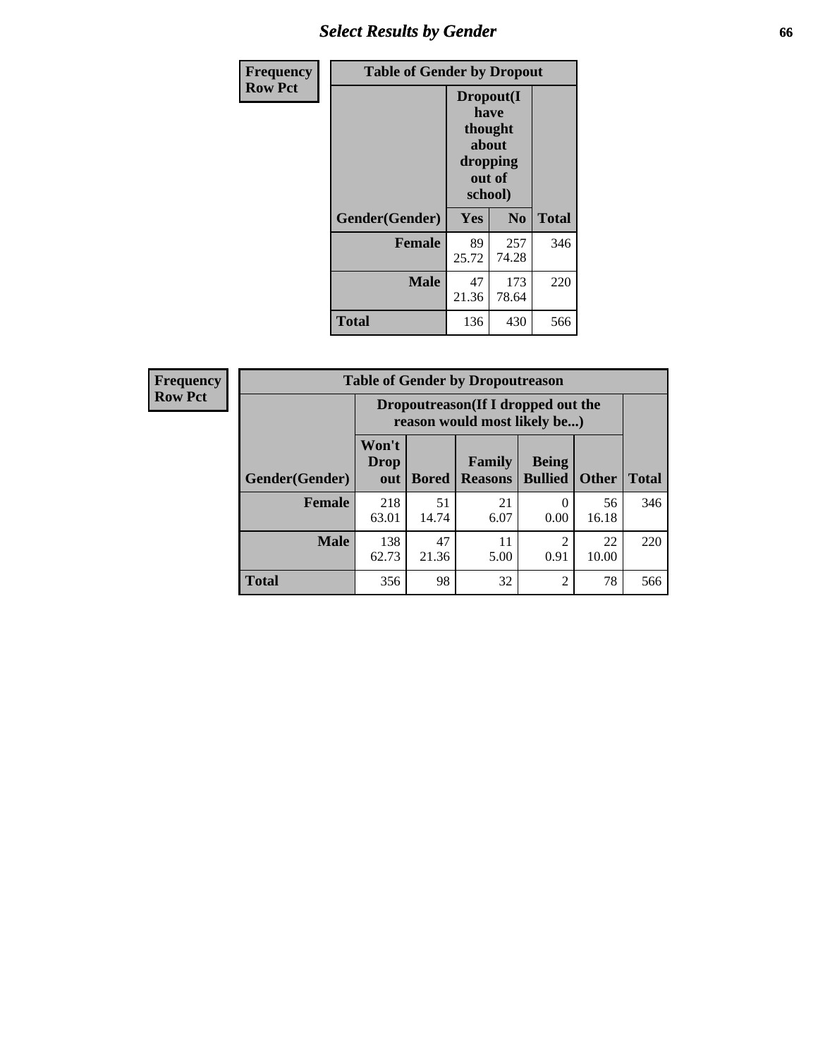| Frequency Row Pct | | | |
|---|---|---|---|
| **Table of Gender by Dropout** | | | |
| | **Dropout(I have thought about dropping out of school)** | | |
| **Gender(Gender)** | **Yes** | **No** | **Total** |
| **Female** | 89<br>25.72 | 257<br>74.28 | 346 |
| **Male** | 47<br>21.36 | 173<br>78.64 | 220 |
| **Total** | 136 | 430 | 566 |

| Frequency Row Pct | | | | | | |
|---|---|---|---|---|---|---|
| **Table of Gender by Dropoutreason** | | | | | | |
| | **Dropoutreason(If I dropped out the reason would most likely be...)** | | | | | |
| **Gender(Gender)** | **Won't Drop out** | **Bored** | **Family Reasons** | **Being Bullied** | **Other** | **Total** |
| **Female** | 218<br>63.01 | 51<br>14.74 | 21<br>6.07 | 0<br>0.00 | 56<br>16.18 | 346 |
| **Male** | 138<br>62.73 | 47<br>21.36 | 11<br>5.00 | 2<br>0.91 | 22<br>10.00 | 220 |
| **Total** | 356 | 98 | 32 | 2 | 78 | 566 |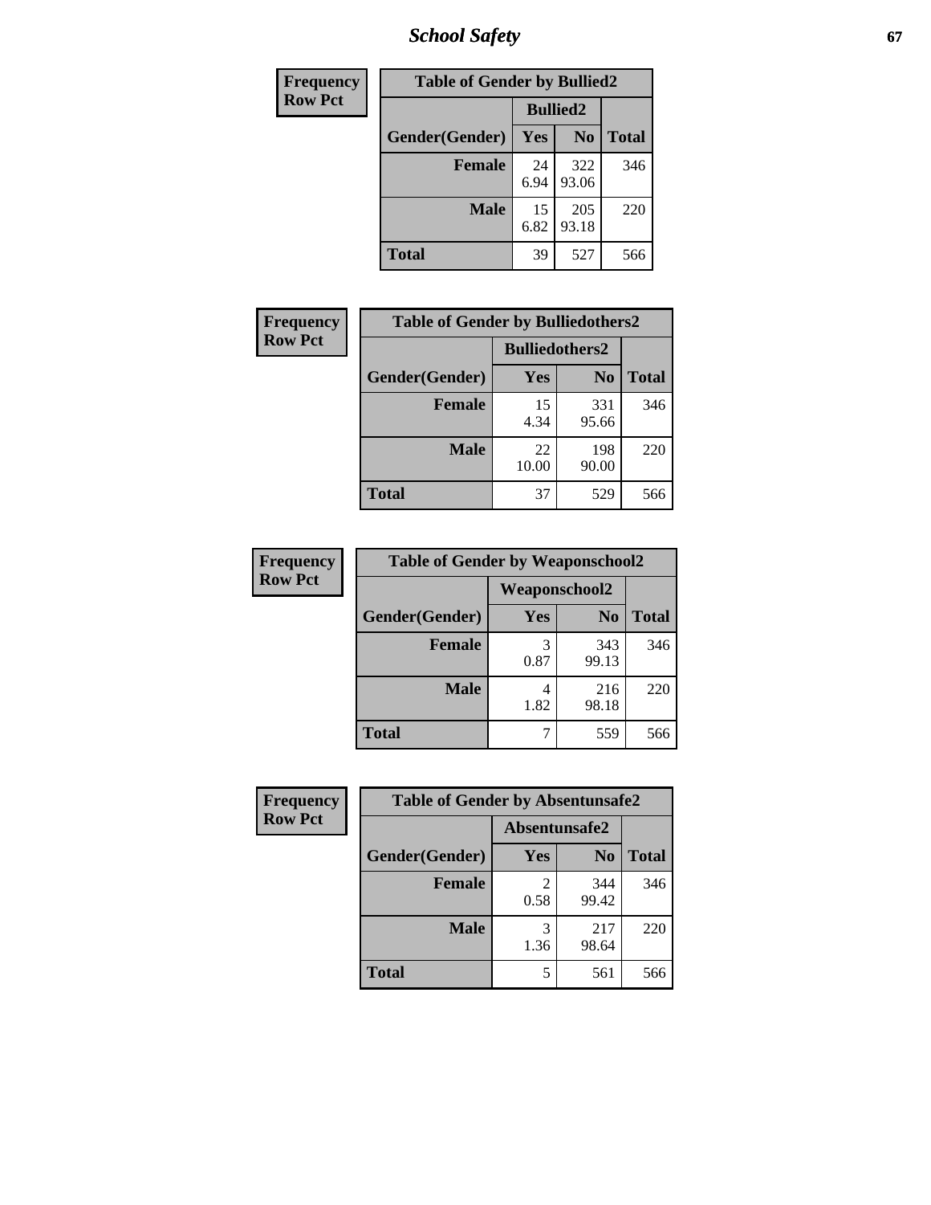# School Safety

| Frequency Row Pct | Table of Gender by Bullied2 | | |
|---|---|---|---|
| | Bullied2 | | |
| Gender(Gender) | Yes | No | Total |
| Female | 24<br>6.94 | 322<br>93.06 | 346 |
| Male | 15<br>6.82 | 205<br>93.18 | 220 |
| Total | 39 | 527 | 566 |

| Frequency Row Pct | Table of Gender by Bulliedothers2 | | |
|---|---|---|---|
| | Bulliedothers2 | | |
| Gender(Gender) | Yes | No | Total |
| Female | 15<br>4.34 | 331<br>95.66 | 346 |
| Male | 22<br>10.00 | 198<br>90.00 | 220 |
| Total | 37 | 529 | 566 |

| Frequency Row Pct | Table of Gender by Weaponschool2 | | |
|---|---|---|---|
| | Weaponschool2 | | |
| Gender(Gender) | Yes | No | Total |
| Female | 3<br>0.87 | 343<br>99.13 | 346 |
| Male | 4<br>1.82 | 216<br>98.18 | 220 |
| Total | 7 | 559 | 566 |

| Frequency Row Pct | Table of Gender by Absentunsafe2 | | |
|---|---|---|---|
| | Absentunsafe2 | | |
| Gender(Gender) | Yes | No | Total |
| Female | 2<br>0.58 | 344<br>99.42 | 346 |
| Male | 3<br>1.36 | 217<br>98.64 | 220 |
| Total | 5 | 561 | 566 |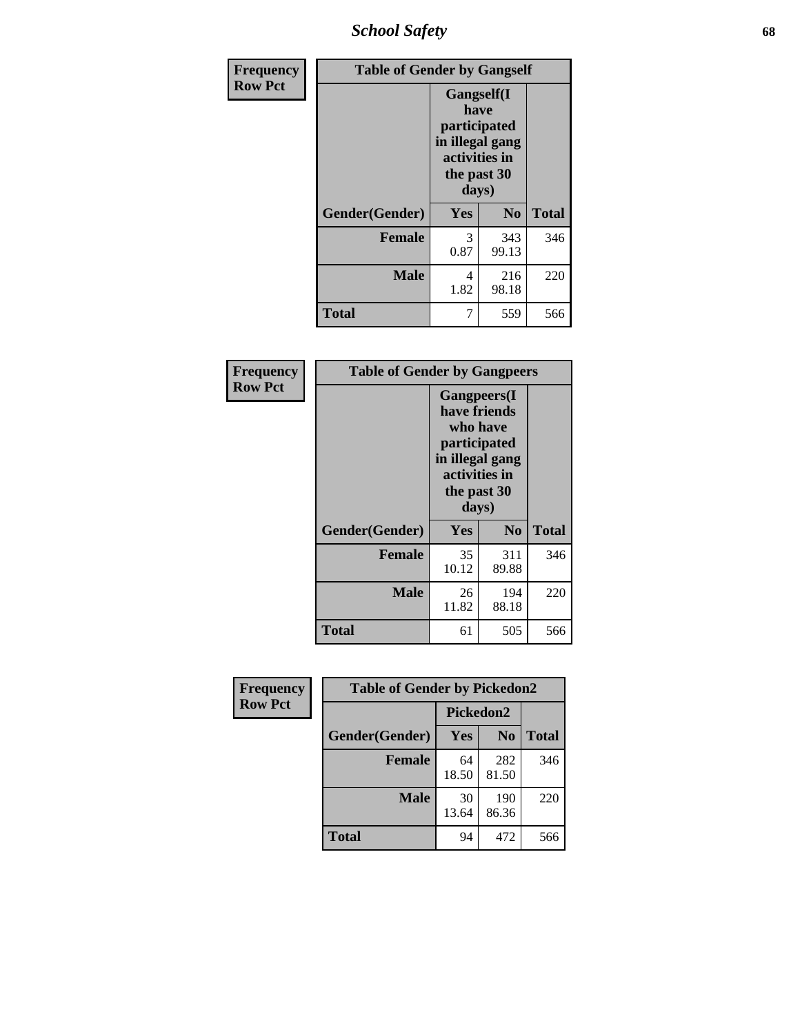| Frequency<br>Row Pct |
|---|

**Table of Gender by Gangself**

| | Gangself(I have participated in illegal gang activities in the past 30 days) | | |
|---|---|---|---|
| Gender(Gender) | Yes | No | Total |
| Female | 3<br>0.87 | 343<br>99.13 | 346 |
| Male | 4<br>1.82 | 216<br>98.18 | 220 |
| Total | 7 | 559 | 566 |

| Frequency<br>Row Pct |
|---|

**Table of Gender by Gangpeers**

| | Gangpeers(I have friends who have participated in illegal gang activities in the past 30 days) | | |
|---|---|---|---|
| Gender(Gender) | Yes | No | Total |
| Female | 35<br>10.12 | 311<br>89.88 | 346 |
| Male | 26<br>11.82 | 194<br>88.18 | 220 |
| Total | 61 | 505 | 566 |

| Frequency<br>Row Pct |
|---|

**Table of Gender by Pickedon2**

| | Pickedon2 | | |
|---|---|---|---|
| Gender(Gender) | Yes | No | Total |
| Female | 64<br>18.50 | 282<br>81.50 | 346 |
| Male | 30<br>13.64 | 190<br>86.36 | 220 |
| Total | 94 | 472 | 566 |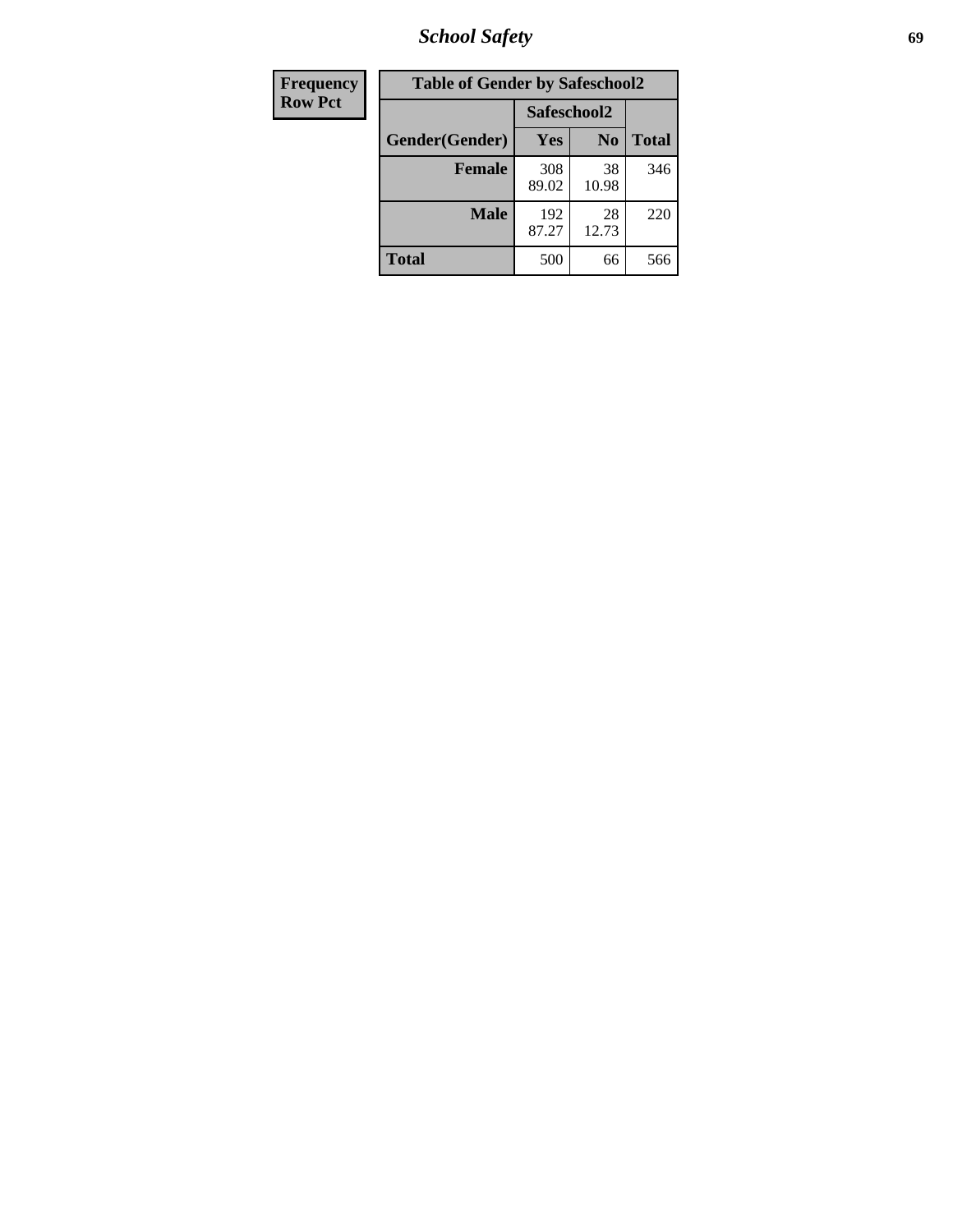| Frequency Row Pct |
|---|

| Table of Gender by Safeschool2 | | | |
|---|---|---|---|
| | Safeschool2 | | |
| Gender(Gender) | Yes | No | Total |
| **Female** | 308<br>89.02 | 38<br>10.98 | 346 |
| **Male** | 192<br>87.27 | 28<br>12.73 | 220 |
| **Total** | 500 | 66 | 566 |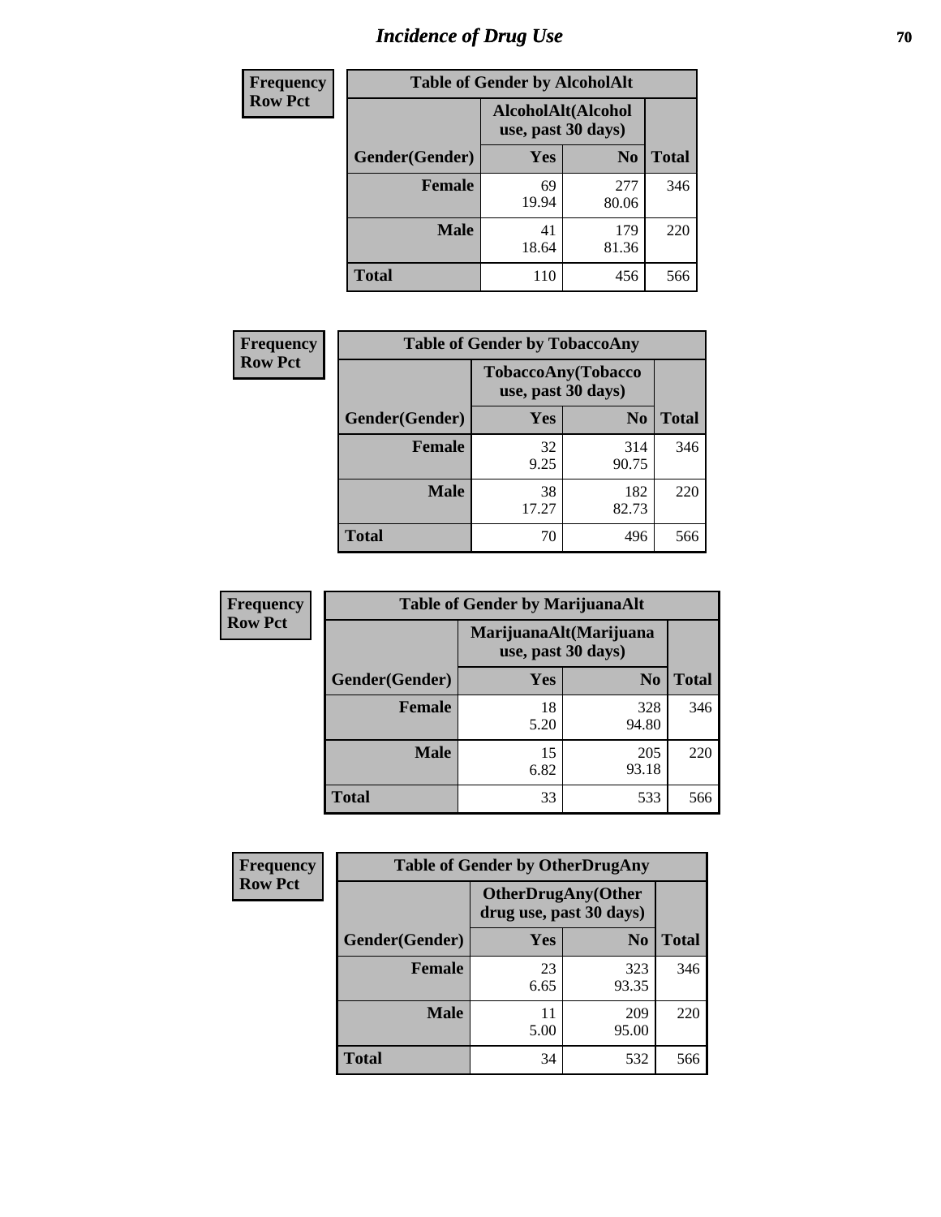# Incidence of Drug Use

| Frequency Row Pct | | | |
|---|---|---|---|

**Table of Gender by AlcoholAlt**

| Gender(Gender) | AlcoholAlt(Alcohol use, past 30 days) Yes | No | Total |
|---|---|---|---|
| Female | 69<br>19.94 | 277<br>80.06 | 346 |
| Male | 41<br>18.64 | 179<br>81.36 | 220 |
| Total | 110 | 456 | 566 |

**Table of Gender by TobaccoAny**

| Gender(Gender) | TobaccoAny(Tobacco use, past 30 days) Yes | No | Total |
|---|---|---|---|
| Female | 32<br>9.25 | 314<br>90.75 | 346 |
| Male | 38<br>17.27 | 182<br>82.73 | 220 |
| Total | 70 | 496 | 566 |

**Table of Gender by MarijuanaAlt**

| Gender(Gender) | MarijuanaAlt(Marijuana use, past 30 days) Yes | No | Total |
|---|---|---|---|
| Female | 18<br>5.20 | 328<br>94.80 | 346 |
| Male | 15<br>6.82 | 205<br>93.18 | 220 |
| Total | 33 | 533 | 566 |

**Table of Gender by OtherDrugAny**

| Gender(Gender) | OtherDrugAny(Other drug use, past 30 days) Yes | No | Total |
|---|---|---|---|
| Female | 23<br>6.65 | 323<br>93.35 | 346 |
| Male | 11<br>5.00 | 209<br>95.00 | 220 |
| Total | 34 | 532 | 566 |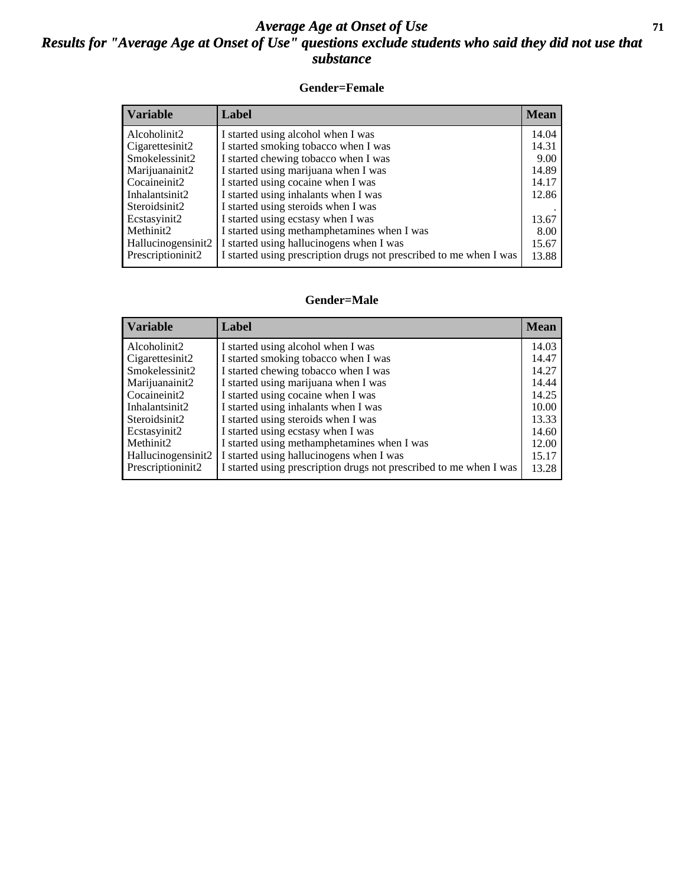# Average Age at Onset of Use

## Results for "Average Age at Onset of Use" questions exclude students who said they did not use that substance

### Gender=Female

| Variable | Label | Mean |
|---|---|---|
| Alcoholinit2 | I started using alcohol when I was | 14.04 |
| Cigarettesinit2 | I started smoking tobacco when I was | 14.31 |
| Smokelessinit2 | I started chewing tobacco when I was | 9.00 |
| Marijuanainit2 | I started using marijuana when I was | 14.89 |
| Cocaineinit2 | I started using cocaine when I was | 14.17 |
| Inhalantsinit2 | I started using inhalants when I was | 12.86 |
| Steroidsinit2 | I started using steroids when I was | . |
| Ecstasyinit2 | I started using ecstasy when I was | 13.67 |
| Methinit2 | I started using methamphetamines when I was | 8.00 |
| Hallucinogensinit2 | I started using hallucinogens when I was | 15.67 |
| Prescriptioninit2 | I started using prescription drugs not prescribed to me when I was | 13.88 |

### Gender=Male

| Variable | Label | Mean |
|---|---|---|
| Alcoholinit2 | I started using alcohol when I was | 14.03 |
| Cigarettesinit2 | I started smoking tobacco when I was | 14.47 |
| Smokelessinit2 | I started chewing tobacco when I was | 14.27 |
| Marijuanainit2 | I started using marijuana when I was | 14.44 |
| Cocaineinit2 | I started using cocaine when I was | 14.25 |
| Inhalantsinit2 | I started using inhalants when I was | 10.00 |
| Steroidsinit2 | I started using steroids when I was | 13.33 |
| Ecstasyinit2 | I started using ecstasy when I was | 14.60 |
| Methinit2 | I started using methamphetamines when I was | 12.00 |
| Hallucinogensinit2 | I started using hallucinogens when I was | 15.17 |
| Prescriptioninit2 | I started using prescription drugs not prescribed to me when I was | 13.28 |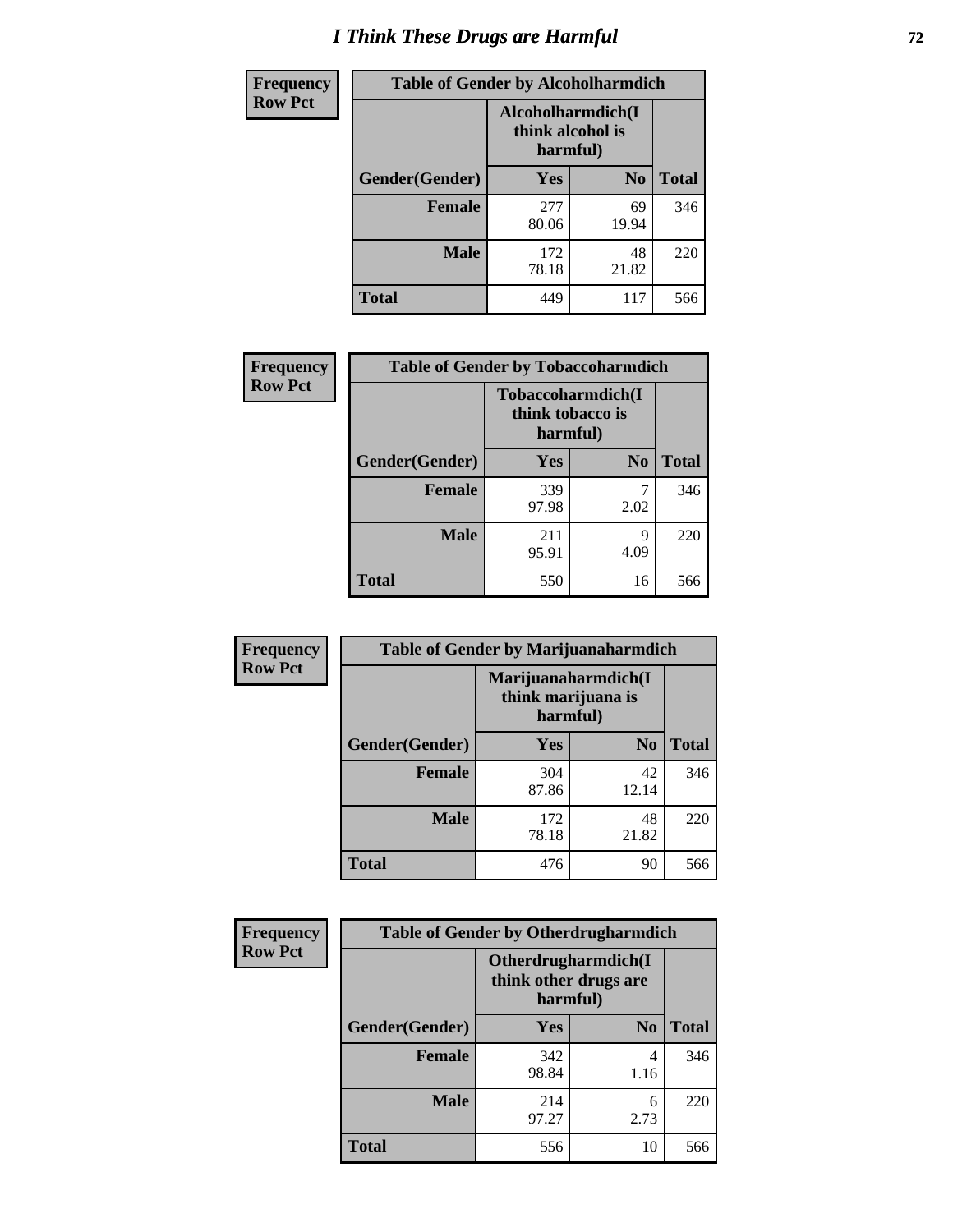# I Think These Drugs are Harmful

| Frequency Row Pct | Table of Gender by Alcoholharmdich | | |
|---|---|---|---|
| | Alcoholharmdich(I think alcohol is harmful) | | |
| Gender(Gender) | Yes | No | Total |
| Female | 277<br>80.06 | 69<br>19.94 | 346 |
| Male | 172<br>78.18 | 48<br>21.82 | 220 |
| Total | 449 | 117 | 566 |

| Frequency Row Pct | Table of Gender by Tobaccoharmdich | | |
|---|---|---|---|
| | Tobaccoharmdich(I think tobacco is harmful) | | |
| Gender(Gender) | Yes | No | Total |
| Female | 339<br>97.98 | 7<br>2.02 | 346 |
| Male | 211<br>95.91 | 9<br>4.09 | 220 |
| Total | 550 | 16 | 566 |

| Frequency Row Pct | Table of Gender by Marijuanaharmdich | | |
|---|---|---|---|
| | Marijuanaharmdich(I think marijuana is harmful) | | |
| Gender(Gender) | Yes | No | Total |
| Female | 304<br>87.86 | 42<br>12.14 | 346 |
| Male | 172<br>78.18 | 48<br>21.82 | 220 |
| Total | 476 | 90 | 566 |

| Frequency Row Pct | Table of Gender by Otherdrugharmdich | | |
|---|---|---|---|
| | Otherdrugharmdich(I think other drugs are harmful) | | |
| Gender(Gender) | Yes | No | Total |
| Female | 342<br>98.84 | 4<br>1.16 | 346 |
| Male | 214<br>97.27 | 6<br>2.73 | 220 |
| Total | 556 | 10 | 566 |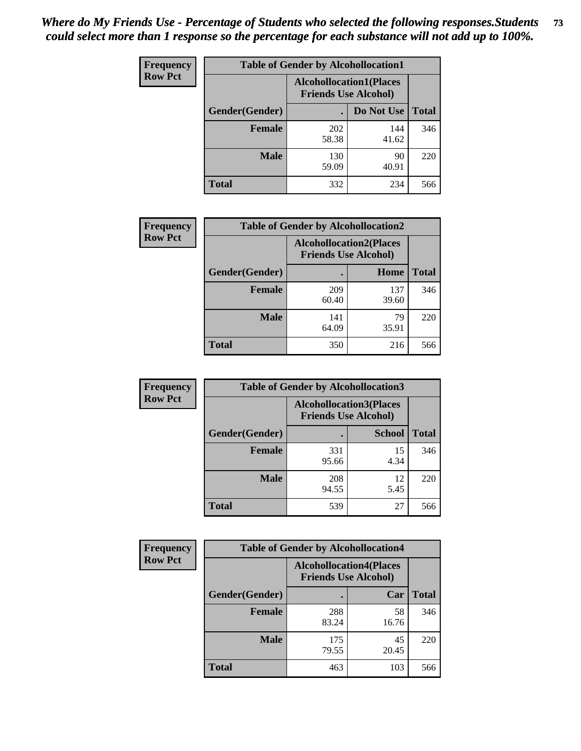*Where do My Friends Use - Percentage of Students who selected the following responses.Students could select more than 1 response so the percentage for each substance will not add up to 100%.*

**Frequency Row Pct**

| Table of Gender by Alcohollocation1 | | | |
|---|---|---|---|
| | Alcohollocation1(Places Friends Use Alcohol) | | |
| Gender(Gender) | . | Do Not Use | Total |
| Female | 202<br>58.38 | 144<br>41.62 | 346 |
| Male | 130<br>59.09 | 90<br>40.91 | 220 |
| Total | 332 | 234 | 566 |

**Frequency Row Pct**

| Table of Gender by Alcohollocation2 | | | |
|---|---|---|---|
| | Alcohollocation2(Places Friends Use Alcohol) | | |
| Gender(Gender) | . | Home | Total |
| Female | 209<br>60.40 | 137<br>39.60 | 346 |
| Male | 141<br>64.09 | 79<br>35.91 | 220 |
| Total | 350 | 216 | 566 |

**Frequency Row Pct**

| Table of Gender by Alcohollocation3 | | | |
|---|---|---|---|
| | Alcohollocation3(Places Friends Use Alcohol) | | |
| Gender(Gender) | . | School | Total |
| Female | 331<br>95.66 | 15<br>4.34 | 346 |
| Male | 208<br>94.55 | 12<br>5.45 | 220 |
| Total | 539 | 27 | 566 |

**Frequency Row Pct**

| Table of Gender by Alcohollocation4 | | | |
|---|---|---|---|
| | Alcohollocation4(Places Friends Use Alcohol) | | |
| Gender(Gender) | . | Car | Total |
| Female | 288<br>83.24 | 58<br>16.76 | 346 |
| Male | 175<br>79.55 | 45<br>20.45 | 220 |
| Total | 463 | 103 | 566 |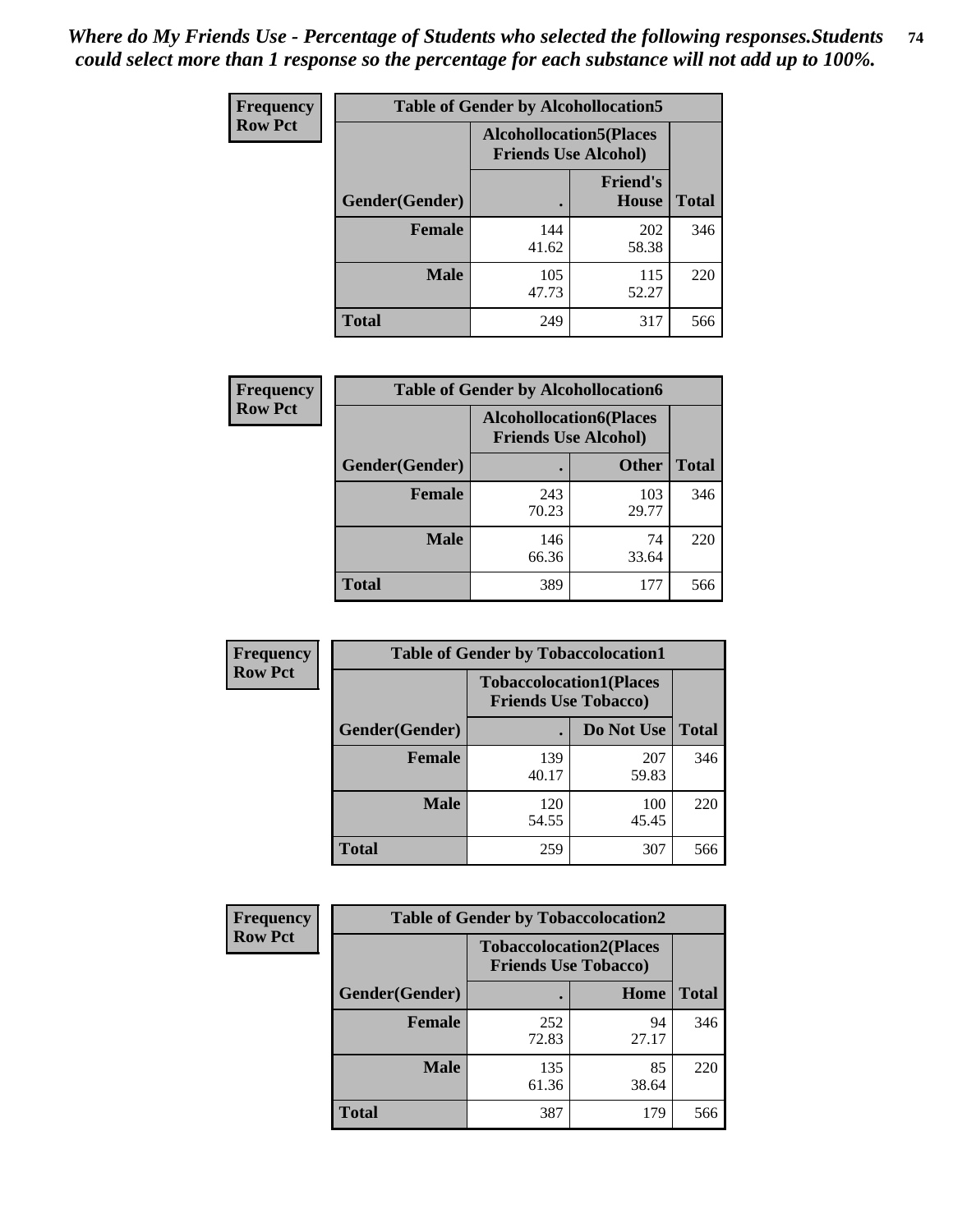*Where do My Friends Use - Percentage of Students who selected the following responses.Students could select more than 1 response so the percentage for each substance will not add up to 100%.*

**Frequency**
**Row Pct**

| Table of Gender by Alcohollocation5 | | | |
|---|---|---|---|
| | Alcohollocation5(Places Friends Use Alcohol) | | |
| Gender(Gender) | . | Friend's House | Total |
| **Female** | 144<br>41.62 | 202<br>58.38 | 346 |
| **Male** | 105<br>47.73 | 115<br>52.27 | 220 |
| **Total** | 249 | 317 | 566 |

**Frequency**
**Row Pct**

| Table of Gender by Alcohollocation6 | | | |
|---|---|---|---|
| | Alcohollocation6(Places Friends Use Alcohol) | | |
| Gender(Gender) | . | Other | Total |
| **Female** | 243<br>70.23 | 103<br>29.77 | 346 |
| **Male** | 146<br>66.36 | 74<br>33.64 | 220 |
| **Total** | 389 | 177 | 566 |

**Frequency**
**Row Pct**

| Table of Gender by Tobaccolocation1 | | | |
|---|---|---|---|
| | Tobaccolocation1(Places Friends Use Tobacco) | | |
| Gender(Gender) | . | Do Not Use | Total |
| **Female** | 139<br>40.17 | 207<br>59.83 | 346 |
| **Male** | 120<br>54.55 | 100<br>45.45 | 220 |
| **Total** | 259 | 307 | 566 |

**Frequency**
**Row Pct**

| Table of Gender by Tobaccolocation2 | | | |
|---|---|---|---|
| | Tobaccolocation2(Places Friends Use Tobacco) | | |
| Gender(Gender) | . | Home | Total |
| **Female** | 252<br>72.83 | 94<br>27.17 | 346 |
| **Male** | 135<br>61.36 | 85<br>38.64 | 220 |
| **Total** | 387 | 179 | 566 |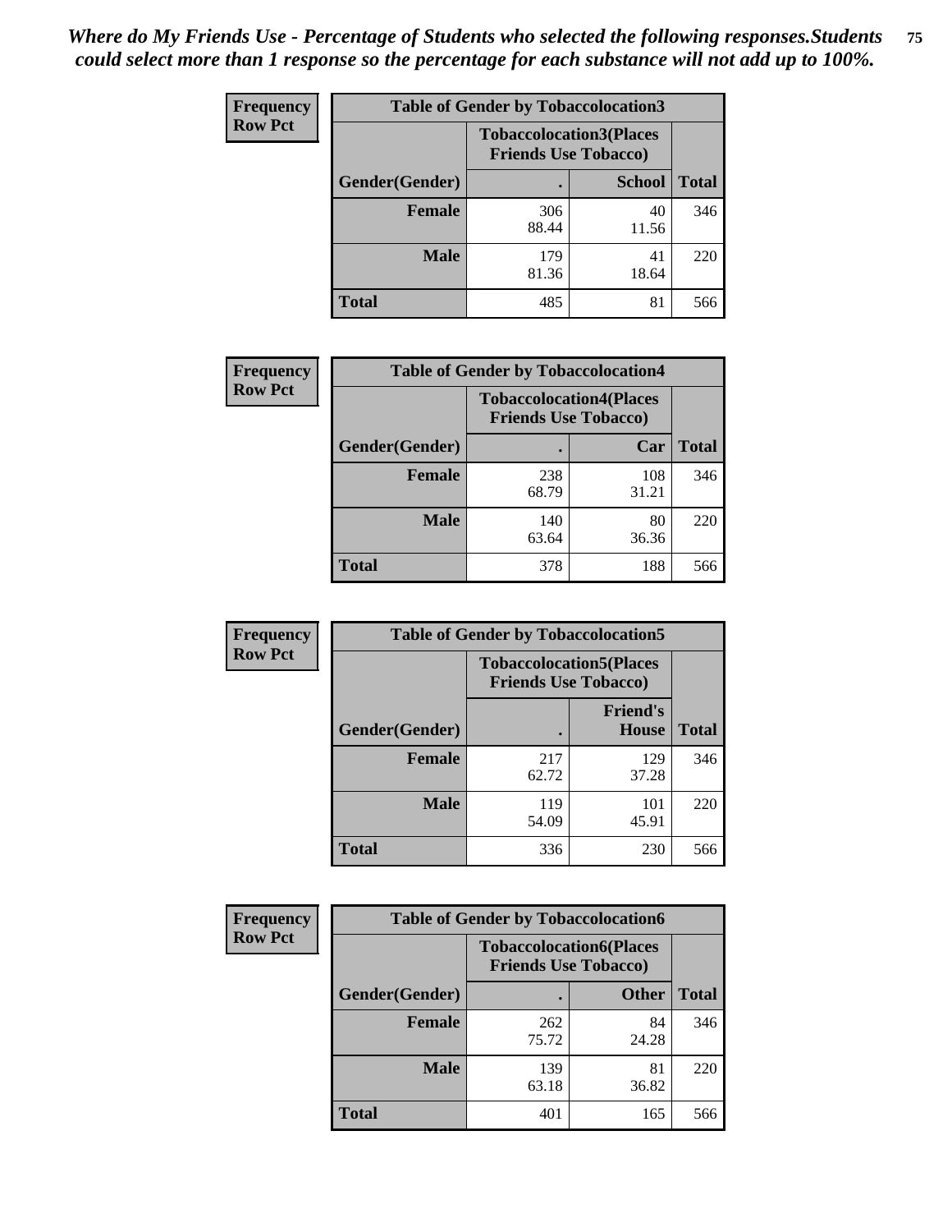*Where do My Friends Use - Percentage of Students who selected the following responses.Students could select more than 1 response so the percentage for each substance will not add up to 100%.*

**Frequency / Row Pct**

| Table of Gender by Tobaccolocation3 | | | |
|---|---|---|---|
| | Tobaccolocation3(Places Friends Use Tobacco) | | |
| Gender(Gender) | . | School | Total |
| Female | 306<br>88.44 | 40<br>11.56 | 346 |
| Male | 179<br>81.36 | 41<br>18.64 | 220 |
| Total | 485 | 81 | 566 |

**Frequency / Row Pct**

| Table of Gender by Tobaccolocation4 | | | |
|---|---|---|---|
| | Tobaccolocation4(Places Friends Use Tobacco) | | |
| Gender(Gender) | . | Car | Total |
| Female | 238<br>68.79 | 108<br>31.21 | 346 |
| Male | 140<br>63.64 | 80<br>36.36 | 220 |
| Total | 378 | 188 | 566 |

**Frequency / Row Pct**

| Table of Gender by Tobaccolocation5 | | | |
|---|---|---|---|
| | Tobaccolocation5(Places Friends Use Tobacco) | | |
| Gender(Gender) | . | Friend's House | Total |
| Female | 217<br>62.72 | 129<br>37.28 | 346 |
| Male | 119<br>54.09 | 101<br>45.91 | 220 |
| Total | 336 | 230 | 566 |

**Frequency / Row Pct**

| Table of Gender by Tobaccolocation6 | | | |
|---|---|---|---|
| | Tobaccolocation6(Places Friends Use Tobacco) | | |
| Gender(Gender) | . | Other | Total |
| Female | 262<br>75.72 | 84<br>24.28 | 346 |
| Male | 139<br>63.18 | 81<br>36.82 | 220 |
| Total | 401 | 165 | 566 |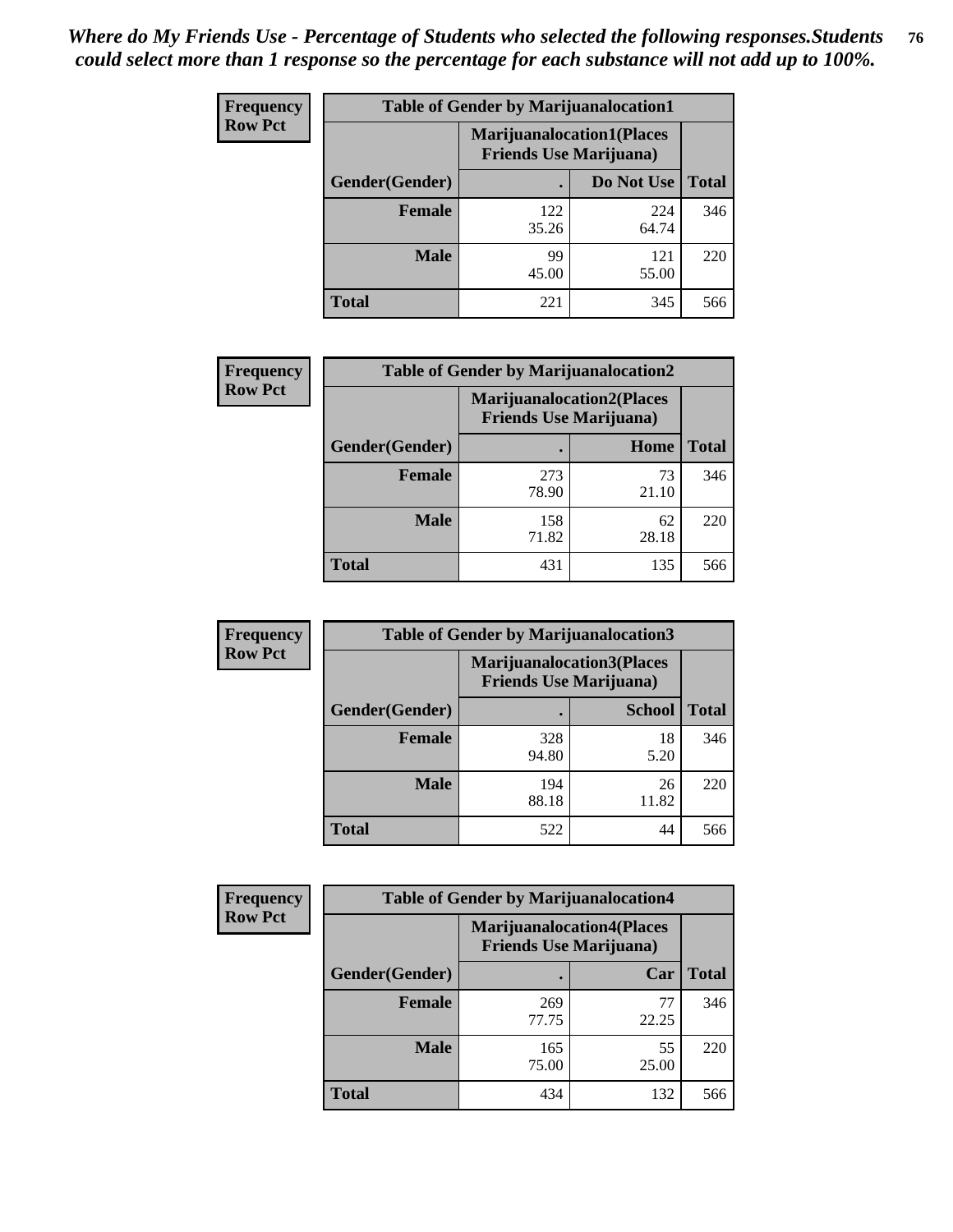*Where do My Friends Use - Percentage of Students who selected the following responses.Students could select more than 1 response so the percentage for each substance will not add up to 100%.*

**Frequency Row Pct**

| Table of Gender by Marijuanalocation1 | | | |
|---|---|---|---|
| | Marijuanalocation1(Places Friends Use Marijuana) | | |
| Gender(Gender) | . | Do Not Use | Total |
| Female | 122<br>35.26 | 224<br>64.74 | 346 |
| Male | 99<br>45.00 | 121<br>55.00 | 220 |
| Total | 221 | 345 | 566 |

**Frequency Row Pct**

| Table of Gender by Marijuanalocation2 | | | |
|---|---|---|---|
| | Marijuanalocation2(Places Friends Use Marijuana) | | |
| Gender(Gender) | . | Home | Total |
| Female | 273<br>78.90 | 73<br>21.10 | 346 |
| Male | 158<br>71.82 | 62<br>28.18 | 220 |
| Total | 431 | 135 | 566 |

**Frequency Row Pct**

| Table of Gender by Marijuanalocation3 | | | |
|---|---|---|---|
| | Marijuanalocation3(Places Friends Use Marijuana) | | |
| Gender(Gender) | . | School | Total |
| Female | 328<br>94.80 | 18<br>5.20 | 346 |
| Male | 194<br>88.18 | 26<br>11.82 | 220 |
| Total | 522 | 44 | 566 |

**Frequency Row Pct**

| Table of Gender by Marijuanalocation4 | | | |
|---|---|---|---|
| | Marijuanalocation4(Places Friends Use Marijuana) | | |
| Gender(Gender) | . | Car | Total |
| Female | 269<br>77.75 | 77<br>22.25 | 346 |
| Male | 165<br>75.00 | 55<br>25.00 | 220 |
| Total | 434 | 132 | 566 |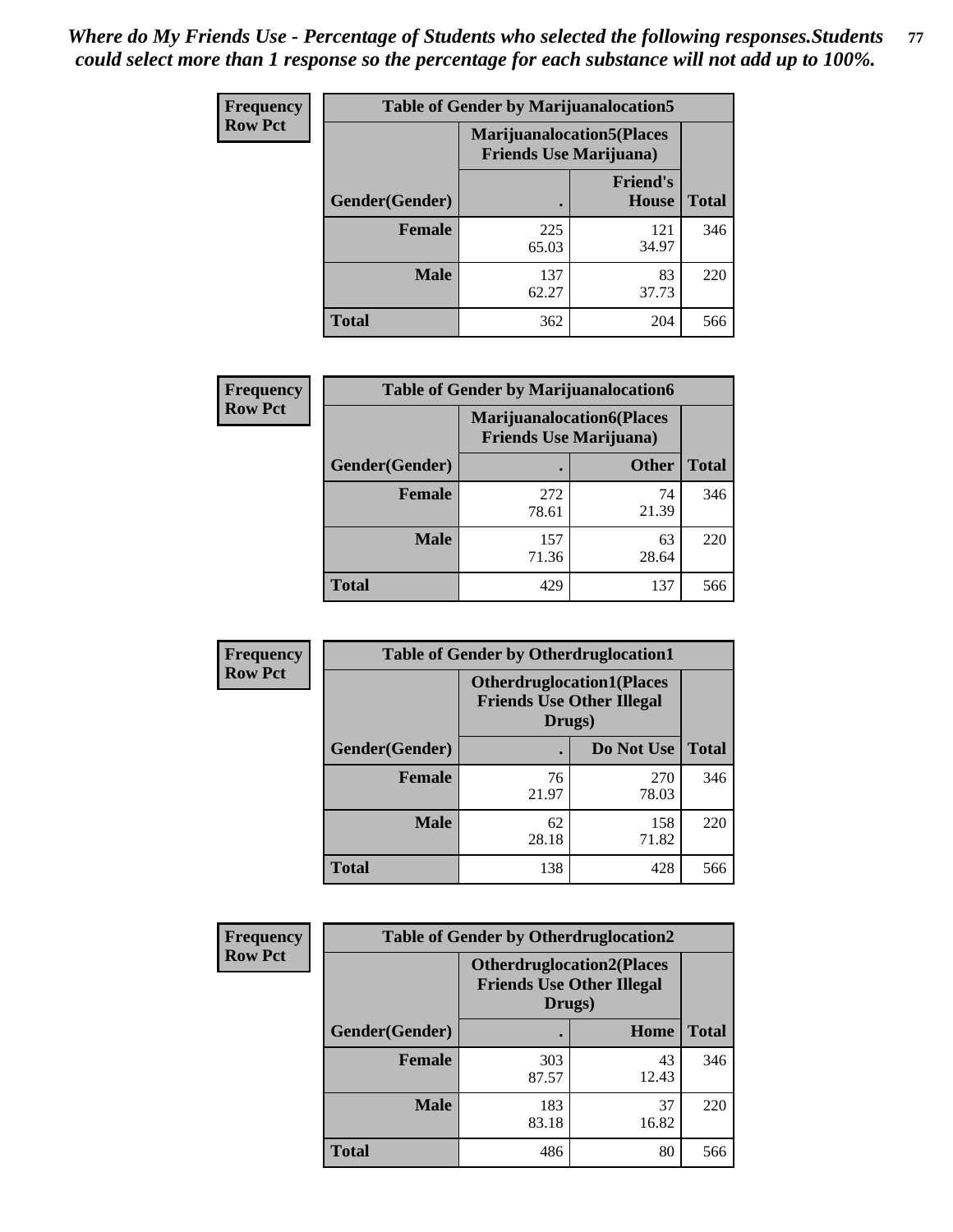*Where do My Friends Use - Percentage of Students who selected the following responses.Students could select more than 1 response so the percentage for each substance will not add up to 100%.*

**Frequency / Row Pct**

| Table of Gender by Marijuanalocation5 | | | |
|---|---|---|---|
| | Marijuanalocation5(Places Friends Use Marijuana) | | |
| Gender(Gender) | . | Friend's House | Total |
| **Female** | 225<br>65.03 | 121<br>34.97 | 346 |
| **Male** | 137<br>62.27 | 83<br>37.73 | 220 |
| **Total** | 362 | 204 | 566 |

**Frequency / Row Pct**

| Table of Gender by Marijuanalocation6 | | | |
|---|---|---|---|
| | Marijuanalocation6(Places Friends Use Marijuana) | | |
| Gender(Gender) | . | Other | Total |
| **Female** | 272<br>78.61 | 74<br>21.39 | 346 |
| **Male** | 157<br>71.36 | 63<br>28.64 | 220 |
| **Total** | 429 | 137 | 566 |

**Frequency / Row Pct**

| Table of Gender by Otherdruglocation1 | | | |
|---|---|---|---|
| | Otherdruglocation1(Places Friends Use Other Illegal Drugs) | | |
| Gender(Gender) | . | Do Not Use | Total |
| **Female** | 76<br>21.97 | 270<br>78.03 | 346 |
| **Male** | 62<br>28.18 | 158<br>71.82 | 220 |
| **Total** | 138 | 428 | 566 |

**Frequency / Row Pct**

| Table of Gender by Otherdruglocation2 | | | |
|---|---|---|---|
| | Otherdruglocation2(Places Friends Use Other Illegal Drugs) | | |
| Gender(Gender) | . | Home | Total |
| **Female** | 303<br>87.57 | 43<br>12.43 | 346 |
| **Male** | 183<br>83.18 | 37<br>16.82 | 220 |
| **Total** | 486 | 80 | 566 |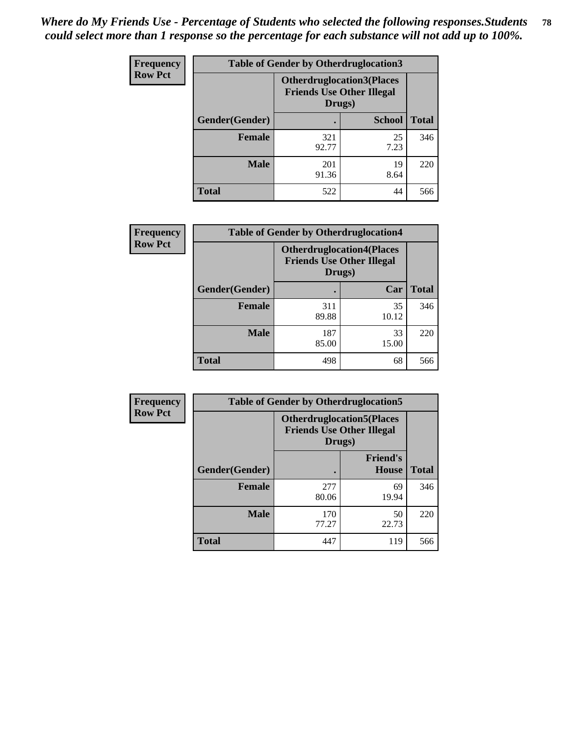*Where do My Friends Use - Percentage of Students who selected the following responses.Students could select more than 1 response so the percentage for each substance will not add up to 100%.*

**Frequency**
**Row Pct**

| Table of Gender by Otherdruglocation3 | | | |
|---|---|---|---|
| | Otherdruglocation3(Places Friends Use Other Illegal Drugs) | | |
| Gender(Gender) | . | School | Total |
| Female | 321<br>92.77 | 25<br>7.23 | 346 |
| Male | 201<br>91.36 | 19<br>8.64 | 220 |
| Total | 522 | 44 | 566 |

**Frequency**
**Row Pct**

| Table of Gender by Otherdruglocation4 | | | |
|---|---|---|---|
| | Otherdruglocation4(Places Friends Use Other Illegal Drugs) | | |
| Gender(Gender) | . | Car | Total |
| Female | 311<br>89.88 | 35<br>10.12 | 346 |
| Male | 187<br>85.00 | 33<br>15.00 | 220 |
| Total | 498 | 68 | 566 |

**Frequency**
**Row Pct**

| Table of Gender by Otherdruglocation5 | | | |
|---|---|---|---|
| | Otherdruglocation5(Places Friends Use Other Illegal Drugs) | | |
| Gender(Gender) | . | Friend's House | Total |
| Female | 277<br>80.06 | 69<br>19.94 | 346 |
| Male | 170<br>77.27 | 50<br>22.73 | 220 |
| Total | 447 | 119 | 566 |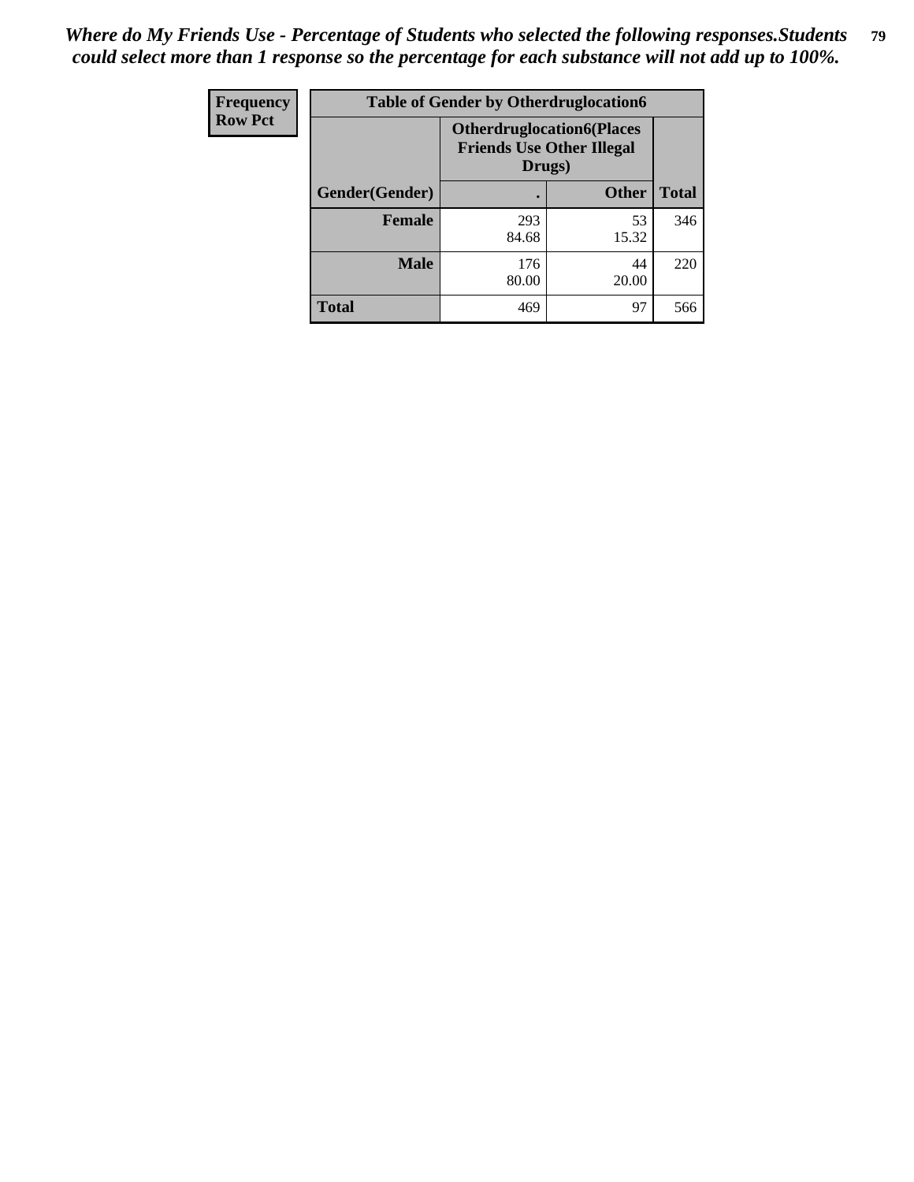*Where do My Friends Use - Percentage of Students who selected the following responses.Students could select more than 1 response so the percentage for each substance will not add up to 100%.*

| Frequency<br>Row Pct | Table of Gender by Otherdruglocation6 | | |
|---|---|---|---|
| | **Otherdruglocation6(Places Friends Use Other Illegal Drugs)** | | |
| **Gender(Gender)** | **.** | **Other** | **Total** |
| **Female** | 293<br>84.68 | 53<br>15.32 | 346 |
| **Male** | 176<br>80.00 | 44<br>20.00 | 220 |
| **Total** | 469 | 97 | 566 |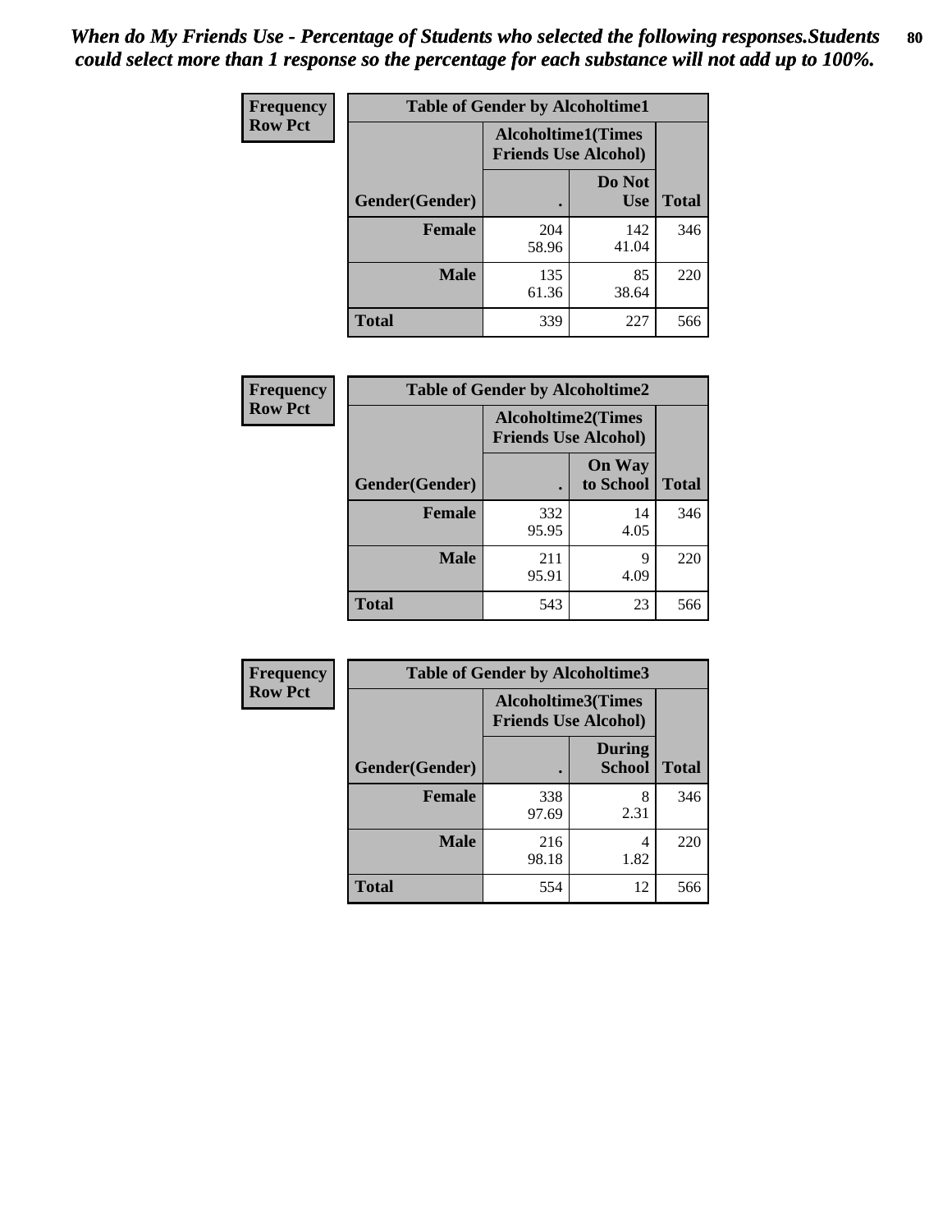*When do My Friends Use - Percentage of Students who selected the following responses.Students could select more than 1 response so the percentage for each substance will not add up to 100%.*

| Frequency Row Pct | Table of Gender by Alcoholtime1 | | |
|---|---|---|---|
| | Alcoholtime1(Times Friends Use Alcohol) | | |
| Gender(Gender) | . | Do Not Use | Total |
| **Female** | 204<br>58.96 | 142<br>41.04 | 346 |
| **Male** | 135<br>61.36 | 85<br>38.64 | 220 |
| **Total** | 339 | 227 | 566 |

| Frequency Row Pct | Table of Gender by Alcoholtime2 | | |
|---|---|---|---|
| | Alcoholtime2(Times Friends Use Alcohol) | | |
| Gender(Gender) | . | On Way to School | Total |
| **Female** | 332<br>95.95 | 14<br>4.05 | 346 |
| **Male** | 211<br>95.91 | 9<br>4.09 | 220 |
| **Total** | 543 | 23 | 566 |

| Frequency Row Pct | Table of Gender by Alcoholtime3 | | |
|---|---|---|---|
| | Alcoholtime3(Times Friends Use Alcohol) | | |
| Gender(Gender) | . | During School | Total |
| **Female** | 338<br>97.69 | 8<br>2.31 | 346 |
| **Male** | 216<br>98.18 | 4<br>1.82 | 220 |
| **Total** | 554 | 12 | 566 |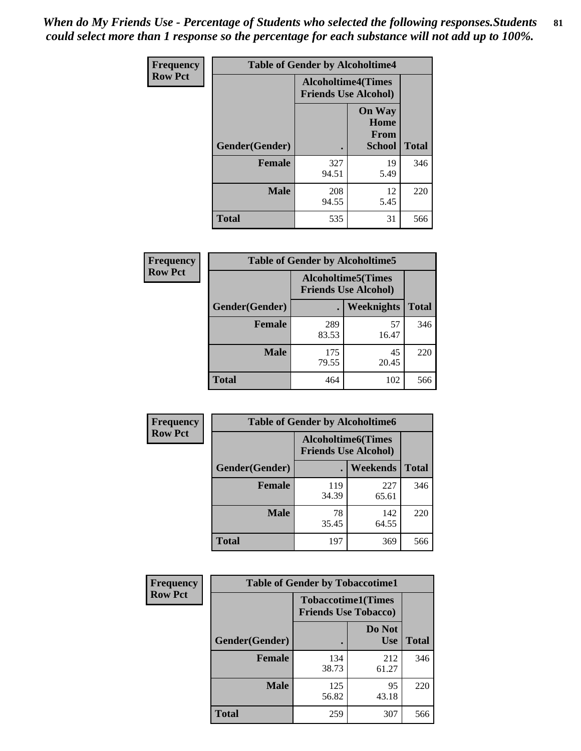*When do My Friends Use - Percentage of Students who selected the following responses.Students could select more than 1 response so the percentage for each substance will not add up to 100%.*

**Frequency**
**Row Pct**

| Table of Gender by Alcoholtime4 | | | |
|---|---|---|---|
| | Alcoholtime4(Times Friends Use Alcohol) | | |
| Gender(Gender) | . | On Way Home From School | Total |
| **Female** | 327<br>94.51 | 19<br>5.49 | 346 |
| **Male** | 208<br>94.55 | 12<br>5.45 | 220 |
| **Total** | 535 | 31 | 566 |

**Frequency**
**Row Pct**

| Table of Gender by Alcoholtime5 | | | |
|---|---|---|---|
| | Alcoholtime5(Times Friends Use Alcohol) | | |
| Gender(Gender) | . | Weeknights | Total |
| **Female** | 289<br>83.53 | 57<br>16.47 | 346 |
| **Male** | 175<br>79.55 | 45<br>20.45 | 220 |
| **Total** | 464 | 102 | 566 |

**Frequency**
**Row Pct**

| Table of Gender by Alcoholtime6 | | | |
|---|---|---|---|
| | Alcoholtime6(Times Friends Use Alcohol) | | |
| Gender(Gender) | . | Weekends | Total |
| **Female** | 119<br>34.39 | 227<br>65.61 | 346 |
| **Male** | 78<br>35.45 | 142<br>64.55 | 220 |
| **Total** | 197 | 369 | 566 |

**Frequency**
**Row Pct**

| Table of Gender by Tobaccotime1 | | | |
|---|---|---|---|
| | Tobaccotime1(Times Friends Use Tobacco) | | |
| Gender(Gender) | . | Do Not Use | Total |
| **Female** | 134<br>38.73 | 212<br>61.27 | 346 |
| **Male** | 125<br>56.82 | 95<br>43.18 | 220 |
| **Total** | 259 | 307 | 566 |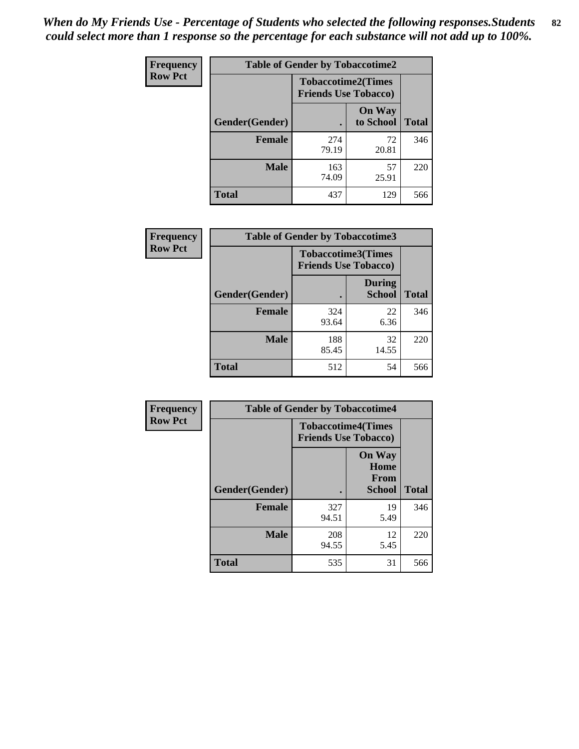*When do My Friends Use - Percentage of Students who selected the following responses.Students could select more than 1 response so the percentage for each substance will not add up to 100%.*

**Frequency**
**Row Pct**

| Table of Gender by Tobaccotime2 | | | |
|---|---|---|---|
| | Tobaccotime2(Times Friends Use Tobacco) | | |
| Gender(Gender) | . | On Way to School | Total |
| **Female** | 274<br>79.19 | 72<br>20.81 | 346 |
| **Male** | 163<br>74.09 | 57<br>25.91 | 220 |
| **Total** | 437 | 129 | 566 |

**Frequency**
**Row Pct**

| Table of Gender by Tobaccotime3 | | | |
|---|---|---|---|
| | Tobaccotime3(Times Friends Use Tobacco) | | |
| Gender(Gender) | . | During School | Total |
| **Female** | 324<br>93.64 | 22<br>6.36 | 346 |
| **Male** | 188<br>85.45 | 32<br>14.55 | 220 |
| **Total** | 512 | 54 | 566 |

**Frequency**
**Row Pct**

| Table of Gender by Tobaccotime4 | | | |
|---|---|---|---|
| | Tobaccotime4(Times Friends Use Tobacco) | | |
| Gender(Gender) | . | On Way Home From School | Total |
| **Female** | 327<br>94.51 | 19<br>5.49 | 346 |
| **Male** | 208<br>94.55 | 12<br>5.45 | 220 |
| **Total** | 535 | 31 | 566 |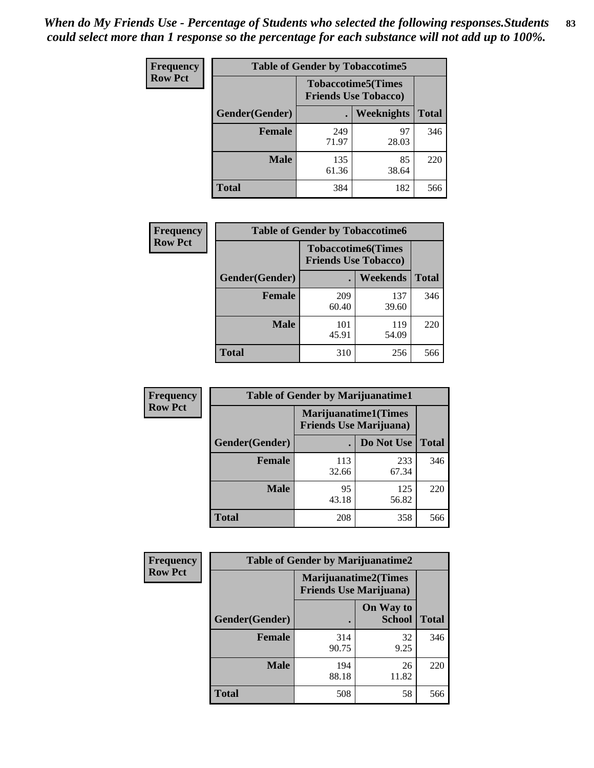*When do My Friends Use - Percentage of Students who selected the following responses.Students could select more than 1 response so the percentage for each substance will not add up to 100%.*

**Frequency**
**Row Pct**

| Table of Gender by Tobaccotime5 | | | |
|---|---|---|---|
| | Tobaccotime5(Times Friends Use Tobacco) | | |
| Gender(Gender) | . | Weeknights | Total |
| **Female** | 249<br>71.97 | 97<br>28.03 | 346 |
| **Male** | 135<br>61.36 | 85<br>38.64 | 220 |
| **Total** | 384 | 182 | 566 |

**Frequency**
**Row Pct**

| Table of Gender by Tobaccotime6 | | | |
|---|---|---|---|
| | Tobaccotime6(Times Friends Use Tobacco) | | |
| Gender(Gender) | . | Weekends | Total |
| **Female** | 209<br>60.40 | 137<br>39.60 | 346 |
| **Male** | 101<br>45.91 | 119<br>54.09 | 220 |
| **Total** | 310 | 256 | 566 |

**Frequency**
**Row Pct**

| Table of Gender by Marijuanatime1 | | | |
|---|---|---|---|
| | Marijuanatime1(Times Friends Use Marijuana) | | |
| Gender(Gender) | . | Do Not Use | Total |
| **Female** | 113<br>32.66 | 233<br>67.34 | 346 |
| **Male** | 95<br>43.18 | 125<br>56.82 | 220 |
| **Total** | 208 | 358 | 566 |

**Frequency**
**Row Pct**

| Table of Gender by Marijuanatime2 | | | |
|---|---|---|---|
| | Marijuanatime2(Times Friends Use Marijuana) | | |
| Gender(Gender) | . | On Way to School | Total |
| **Female** | 314<br>90.75 | 32<br>9.25 | 346 |
| **Male** | 194<br>88.18 | 26<br>11.82 | 220 |
| **Total** | 508 | 58 | 566 |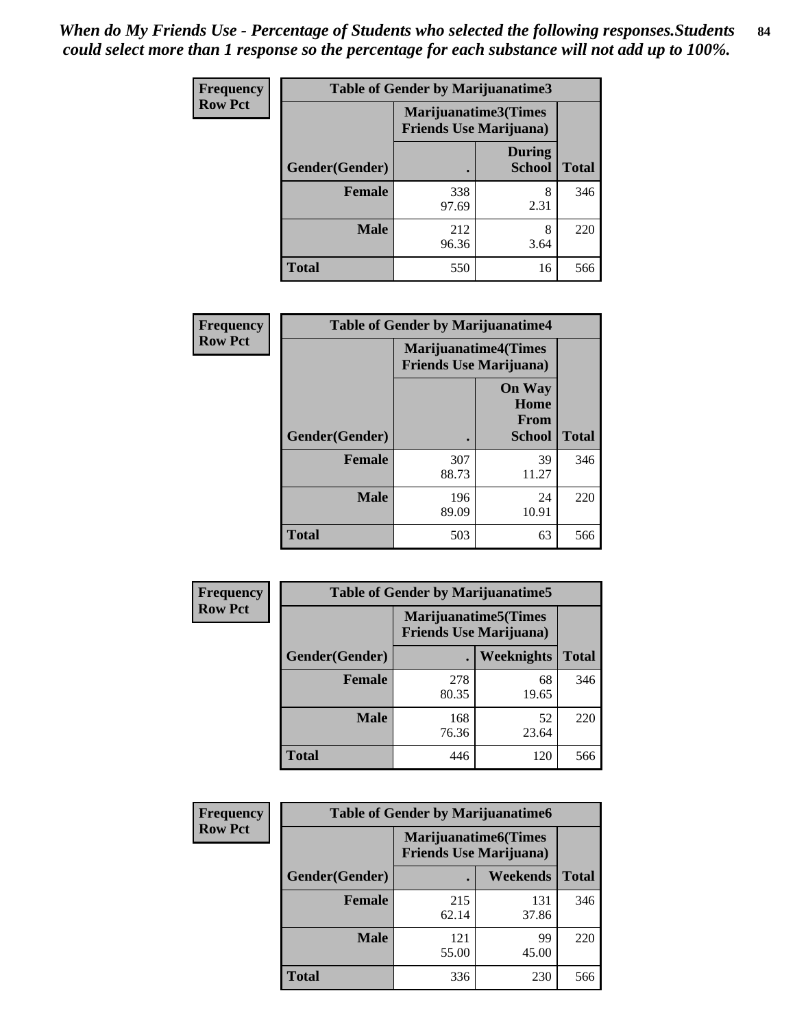*When do My Friends Use - Percentage of Students who selected the following responses.Students could select more than 1 response so the percentage for each substance will not add up to 100%.*

**Frequency**
**Row Pct**

| Table of Gender by Marijuanatime3 | | | |
|---|---|---|---|
| | Marijuanatime3(Times Friends Use Marijuana) | | |
| Gender(Gender) | . | During School | Total |
| **Female** | 338<br>97.69 | 8<br>2.31 | 346 |
| **Male** | 212<br>96.36 | 8<br>3.64 | 220 |
| **Total** | 550 | 16 | 566 |

**Frequency**
**Row Pct**

| Table of Gender by Marijuanatime4 | | | |
|---|---|---|---|
| | Marijuanatime4(Times Friends Use Marijuana) | | |
| Gender(Gender) | . | On Way Home From School | Total |
| **Female** | 307<br>88.73 | 39<br>11.27 | 346 |
| **Male** | 196<br>89.09 | 24<br>10.91 | 220 |
| **Total** | 503 | 63 | 566 |

**Frequency**
**Row Pct**

| Table of Gender by Marijuanatime5 | | | |
|---|---|---|---|
| | Marijuanatime5(Times Friends Use Marijuana) | | |
| Gender(Gender) | . | Weeknights | Total |
| **Female** | 278<br>80.35 | 68<br>19.65 | 346 |
| **Male** | 168<br>76.36 | 52<br>23.64 | 220 |
| **Total** | 446 | 120 | 566 |

**Frequency**
**Row Pct**

| Table of Gender by Marijuanatime6 | | | |
|---|---|---|---|
| | Marijuanatime6(Times Friends Use Marijuana) | | |
| Gender(Gender) | . | Weekends | Total |
| **Female** | 215<br>62.14 | 131<br>37.86 | 346 |
| **Male** | 121<br>55.00 | 99<br>45.00 | 220 |
| **Total** | 336 | 230 | 566 |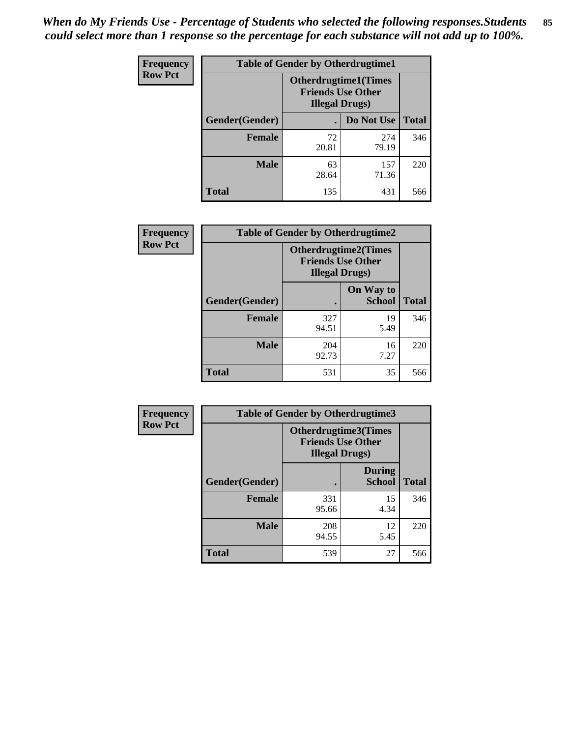*When do My Friends Use - Percentage of Students who selected the following responses.Students could select more than 1 response so the percentage for each substance will not add up to 100%.*

**Frequency**
**Row Pct**

| Table of Gender by Otherdrugtime1 | | | |
|---|---|---|---|
| | Otherdrugtime1(Times Friends Use Other Illegal Drugs) | | |
| Gender(Gender) | . | Do Not Use | Total |
| Female | 72<br>20.81 | 274<br>79.19 | 346 |
| Male | 63<br>28.64 | 157<br>71.36 | 220 |
| Total | 135 | 431 | 566 |

**Frequency**
**Row Pct**

| Table of Gender by Otherdrugtime2 | | | |
|---|---|---|---|
| | Otherdrugtime2(Times Friends Use Other Illegal Drugs) | | |
| Gender(Gender) | . | On Way to School | Total |
| Female | 327<br>94.51 | 19<br>5.49 | 346 |
| Male | 204<br>92.73 | 16<br>7.27 | 220 |
| Total | 531 | 35 | 566 |

**Frequency**
**Row Pct**

| Table of Gender by Otherdrugtime3 | | | |
|---|---|---|---|
| | Otherdrugtime3(Times Friends Use Other Illegal Drugs) | | |
| Gender(Gender) | . | During School | Total |
| Female | 331<br>95.66 | 15<br>4.34 | 346 |
| Male | 208<br>94.55 | 12<br>5.45 | 220 |
| Total | 539 | 27 | 566 |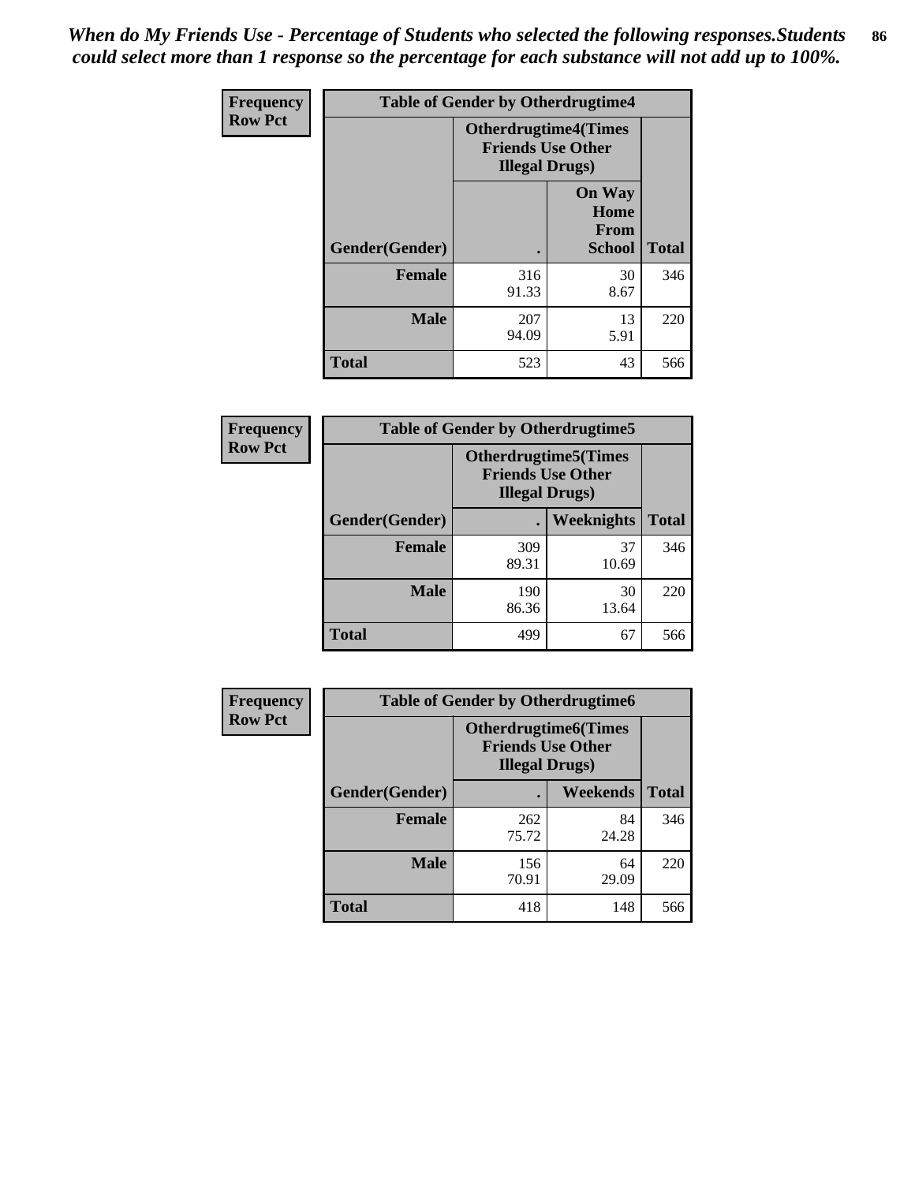*When do My Friends Use - Percentage of Students who selected the following responses.Students could select more than 1 response so the percentage for each substance will not add up to 100%.*

| Frequency Row Pct | Table of Gender by Otherdrugtime4 | | |
|---|---|---|---|
| | Otherdrugtime4(Times Friends Use Other Illegal Drugs) | | |
| Gender(Gender) | . | On Way Home From School | Total |
| Female | 316<br>91.33 | 30<br>8.67 | 346 |
| Male | 207<br>94.09 | 13<br>5.91 | 220 |
| Total | 523 | 43 | 566 |

| Frequency Row Pct | Table of Gender by Otherdrugtime5 | | |
|---|---|---|---|
| | Otherdrugtime5(Times Friends Use Other Illegal Drugs) | | |
| Gender(Gender) | . | Weeknights | Total |
| Female | 309<br>89.31 | 37<br>10.69 | 346 |
| Male | 190<br>86.36 | 30<br>13.64 | 220 |
| Total | 499 | 67 | 566 |

| Frequency Row Pct | Table of Gender by Otherdrugtime6 | | |
|---|---|---|---|
| | Otherdrugtime6(Times Friends Use Other Illegal Drugs) | | |
| Gender(Gender) | . | Weekends | Total |
| Female | 262<br>75.72 | 84<br>24.28 | 346 |
| Male | 156<br>70.91 | 64<br>29.09 | 220 |
| Total | 418 | 148 | 566 |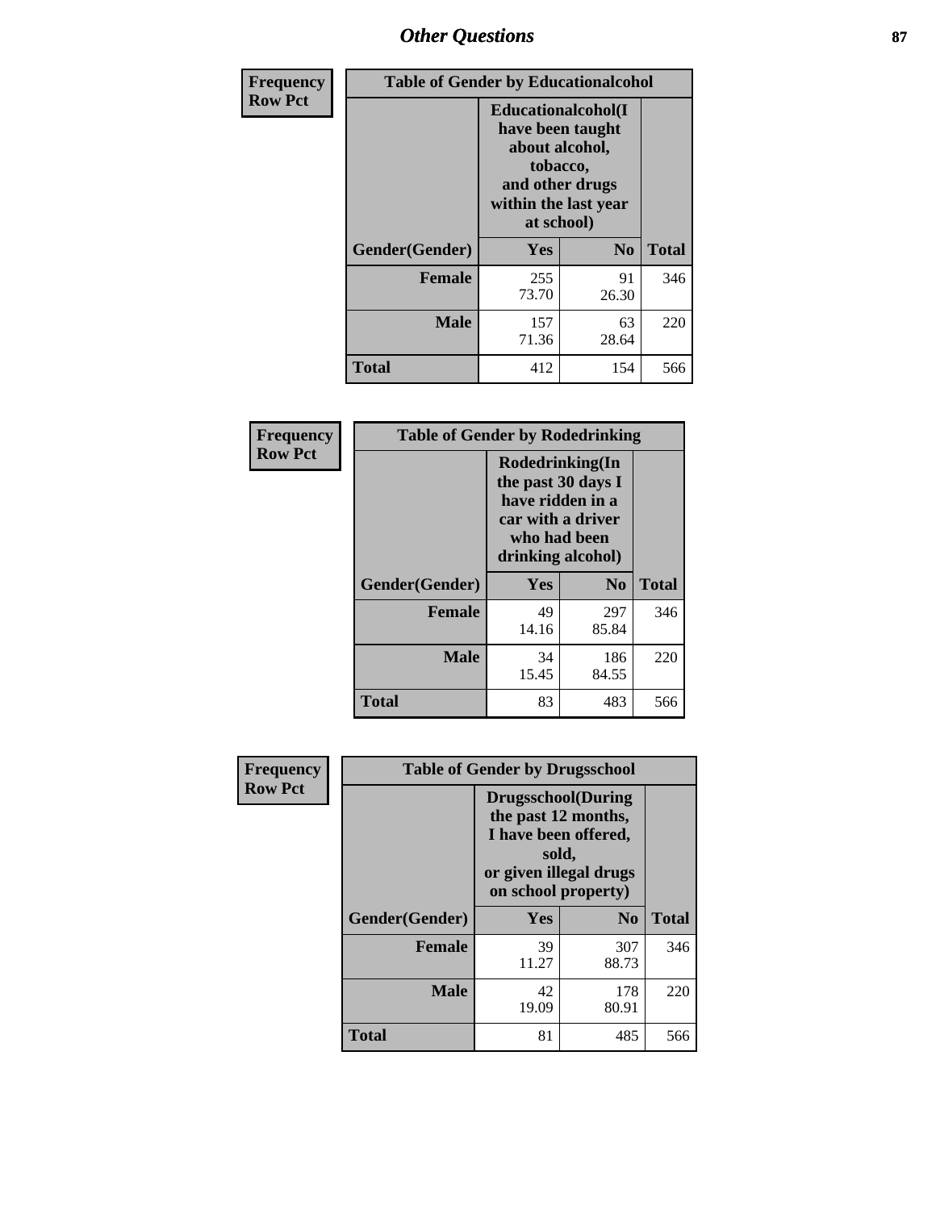## Other Questions

| Frequency Row Pct | Table of Gender by Educationalcohol | | |
|---|---|---|---|
| | Educationalcohol(I have been taught about alcohol, tobacco, and other drugs within the last year at school) | | |
| Gender(Gender) | Yes | No | Total |
| Female | 255<br>73.70 | 91<br>26.30 | 346 |
| Male | 157<br>71.36 | 63<br>28.64 | 220 |
| Total | 412 | 154 | 566 |

| Frequency Row Pct | Table of Gender by Rodedrinking | | |
|---|---|---|---|
| | Rodedrinking(In the past 30 days I have ridden in a car with a driver who had been drinking alcohol) | | |
| Gender(Gender) | Yes | No | Total |
| Female | 49<br>14.16 | 297<br>85.84 | 346 |
| Male | 34<br>15.45 | 186<br>84.55 | 220 |
| Total | 83 | 483 | 566 |

| Frequency Row Pct | Table of Gender by Drugsschool | | |
|---|---|---|---|
| | Drugsschool(During the past 12 months, I have been offered, sold, or given illegal drugs on school property) | | |
| Gender(Gender) | Yes | No | Total |
| Female | 39<br>11.27 | 307<br>88.73 | 346 |
| Male | 42<br>19.09 | 178<br>80.91 | 220 |
| Total | 81 | 485 | 566 |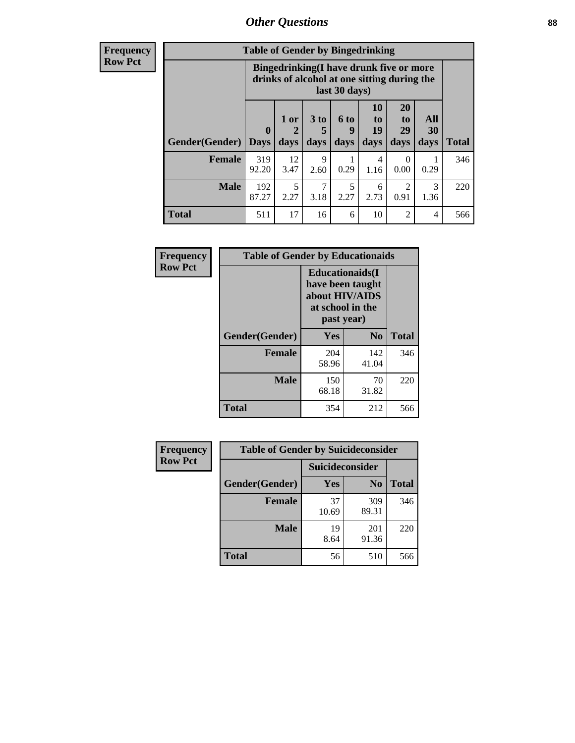# Other Questions

**Frequency**
**Row Pct**

| Table of Gender by Bingedrinking | | | | | | | | |
|---|---|---|---|---|---|---|---|---|
| | Bingedrinking(I have drunk five or more drinks of alcohol at one sitting during the last 30 days) | | | | | | | |
| Gender(Gender) | 0 Days | 1 or 2 days | 3 to 5 days | 6 to 9 days | 10 to 19 days | 20 to 29 days | All 30 days | Total |
| **Female** | 319<br>92.20 | 12<br>3.47 | 9<br>2.60 | 1<br>0.29 | 4<br>1.16 | 0<br>0.00 | 1<br>0.29 | 346 |
| **Male** | 192<br>87.27 | 5<br>2.27 | 7<br>3.18 | 5<br>2.27 | 6<br>2.73 | 2<br>0.91 | 3<br>1.36 | 220 |
| **Total** | 511 | 17 | 16 | 6 | 10 | 2 | 4 | 566 |

**Frequency**
**Row Pct**

| Table of Gender by Educationaids | | | |
|---|---|---|---|
| | Educationaids(I have been taught about HIV/AIDS at school in the past year) | | |
| Gender(Gender) | Yes | No | Total |
| **Female** | 204<br>58.96 | 142<br>41.04 | 346 |
| **Male** | 150<br>68.18 | 70<br>31.82 | 220 |
| **Total** | 354 | 212 | 566 |

**Frequency**
**Row Pct**

| Table of Gender by Suicideconsider | | | |
|---|---|---|---|
| | Suicideconsider | | |
| Gender(Gender) | Yes | No | Total |
| **Female** | 37<br>10.69 | 309<br>89.31 | 346 |
| **Male** | 19<br>8.64 | 201<br>91.36 | 220 |
| **Total** | 56 | 510 | 566 |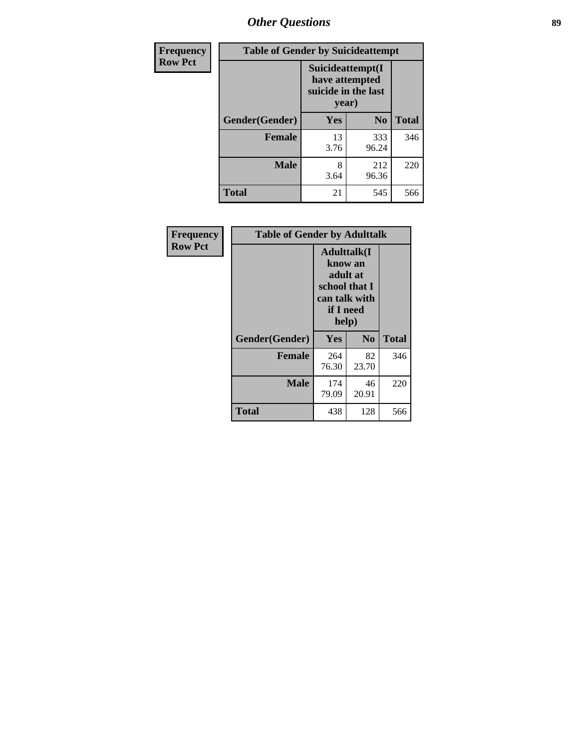## Other Questions

| Frequency Row Pct | Table of Gender by Suicideattempt | | |
|---|---|---|---|
| | Suicideattempt(I have attempted suicide in the last year) | | |
| Gender(Gender) | Yes | No | Total |
| Female | 13<br>3.76 | 333<br>96.24 | 346 |
| Male | 8<br>3.64 | 212<br>96.36 | 220 |
| Total | 21 | 545 | 566 |

| Frequency Row Pct | Table of Gender by Adulttalk | | |
|---|---|---|---|
| | Adulttalk(I know an adult at school that I can talk with if I need help) | | |
| Gender(Gender) | Yes | No | Total |
| Female | 264<br>76.30 | 82<br>23.70 | 346 |
| Male | 174<br>79.09 | 46<br>20.91 | 220 |
| Total | 438 | 128 | 566 |